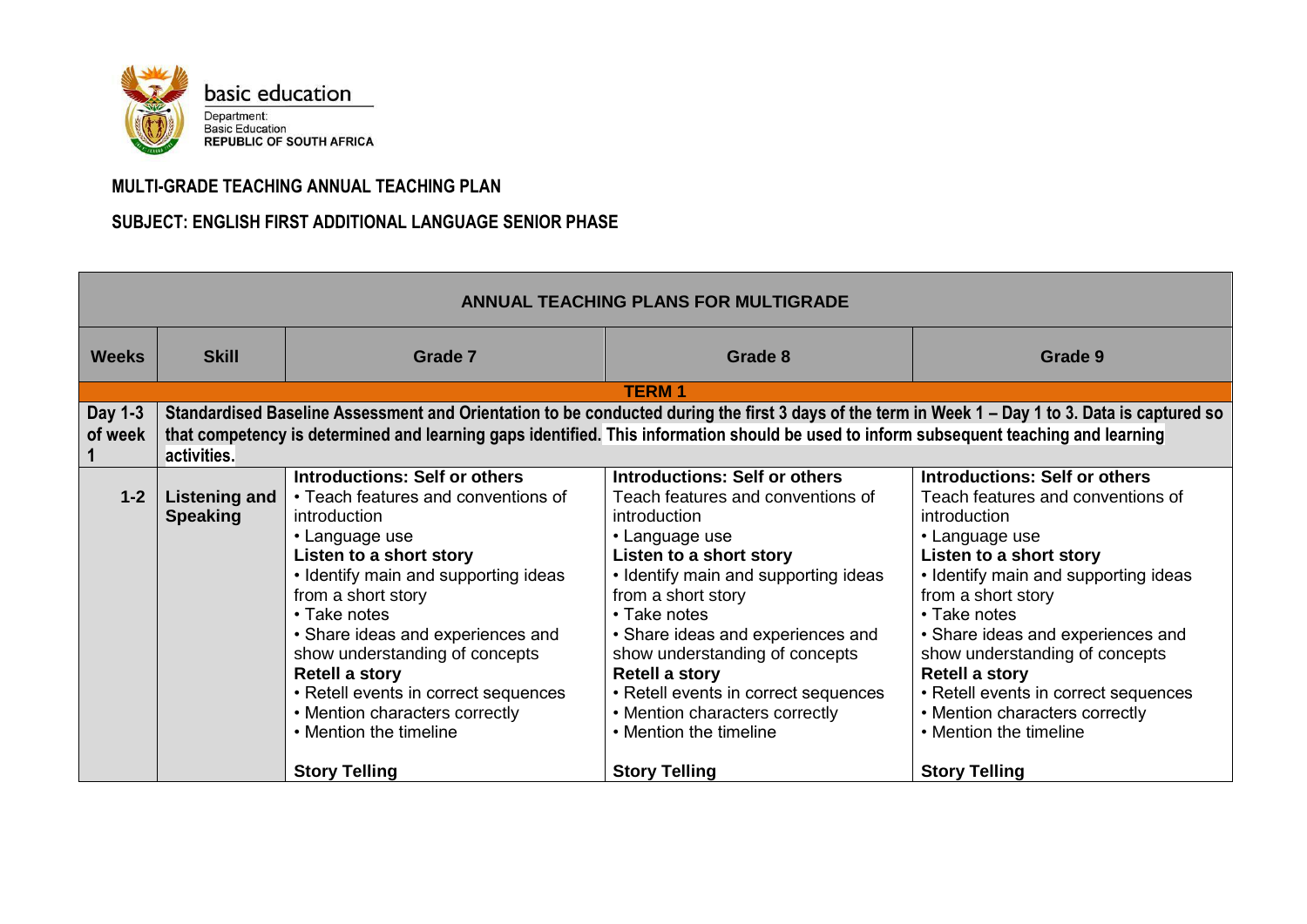basic education

Department:
Basic Education
**REPUBLIC OF SOUTH AFRICA**

## MULTI-GRADE TEACHING ANNUAL TEACHING PLAN

## SUBJECT: ENGLISH FIRST ADDITIONAL LANGUAGE SENIOR PHASE

| ANNUAL TEACHING PLANS FOR MULTIGRADE | | | | |
|---|---|---|---|---|
| **Weeks** | **Skill** | **Grade 7** | **Grade 8** | **Grade 9** |
| | | **TERM 1** | | |
| **Day 1-3 of week 1** | **Standardised Baseline Assessment and Orientation to be conducted during the first 3 days of the term in Week 1 – Day 1 to 3. Data is captured so that competency is determined and learning gaps identified. This information should be used to inform subsequent teaching and learning activities.** | | | |
| **1-2** | **Listening and Speaking** | **Introductions: Self or others**<br>• Teach features and conventions of introduction<br>• Language use<br>**Listen to a short story**<br>• Identify main and supporting ideas from a short story<br>• Take notes<br>• Share ideas and experiences and show understanding of concepts<br>**Retell a story**<br>• Retell events in correct sequences<br>• Mention characters correctly<br>• Mention the timeline<br><br>**Story Telling** | **Introductions: Self or others**<br>Teach features and conventions of introduction<br>• Language use<br>**Listen to a short story**<br>• Identify main and supporting ideas from a short story<br>• Take notes<br>• Share ideas and experiences and show understanding of concepts<br>**Retell a story**<br>• Retell events in correct sequences<br>• Mention characters correctly<br>• Mention the timeline<br><br>**Story Telling** | **Introductions: Self or others**<br>Teach features and conventions of introduction<br>• Language use<br>**Listen to a short story**<br>• Identify main and supporting ideas from a short story<br>• Take notes<br>• Share ideas and experiences and show understanding of concepts<br>**Retell a story**<br>• Retell events in correct sequences<br>• Mention characters correctly<br>• Mention the timeline<br><br>**Story Telling** |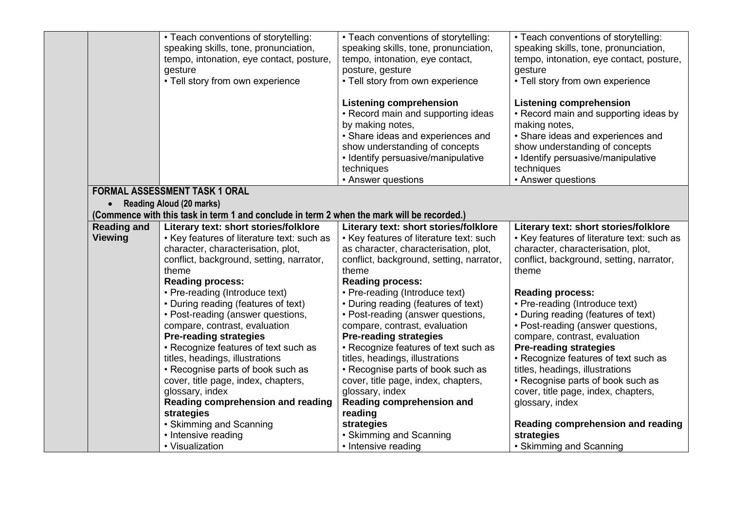| | | | | |
|---|---|---|---|---|
| | | • Teach conventions of storytelling: speaking skills, tone, pronunciation, tempo, intonation, eye contact, posture, gesture<br>• Tell story from own experience | • Teach conventions of storytelling: speaking skills, tone, pronunciation, tempo, intonation, eye contact, posture, gesture<br>• Tell story from own experience<br><br>**Listening comprehension**<br>• Record main and supporting ideas by making notes,<br>• Share ideas and experiences and show understanding of concepts<br>• Identify persuasive/manipulative techniques<br>• Answer questions | • Teach conventions of storytelling: speaking skills, tone, pronunciation, tempo, intonation, eye contact, posture, gesture<br>• Tell story from own experience<br><br>**Listening comprehension**<br>• Record main and supporting ideas by making notes,<br>• Share ideas and experiences and show understanding of concepts<br>• Identify persuasive/manipulative techniques<br>• Answer questions |
| | **FORMAL ASSESSMENT TASK 1 ORAL**<br>• **Reading Aloud (20 marks)**<br>**(Commence with this task in term 1 and conclude in term 2 when the mark will be recorded.)** | | | |
| | **Reading and Viewing** | **Literary text: short stories/folklore**<br>• Key features of literature text: such as character, characterisation, plot, conflict, background, setting, narrator, theme<br>**Reading process:**<br>• Pre-reading (Introduce text)<br>• During reading (features of text)<br>• Post-reading (answer questions, compare, contrast, evaluation<br>**Pre-reading strategies**<br>• Recognize features of text such as titles, headings, illustrations<br>• Recognise parts of book such as cover, title page, index, chapters, glossary, index<br>**Reading comprehension and reading strategies**<br>• Skimming and Scanning<br>• Intensive reading<br>• Visualization | **Literary text: short stories/folklore**<br>• Key features of literature text: such as character, characterisation, plot, conflict, background, setting, narrator, theme<br>**Reading process:**<br>• Pre-reading (Introduce text)<br>• During reading (features of text)<br>• Post-reading (answer questions, compare, contrast, evaluation<br>**Pre-reading strategies**<br>• Recognize features of text such as titles, headings, illustrations<br>• Recognise parts of book such as cover, title page, index, chapters, glossary, index<br>**Reading comprehension and reading strategies**<br>• Skimming and Scanning<br>• Intensive reading | **Literary text: short stories/folklore**<br>• Key features of literature text: such as character, characterisation, plot, conflict, background, setting, narrator, theme<br><br>**Reading process:**<br>• Pre-reading (Introduce text)<br>• During reading (features of text)<br>• Post-reading (answer questions, compare, contrast, evaluation<br>**Pre-reading strategies**<br>• Recognize features of text such as titles, headings, illustrations<br>• Recognise parts of book such as cover, title page, index, chapters, glossary, index<br><br>**Reading comprehension and reading strategies**<br>• Skimming and Scanning |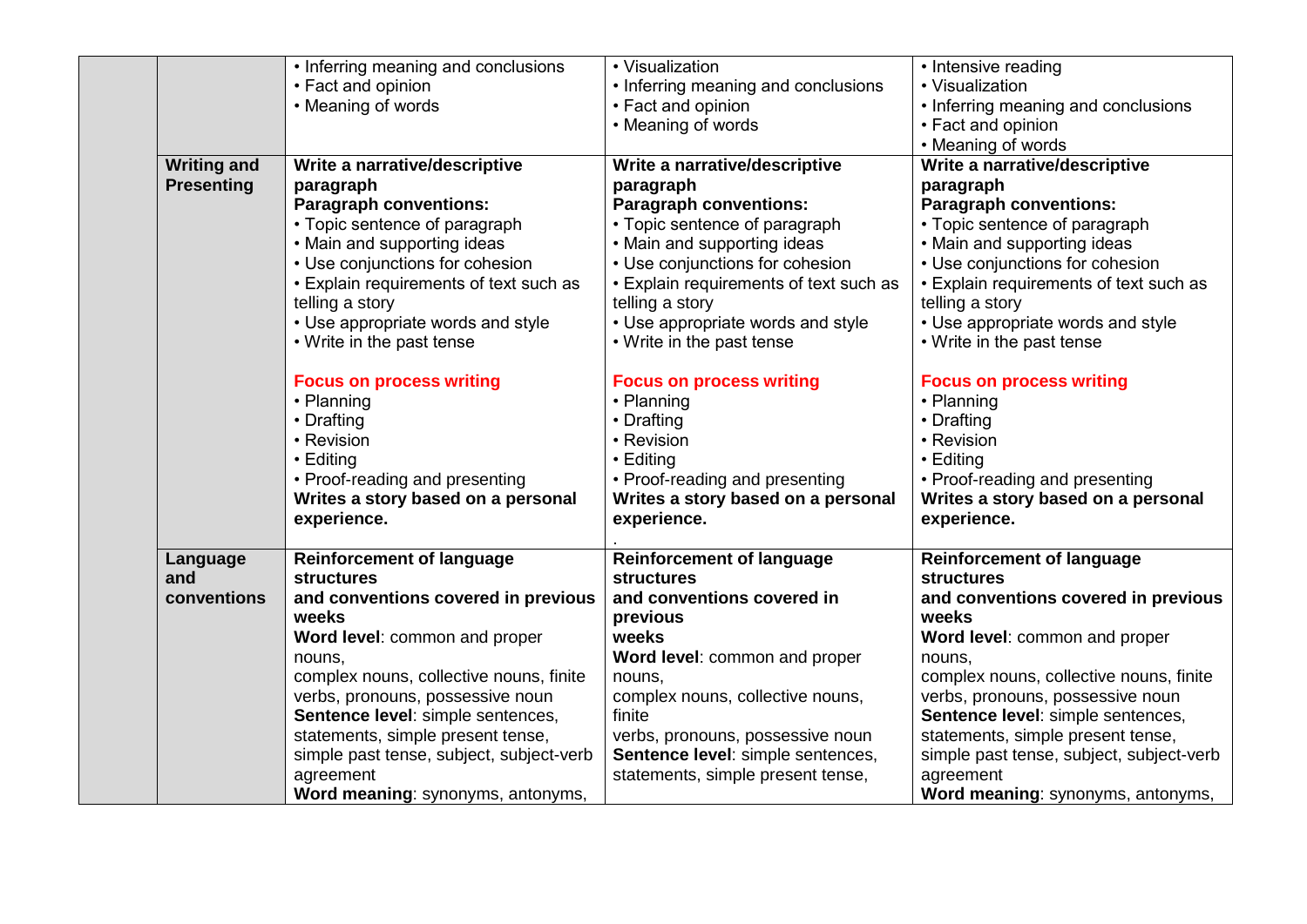| | | | | |
|---|---|---|---|---|
| | | • Inferring meaning and conclusions<br>• Fact and opinion<br>• Meaning of words | • Visualization<br>• Inferring meaning and conclusions<br>• Fact and opinion<br>• Meaning of words | • Intensive reading<br>• Visualization<br>• Inferring meaning and conclusions<br>• Fact and opinion<br>• Meaning of words |
| | **Writing and Presenting** | **Write a narrative/descriptive paragraph**<br>**Paragraph conventions:**<br>• Topic sentence of paragraph<br>• Main and supporting ideas<br>• Use conjunctions for cohesion<br>• Explain requirements of text such as telling a story<br>• Use appropriate words and style<br>• Write in the past tense<br><br>**Focus on process writing**<br>• Planning<br>• Drafting<br>• Revision<br>• Editing<br>• Proof-reading and presenting<br>**Writes a story based on a personal experience.** | **Write a narrative/descriptive paragraph**<br>**Paragraph conventions:**<br>• Topic sentence of paragraph<br>• Main and supporting ideas<br>• Use conjunctions for cohesion<br>• Explain requirements of text such as telling a story<br>• Use appropriate words and style<br>• Write in the past tense<br><br>**Focus on process writing**<br>• Planning<br>• Drafting<br>• Revision<br>• Editing<br>• Proof-reading and presenting<br>**Writes a story based on a personal experience.**<br>. | **Write a narrative/descriptive paragraph**<br>**Paragraph conventions:**<br>• Topic sentence of paragraph<br>• Main and supporting ideas<br>• Use conjunctions for cohesion<br>• Explain requirements of text such as telling a story<br>• Use appropriate words and style<br>• Write in the past tense<br><br>**Focus on process writing**<br>• Planning<br>• Drafting<br>• Revision<br>• Editing<br>• Proof-reading and presenting<br>**Writes a story based on a personal experience.** |
| | **Language and conventions** | **Reinforcement of language structures and conventions covered in previous weeks**<br>**Word level**: common and proper nouns, complex nouns, collective nouns, finite verbs, pronouns, possessive noun<br>**Sentence level**: simple sentences, statements, simple present tense, simple past tense, subject, subject-verb agreement<br>**Word meaning**: synonyms, antonyms, | **Reinforcement of language structures and conventions covered in previous weeks**<br>**Word level**: common and proper nouns, complex nouns, collective nouns, finite verbs, pronouns, possessive noun<br>**Sentence level**: simple sentences, statements, simple present tense, | **Reinforcement of language structures and conventions covered in previous weeks**<br>**Word level**: common and proper nouns, complex nouns, collective nouns, finite verbs, pronouns, possessive noun<br>**Sentence level**: simple sentences, statements, simple present tense, simple past tense, subject, subject-verb agreement<br>**Word meaning**: synonyms, antonyms, |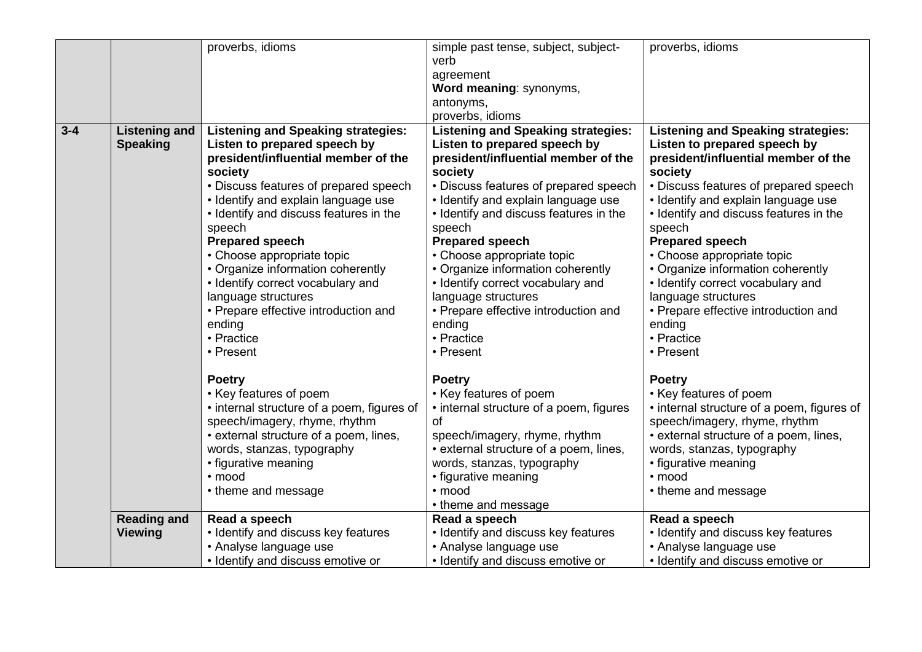| | | | | |
|---|---|---|---|---|
| | | proverbs, idioms | simple past tense, subject, subject-verb agreement<br>**Word meaning**: synonyms, antonyms,<br>proverbs, idioms | proverbs, idioms |
| **3-4** | **Listening and Speaking** | **Listening and Speaking strategies: Listen to prepared speech by president/influential member of the society**<br>• Discuss features of prepared speech<br>• Identify and explain language use<br>• Identify and discuss features in the speech<br>**Prepared speech**<br>• Choose appropriate topic<br>• Organize information coherently<br>• Identify correct vocabulary and language structures<br>• Prepare effective introduction and ending<br>• Practice<br>• Present<br><br>**Poetry**<br>• Key features of poem<br>• internal structure of a poem, figures of speech/imagery, rhyme, rhythm<br>• external structure of a poem, lines, words, stanzas, typography<br>• figurative meaning<br>• mood<br>• theme and message | **Listening and Speaking strategies: Listen to prepared speech by president/influential member of the society**<br>• Discuss features of prepared speech<br>• Identify and explain language use<br>• Identify and discuss features in the speech<br>**Prepared speech**<br>• Choose appropriate topic<br>• Organize information coherently<br>• Identify correct vocabulary and language structures<br>• Prepare effective introduction and ending<br>• Practice<br>• Present<br><br>**Poetry**<br>• Key features of poem<br>• internal structure of a poem, figures of speech/imagery, rhyme, rhythm<br>• external structure of a poem, lines, words, stanzas, typography<br>• figurative meaning<br>• mood<br>• theme and message | **Listening and Speaking strategies: Listen to prepared speech by president/influential member of the society**<br>• Discuss features of prepared speech<br>• Identify and explain language use<br>• Identify and discuss features in the speech<br>**Prepared speech**<br>• Choose appropriate topic<br>• Organize information coherently<br>• Identify correct vocabulary and language structures<br>• Prepare effective introduction and ending<br>• Practice<br>• Present<br><br>**Poetry**<br>• Key features of poem<br>• internal structure of a poem, figures of speech/imagery, rhyme, rhythm<br>• external structure of a poem, lines, words, stanzas, typography<br>• figurative meaning<br>• mood<br>• theme and message |
| | **Reading and Viewing** | **Read a speech**<br>• Identify and discuss key features<br>• Analyse language use<br>• Identify and discuss emotive or | **Read a speech**<br>• Identify and discuss key features<br>• Analyse language use<br>• Identify and discuss emotive or | **Read a speech**<br>• Identify and discuss key features<br>• Analyse language use<br>• Identify and discuss emotive or |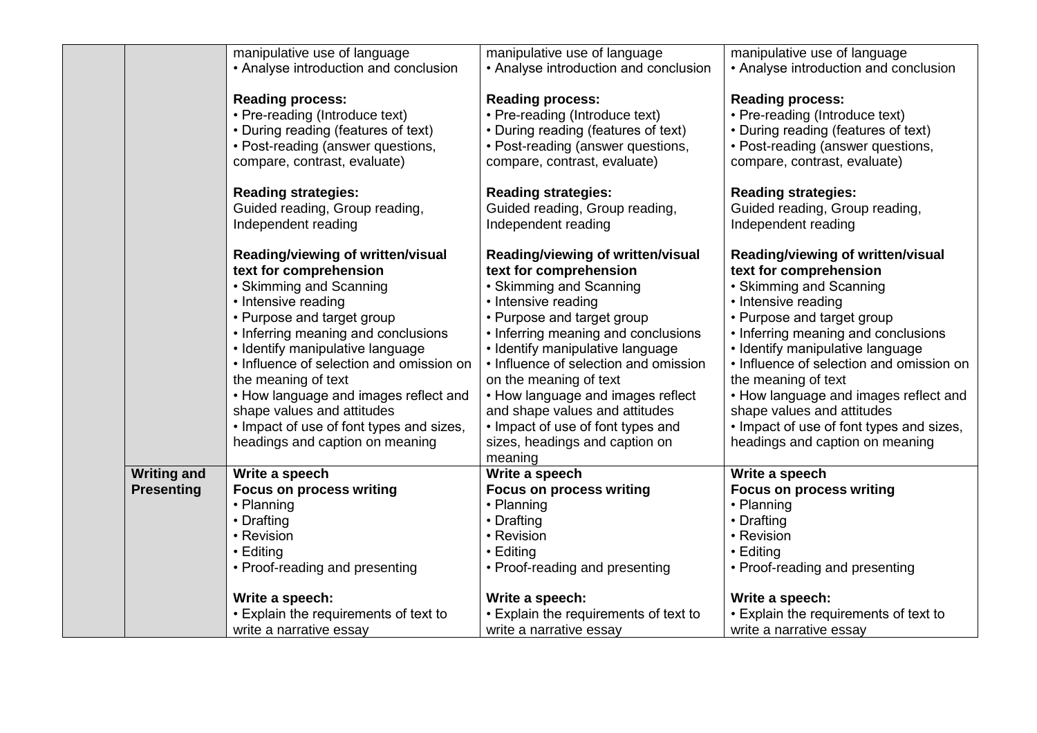| | | | | |
|---|---|---|---|---|
| | | manipulative use of language<br>• Analyse introduction and conclusion<br><br>**Reading process:**<br>• Pre-reading (Introduce text)<br>• During reading (features of text)<br>• Post-reading (answer questions, compare, contrast, evaluate)<br><br>**Reading strategies:**<br>Guided reading, Group reading, Independent reading<br><br>**Reading/viewing of written/visual text for comprehension**<br>• Skimming and Scanning<br>• Intensive reading<br>• Purpose and target group<br>• Inferring meaning and conclusions<br>• Identify manipulative language<br>• Influence of selection and omission on the meaning of text<br>• How language and images reflect and shape values and attitudes<br>• Impact of use of font types and sizes, headings and caption on meaning | manipulative use of language<br>• Analyse introduction and conclusion<br><br>**Reading process:**<br>• Pre-reading (Introduce text)<br>• During reading (features of text)<br>• Post-reading (answer questions, compare, contrast, evaluate)<br><br>**Reading strategies:**<br>Guided reading, Group reading, Independent reading<br><br>**Reading/viewing of written/visual text for comprehension**<br>• Skimming and Scanning<br>• Intensive reading<br>• Purpose and target group<br>• Inferring meaning and conclusions<br>• Identify manipulative language<br>• Influence of selection and omission on the meaning of text<br>• How language and images reflect and shape values and attitudes<br>• Impact of use of font types and sizes, headings and caption on meaning | manipulative use of language<br>• Analyse introduction and conclusion<br><br>**Reading process:**<br>• Pre-reading (Introduce text)<br>• During reading (features of text)<br>• Post-reading (answer questions, compare, contrast, evaluate)<br><br>**Reading strategies:**<br>Guided reading, Group reading, Independent reading<br><br>**Reading/viewing of written/visual text for comprehension**<br>• Skimming and Scanning<br>• Intensive reading<br>• Purpose and target group<br>• Inferring meaning and conclusions<br>• Identify manipulative language<br>• Influence of selection and omission on the meaning of text<br>• How language and images reflect and shape values and attitudes<br>• Impact of use of font types and sizes, headings and caption on meaning |
| | **Writing and Presenting** | **Write a speech**<br>**Focus on process writing**<br>• Planning<br>• Drafting<br>• Revision<br>• Editing<br>• Proof-reading and presenting<br><br>**Write a speech:**<br>• Explain the requirements of text to write a narrative essay | **Write a speech**<br>**Focus on process writing**<br>• Planning<br>• Drafting<br>• Revision<br>• Editing<br>• Proof-reading and presenting<br><br>**Write a speech:**<br>• Explain the requirements of text to write a narrative essay | **Write a speech**<br>**Focus on process writing**<br>• Planning<br>• Drafting<br>• Revision<br>• Editing<br>• Proof-reading and presenting<br><br>**Write a speech:**<br>• Explain the requirements of text to write a narrative essay |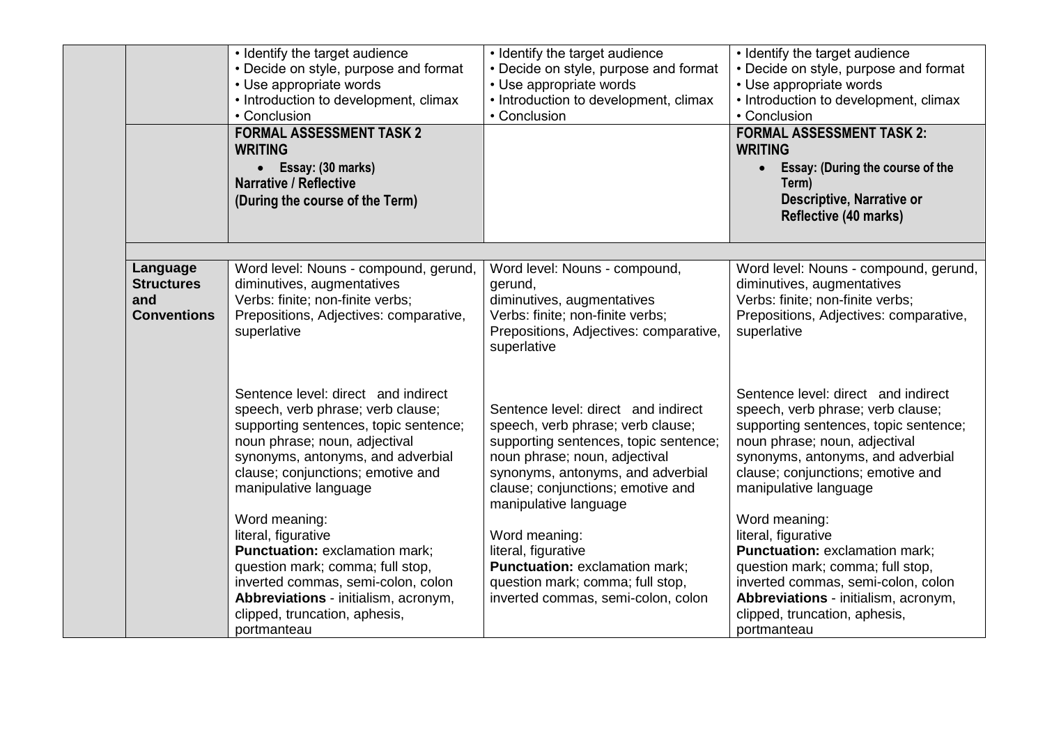| | | | | |
|---|---|---|---|---|
| | | • Identify the target audience<br>• Decide on style, purpose and format<br>• Use appropriate words<br>• Introduction to development, climax<br>• Conclusion | • Identify the target audience<br>• Decide on style, purpose and format<br>• Use appropriate words<br>• Introduction to development, climax<br>• Conclusion | • Identify the target audience<br>• Decide on style, purpose and format<br>• Use appropriate words<br>• Introduction to development, climax<br>• Conclusion |
| | | **FORMAL ASSESSMENT TASK 2**<br>**WRITING**<br>• **Essay: (30 marks)**<br>**Narrative / Reflective**<br>**(During the course of the Term)** | | **FORMAL ASSESSMENT TASK 2:**<br>**WRITING**<br>• **Essay: (During the course of the Term)**<br>**Descriptive, Narrative or Reflective (40 marks)** |
| | | | | |
| | **Language Structures and Conventions** | Word level: Nouns - compound, gerund, diminutives, augmentatives<br>Verbs: finite; non-finite verbs;<br>Prepositions, Adjectives: comparative, superlative<br><br>Sentence level: direct and indirect speech, verb phrase; verb clause; supporting sentences, topic sentence; noun phrase; noun, adjectival synonyms, antonyms, and adverbial clause; conjunctions; emotive and manipulative language<br><br>Word meaning:<br>literal, figurative<br>**Punctuation:** exclamation mark; question mark; comma; full stop, inverted commas, semi-colon, colon<br>**Abbreviations** - initialism, acronym, clipped, truncation, aphesis, portmanteau | Word level: Nouns - compound, gerund,<br>diminutives, augmentatives<br>Verbs: finite; non-finite verbs;<br>Prepositions, Adjectives: comparative, superlative<br><br>Sentence level: direct and indirect speech, verb phrase; verb clause; supporting sentences, topic sentence; noun phrase; noun, adjectival synonyms, antonyms, and adverbial clause; conjunctions; emotive and manipulative language<br><br>Word meaning:<br>literal, figurative<br>**Punctuation:** exclamation mark; question mark; comma; full stop, inverted commas, semi-colon, colon | Word level: Nouns - compound, gerund, diminutives, augmentatives<br>Verbs: finite; non-finite verbs;<br>Prepositions, Adjectives: comparative, superlative<br><br>Sentence level: direct and indirect speech, verb phrase; verb clause; supporting sentences, topic sentence; noun phrase; noun, adjectival synonyms, antonyms, and adverbial clause; conjunctions; emotive and manipulative language<br><br>Word meaning:<br>literal, figurative<br>**Punctuation:** exclamation mark; question mark; comma; full stop, inverted commas, semi-colon, colon<br>**Abbreviations** - initialism, acronym, clipped, truncation, aphesis, portmanteau |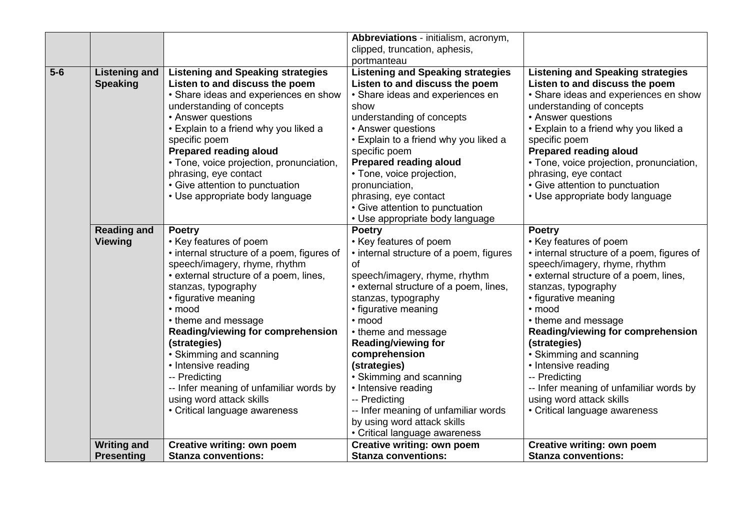| | | | | |
|---|---|---|---|---|
| | | | **Abbreviations** - initialism, acronym, clipped, truncation, aphesis, portmanteau | |
| **5-6** | **Listening and Speaking** | **Listening and Speaking strategies**<br>**Listen to and discuss the poem**<br>• Share ideas and experiences en show understanding of concepts<br>• Answer questions<br>• Explain to a friend why you liked a specific poem<br>**Prepared reading aloud**<br>• Tone, voice projection, pronunciation, phrasing, eye contact<br>• Give attention to punctuation<br>• Use appropriate body language | **Listening and Speaking strategies**<br>**Listen to and discuss the poem**<br>• Share ideas and experiences en show understanding of concepts<br>• Answer questions<br>• Explain to a friend why you liked a specific poem<br>**Prepared reading aloud**<br>• Tone, voice projection, pronunciation, phrasing, eye contact<br>• Give attention to punctuation<br>• Use appropriate body language | **Listening and Speaking strategies**<br>**Listen to and discuss the poem**<br>• Share ideas and experiences en show understanding of concepts<br>• Answer questions<br>• Explain to a friend why you liked a specific poem<br>**Prepared reading aloud**<br>• Tone, voice projection, pronunciation, phrasing, eye contact<br>• Give attention to punctuation<br>• Use appropriate body language |
| | **Reading and Viewing** | **Poetry**<br>• Key features of poem<br>• internal structure of a poem, figures of speech/imagery, rhyme, rhythm<br>• external structure of a poem, lines, stanzas, typography<br>• figurative meaning<br>• mood<br>• theme and message<br>**Reading/viewing for comprehension (strategies)**<br>• Skimming and scanning<br>• Intensive reading<br>-- Predicting<br>-- Infer meaning of unfamiliar words by using word attack skills<br>• Critical language awareness | **Poetry**<br>• Key features of poem<br>• internal structure of a poem, figures of speech/imagery, rhyme, rhythm<br>• external structure of a poem, lines, stanzas, typography<br>• figurative meaning<br>• mood<br>• theme and message<br>**Reading/viewing for comprehension (strategies)**<br>• Skimming and scanning<br>• Intensive reading<br>-- Predicting<br>-- Infer meaning of unfamiliar words by using word attack skills<br>• Critical language awareness | **Poetry**<br>• Key features of poem<br>• internal structure of a poem, figures of speech/imagery, rhyme, rhythm<br>• external structure of a poem, lines, stanzas, typography<br>• figurative meaning<br>• mood<br>• theme and message<br>**Reading/viewing for comprehension (strategies)**<br>• Skimming and scanning<br>• Intensive reading<br>-- Predicting<br>-- Infer meaning of unfamiliar words by using word attack skills<br>• Critical language awareness |
| | **Writing and Presenting** | **Creative writing: own poem**<br>**Stanza conventions:** | **Creative writing: own poem**<br>**Stanza conventions:** | **Creative writing: own poem**<br>**Stanza conventions:** |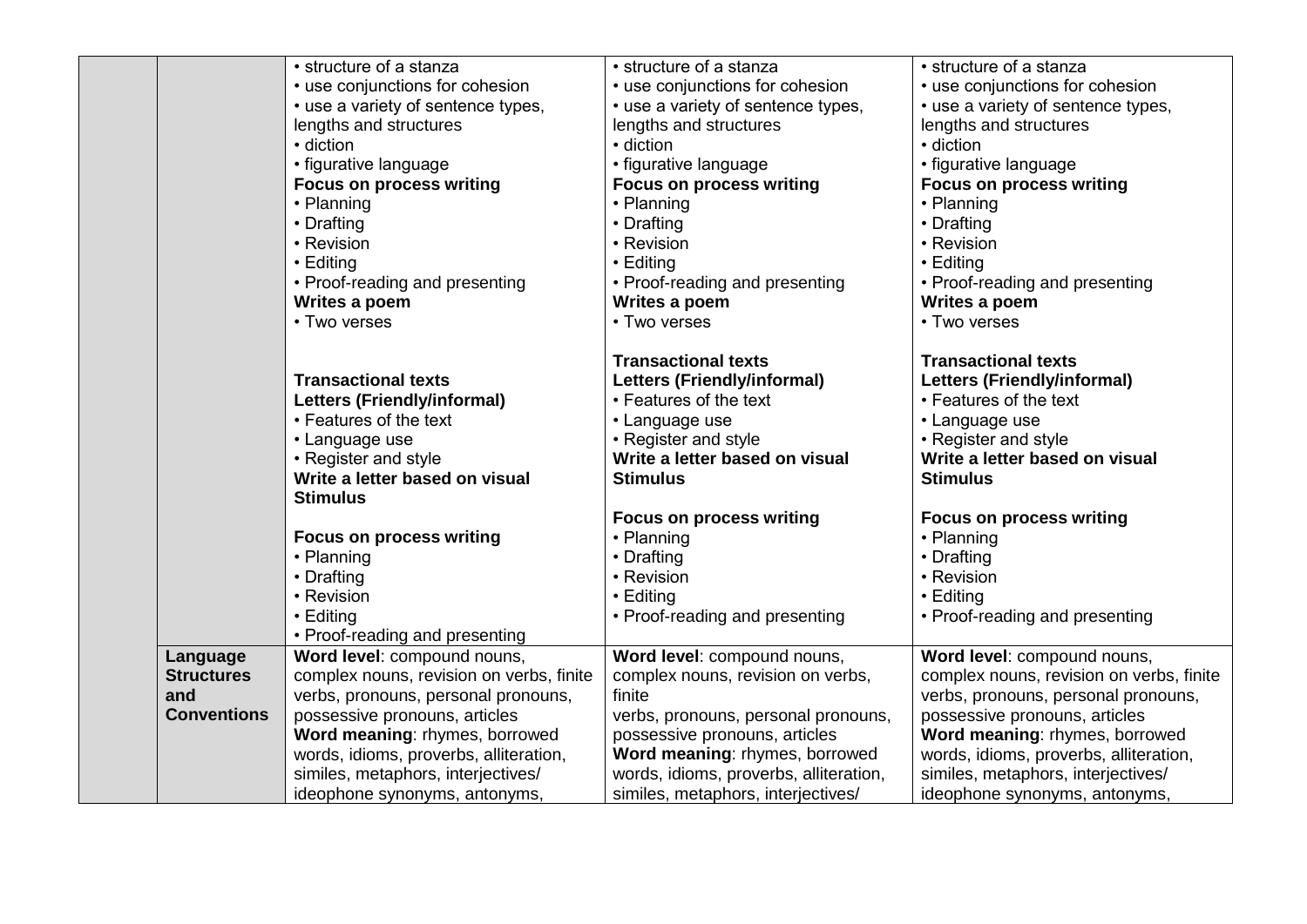| | | | | |
|---|---|---|---|---|
| | | • structure of a stanza<br>• use conjunctions for cohesion<br>• use a variety of sentence types, lengths and structures<br>• diction<br>• figurative language<br>**Focus on process writing**<br>• Planning<br>• Drafting<br>• Revision<br>• Editing<br>• Proof-reading and presenting<br>**Writes a poem**<br>• Two verses<br><br>**Transactional texts**<br>**Letters (Friendly/informal)**<br>• Features of the text<br>• Language use<br>• Register and style<br>**Write a letter based on visual Stimulus**<br><br>**Focus on process writing**<br>• Planning<br>• Drafting<br>• Revision<br>• Editing<br>• Proof-reading and presenting | • structure of a stanza<br>• use conjunctions for cohesion<br>• use a variety of sentence types, lengths and structures<br>• diction<br>• figurative language<br>**Focus on process writing**<br>• Planning<br>• Drafting<br>• Revision<br>• Editing<br>• Proof-reading and presenting<br>**Writes a poem**<br>• Two verses<br><br>**Transactional texts**<br>**Letters (Friendly/informal)**<br>• Features of the text<br>• Language use<br>• Register and style<br>**Write a letter based on visual Stimulus**<br><br>**Focus on process writing**<br>• Planning<br>• Drafting<br>• Revision<br>• Editing<br>• Proof-reading and presenting | • structure of a stanza<br>• use conjunctions for cohesion<br>• use a variety of sentence types, lengths and structures<br>• diction<br>• figurative language<br>**Focus on process writing**<br>• Planning<br>• Drafting<br>• Revision<br>• Editing<br>• Proof-reading and presenting<br>**Writes a poem**<br>• Two verses<br><br>**Transactional texts**<br>**Letters (Friendly/informal)**<br>• Features of the text<br>• Language use<br>• Register and style<br>**Write a letter based on visual Stimulus**<br><br>**Focus on process writing**<br>• Planning<br>• Drafting<br>• Revision<br>• Editing<br>• Proof-reading and presenting |
| | **Language Structures and Conventions** | **Word level**: compound nouns, complex nouns, revision on verbs, finite verbs, pronouns, personal pronouns, possessive pronouns, articles<br>**Word meaning**: rhymes, borrowed words, idioms, proverbs, alliteration, similes, metaphors, interjectives/ ideophone synonyms, antonyms, | **Word level**: compound nouns, complex nouns, revision on verbs, finite verbs, pronouns, personal pronouns, possessive pronouns, articles<br>**Word meaning**: rhymes, borrowed words, idioms, proverbs, alliteration, similes, metaphors, interjectives/ | **Word level**: compound nouns, complex nouns, revision on verbs, finite verbs, pronouns, personal pronouns, possessive pronouns, articles<br>**Word meaning**: rhymes, borrowed words, idioms, proverbs, alliteration, similes, metaphors, interjectives/ ideophone synonyms, antonyms, |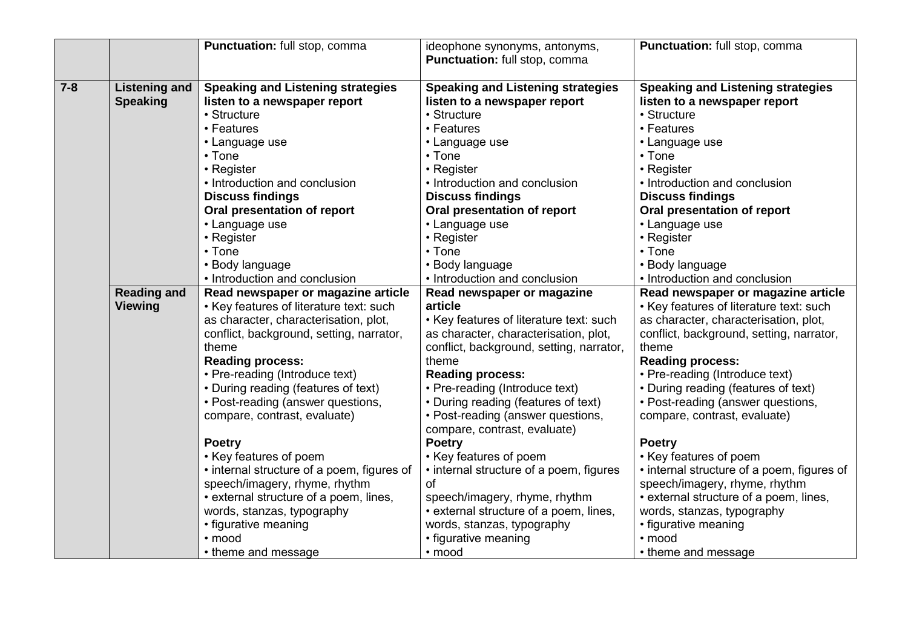|  |  |  |  |  |
|---|---|---|---|---|
|  |  | **Punctuation:** full stop, comma | ideophone synonyms, antonyms, **Punctuation:** full stop, comma | **Punctuation:** full stop, comma |
| **7-8** | **Listening and Speaking** | **Speaking and Listening strategies** **listen to a newspaper report** • Structure • Features • Language use • Tone • Register • Introduction and conclusion **Discuss findings** **Oral presentation of report** • Language use • Register • Tone • Body language • Introduction and conclusion | **Speaking and Listening strategies** **listen to a newspaper report** • Structure • Features • Language use • Tone • Register • Introduction and conclusion **Discuss findings** **Oral presentation of report** • Language use • Register • Tone • Body language • Introduction and conclusion | **Speaking and Listening strategies** **listen to a newspaper report** • Structure • Features • Language use • Tone • Register • Introduction and conclusion **Discuss findings** **Oral presentation of report** • Language use • Register • Tone • Body language • Introduction and conclusion |
|  | **Reading and Viewing** | **Read newspaper or magazine article** • Key features of literature text: such as character, characterisation, plot, conflict, background, setting, narrator, theme **Reading process:** • Pre-reading (Introduce text) • During reading (features of text) • Post-reading (answer questions, compare, contrast, evaluate) **Poetry** • Key features of poem • internal structure of a poem, figures of speech/imagery, rhyme, rhythm • external structure of a poem, lines, words, stanzas, typography • figurative meaning • mood • theme and message | **Read newspaper or magazine article** • Key features of literature text: such as character, characterisation, plot, conflict, background, setting, narrator, theme **Reading process:** • Pre-reading (Introduce text) • During reading (features of text) • Post-reading (answer questions, compare, contrast, evaluate) **Poetry** • Key features of poem • internal structure of a poem, figures of speech/imagery, rhyme, rhythm • external structure of a poem, lines, words, stanzas, typography • figurative meaning • mood | **Read newspaper or magazine article** • Key features of literature text: such as character, characterisation, plot, conflict, background, setting, narrator, theme **Reading process:** • Pre-reading (Introduce text) • During reading (features of text) • Post-reading (answer questions, compare, contrast, evaluate) **Poetry** • Key features of poem • internal structure of a poem, figures of speech/imagery, rhyme, rhythm • external structure of a poem, lines, words, stanzas, typography • figurative meaning • mood • theme and message |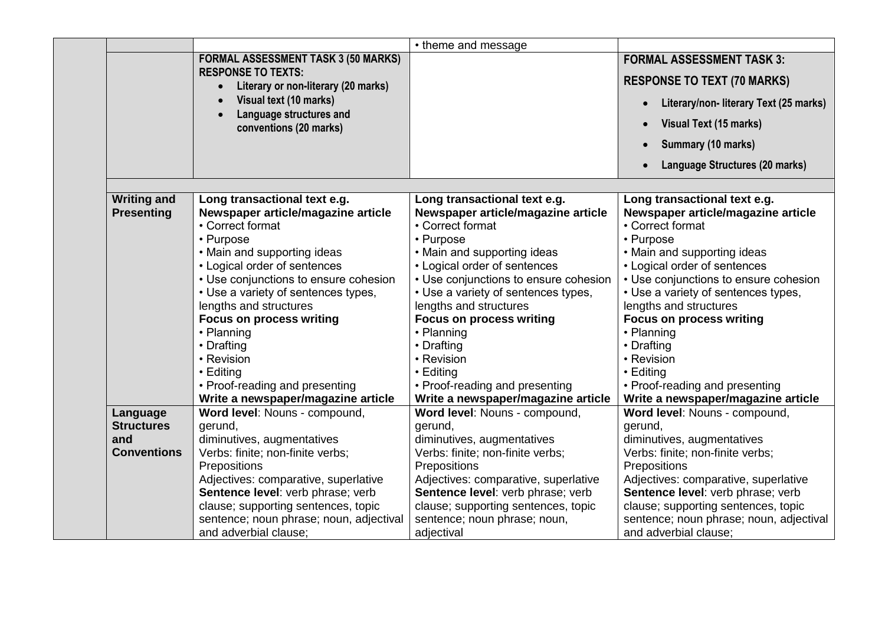| | | | | |
|---|---|---|---|---|
| | | | • theme and message | |
| | | **FORMAL ASSESSMENT TASK 3 (50 MARKS)**<br>**RESPONSE TO TEXTS:**<br>• **Literary or non-literary (20 marks)**<br>• **Visual text (10 marks)**<br>• **Language structures and conventions (20 marks)** | | **FORMAL ASSESSMENT TASK 3:**<br>**RESPONSE TO TEXT (70 MARKS)**<br>• **Literary/non- literary Text (25 marks)**<br>• **Visual Text (15 marks)**<br>• **Summary (10 marks)**<br>• **Language Structures (20 marks)** |
| | | | | |
| | **Writing and Presenting** | **Long transactional text e.g. Newspaper article/magazine article**<br>• Correct format<br>• Purpose<br>• Main and supporting ideas<br>• Logical order of sentences<br>• Use conjunctions to ensure cohesion<br>• Use a variety of sentences types, lengths and structures<br>**Focus on process writing**<br>• Planning<br>• Drafting<br>• Revision<br>• Editing<br>• Proof-reading and presenting<br>**Write a newspaper/magazine article** | **Long transactional text e.g. Newspaper article/magazine article**<br>• Correct format<br>• Purpose<br>• Main and supporting ideas<br>• Logical order of sentences<br>• Use conjunctions to ensure cohesion<br>• Use a variety of sentences types, lengths and structures<br>**Focus on process writing**<br>• Planning<br>• Drafting<br>• Revision<br>• Editing<br>• Proof-reading and presenting<br>**Write a newspaper/magazine article** | **Long transactional text e.g. Newspaper article/magazine article**<br>• Correct format<br>• Purpose<br>• Main and supporting ideas<br>• Logical order of sentences<br>• Use conjunctions to ensure cohesion<br>• Use a variety of sentences types, lengths and structures<br>**Focus on process writing**<br>• Planning<br>• Drafting<br>• Revision<br>• Editing<br>• Proof-reading and presenting<br>**Write a newspaper/magazine article** |
| | **Language Structures and Conventions** | **Word level**: Nouns - compound, gerund,<br>diminutives, augmentatives<br>Verbs: finite; non-finite verbs;<br>Prepositions<br>Adjectives: comparative, superlative<br>**Sentence level**: verb phrase; verb clause; supporting sentences, topic sentence; noun phrase; noun, adjectival and adverbial clause; | **Word level**: Nouns - compound, gerund,<br>diminutives, augmentatives<br>Verbs: finite; non-finite verbs;<br>Prepositions<br>Adjectives: comparative, superlative<br>**Sentence level**: verb phrase; verb clause; supporting sentences, topic sentence; noun phrase; noun, adjectival | **Word level**: Nouns - compound, gerund,<br>diminutives, augmentatives<br>Verbs: finite; non-finite verbs;<br>Prepositions<br>Adjectives: comparative, superlative<br>**Sentence level**: verb phrase; verb clause; supporting sentences, topic sentence; noun phrase; noun, adjectival and adverbial clause; |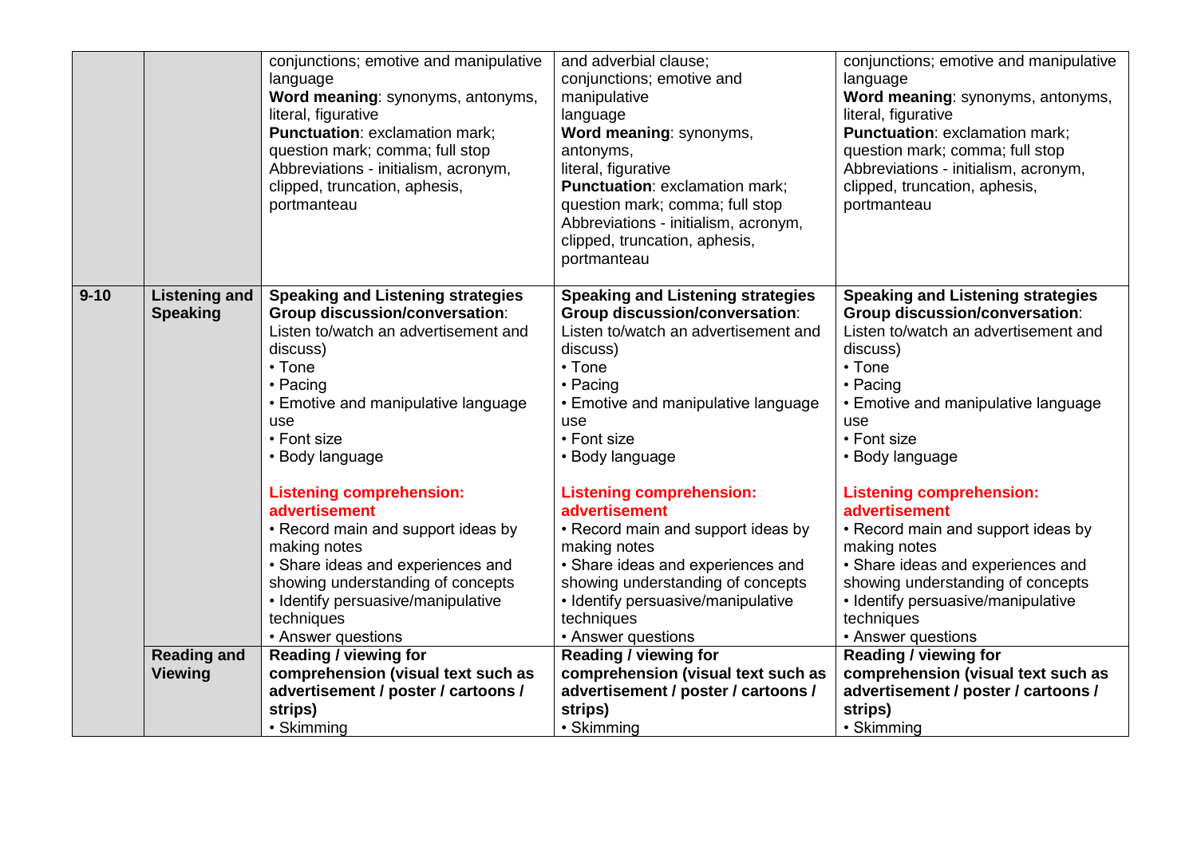| | | | | |
|---|---|---|---|---|
| | | conjunctions; emotive and manipulative language<br>**Word meaning**: synonyms, antonyms, literal, figurative<br>**Punctuation**: exclamation mark; question mark; comma; full stop<br>Abbreviations - initialism, acronym, clipped, truncation, aphesis, portmanteau | and adverbial clause; conjunctions; emotive and manipulative language<br>**Word meaning**: synonyms, antonyms, literal, figurative<br>**Punctuation**: exclamation mark; question mark; comma; full stop<br>Abbreviations - initialism, acronym, clipped, truncation, aphesis, portmanteau | conjunctions; emotive and manipulative language<br>**Word meaning**: synonyms, antonyms, literal, figurative<br>**Punctuation**: exclamation mark; question mark; comma; full stop<br>Abbreviations - initialism, acronym, clipped, truncation, aphesis, portmanteau |
| **9-10** | **Listening and Speaking** | **Speaking and Listening strategies**<br>**Group discussion/conversation**: Listen to/watch an advertisement and discuss)<br>• Tone<br>• Pacing<br>• Emotive and manipulative language use<br>• Font size<br>• Body language<br><br>**Listening comprehension: advertisement**<br>• Record main and support ideas by making notes<br>• Share ideas and experiences and showing understanding of concepts<br>• Identify persuasive/manipulative techniques<br>• Answer questions | **Speaking and Listening strategies**<br>**Group discussion/conversation**: Listen to/watch an advertisement and discuss)<br>• Tone<br>• Pacing<br>• Emotive and manipulative language use<br>• Font size<br>• Body language<br><br>**Listening comprehension: advertisement**<br>• Record main and support ideas by making notes<br>• Share ideas and experiences and showing understanding of concepts<br>• Identify persuasive/manipulative techniques<br>• Answer questions | **Speaking and Listening strategies**<br>**Group discussion/conversation**: Listen to/watch an advertisement and discuss)<br>• Tone<br>• Pacing<br>• Emotive and manipulative language use<br>• Font size<br>• Body language<br><br>**Listening comprehension: advertisement**<br>• Record main and support ideas by making notes<br>• Share ideas and experiences and showing understanding of concepts<br>• Identify persuasive/manipulative techniques<br>• Answer questions |
| | **Reading and Viewing** | **Reading / viewing for comprehension (visual text such as advertisement / poster / cartoons / strips)**<br>• Skimming | **Reading / viewing for comprehension (visual text such as advertisement / poster / cartoons / strips)**<br>• Skimming | **Reading / viewing for comprehension (visual text such as advertisement / poster / cartoons / strips)**<br>• Skimming |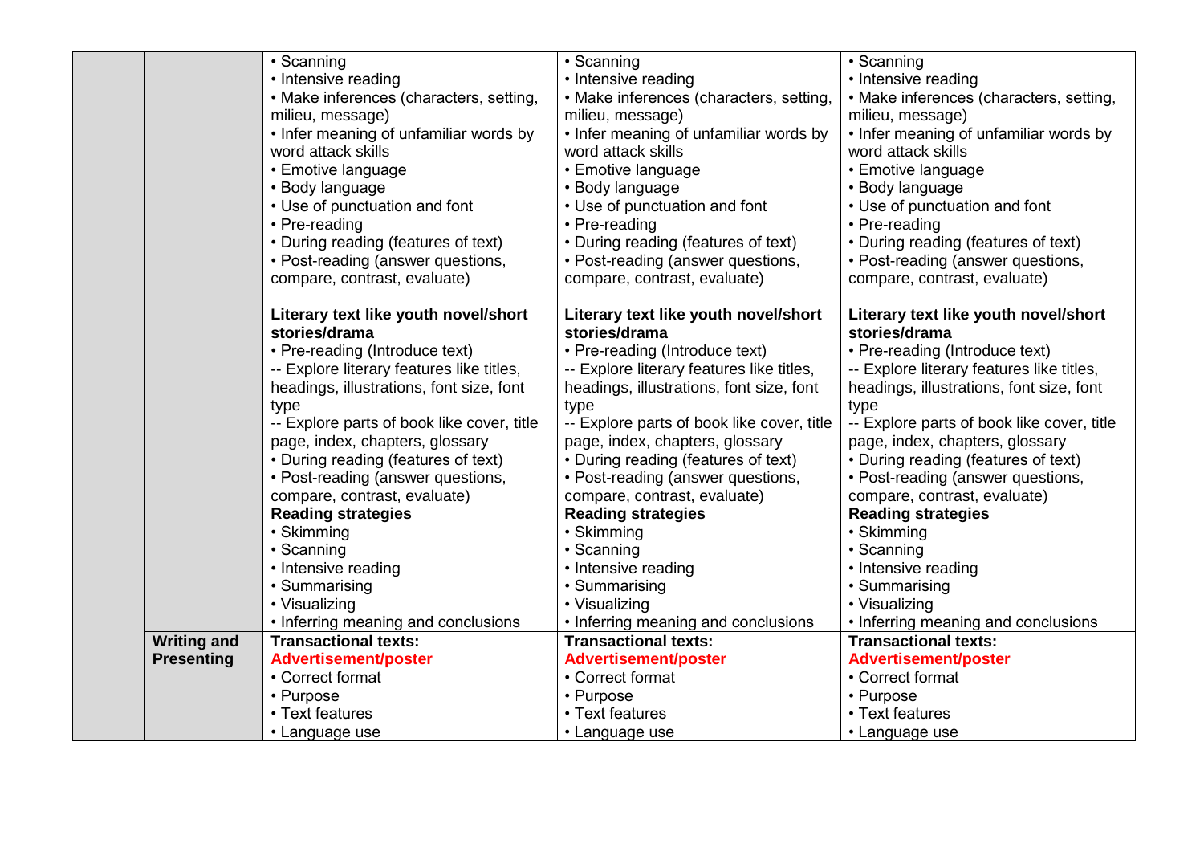| | | | | |
|---|---|---|---|---|
| | | • Scanning<br>• Intensive reading<br>• Make inferences (characters, setting, milieu, message)<br>• Infer meaning of unfamiliar words by word attack skills<br>• Emotive language<br>• Body language<br>• Use of punctuation and font<br>• Pre-reading<br>• During reading (features of text)<br>• Post-reading (answer questions, compare, contrast, evaluate)<br><br>**Literary text like youth novel/short stories/drama**<br>• Pre-reading (Introduce text)<br>-- Explore literary features like titles, headings, illustrations, font size, font type<br>-- Explore parts of book like cover, title page, index, chapters, glossary<br>• During reading (features of text)<br>• Post-reading (answer questions, compare, contrast, evaluate)<br>**Reading strategies**<br>• Skimming<br>• Scanning<br>• Intensive reading<br>• Summarising<br>• Visualizing<br>• Inferring meaning and conclusions | • Scanning<br>• Intensive reading<br>• Make inferences (characters, setting, milieu, message)<br>• Infer meaning of unfamiliar words by word attack skills<br>• Emotive language<br>• Body language<br>• Use of punctuation and font<br>• Pre-reading<br>• During reading (features of text)<br>• Post-reading (answer questions, compare, contrast, evaluate)<br><br>**Literary text like youth novel/short stories/drama**<br>• Pre-reading (Introduce text)<br>-- Explore literary features like titles, headings, illustrations, font size, font type<br>-- Explore parts of book like cover, title page, index, chapters, glossary<br>• During reading (features of text)<br>• Post-reading (answer questions, compare, contrast, evaluate)<br>**Reading strategies**<br>• Skimming<br>• Scanning<br>• Intensive reading<br>• Summarising<br>• Visualizing<br>• Inferring meaning and conclusions | • Scanning<br>• Intensive reading<br>• Make inferences (characters, setting, milieu, message)<br>• Infer meaning of unfamiliar words by word attack skills<br>• Emotive language<br>• Body language<br>• Use of punctuation and font<br>• Pre-reading<br>• During reading (features of text)<br>• Post-reading (answer questions, compare, contrast, evaluate)<br><br>**Literary text like youth novel/short stories/drama**<br>• Pre-reading (Introduce text)<br>-- Explore literary features like titles, headings, illustrations, font size, font type<br>-- Explore parts of book like cover, title page, index, chapters, glossary<br>• During reading (features of text)<br>• Post-reading (answer questions, compare, contrast, evaluate)<br>**Reading strategies**<br>• Skimming<br>• Scanning<br>• Intensive reading<br>• Summarising<br>• Visualizing<br>• Inferring meaning and conclusions |
| | **Writing and Presenting** | **Transactional texts:**<br>**Advertisement/poster**<br>• Correct format<br>• Purpose<br>• Text features<br>• Language use | **Transactional texts:**<br>**Advertisement/poster**<br>• Correct format<br>• Purpose<br>• Text features<br>• Language use | **Transactional texts:**<br>**Advertisement/poster**<br>• Correct format<br>• Purpose<br>• Text features<br>• Language use |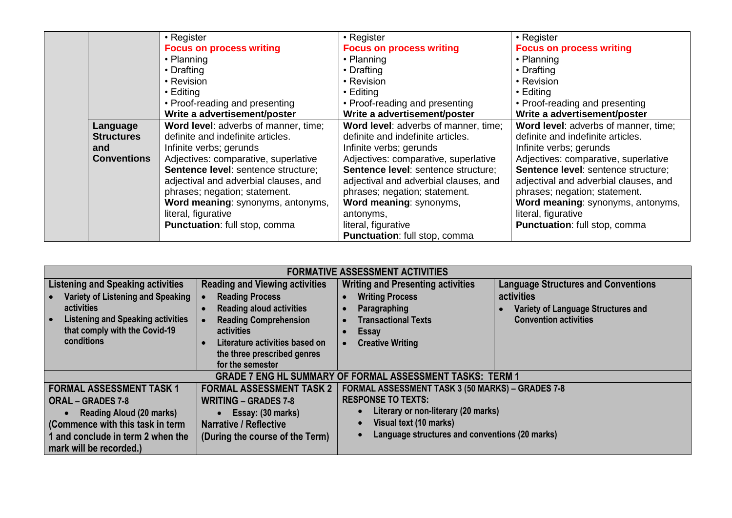| | | | | |
|---|---|---|---|---|
| | | • Register<br>**Focus on process writing**<br>• Planning<br>• Drafting<br>• Revision<br>• Editing<br>• Proof-reading and presenting<br>**Write a advertisement/poster** | • Register<br>**Focus on process writing**<br>• Planning<br>• Drafting<br>• Revision<br>• Editing<br>• Proof-reading and presenting<br>**Write a advertisement/poster** | • Register<br>**Focus on process writing**<br>• Planning<br>• Drafting<br>• Revision<br>• Editing<br>• Proof-reading and presenting<br>**Write a advertisement/poster** |
| | **Language Structures and Conventions** | **Word level**: adverbs of manner, time; definite and indefinite articles.<br>Infinite verbs; gerunds<br>Adjectives: comparative, superlative<br>**Sentence level**: sentence structure; adjectival and adverbial clauses, and phrases; negation; statement.<br>**Word meaning**: synonyms, antonyms, literal, figurative<br>**Punctuation**: full stop, comma | **Word level**: adverbs of manner, time; definite and indefinite articles.<br>Infinite verbs; gerunds<br>Adjectives: comparative, superlative<br>**Sentence level**: sentence structure; adjectival and adverbial clauses, and phrases; negation; statement.<br>**Word meaning**: synonyms, antonyms,<br>literal, figurative<br>**Punctuation**: full stop, comma | **Word level**: adverbs of manner, time; definite and indefinite articles.<br>Infinite verbs; gerunds<br>Adjectives: comparative, superlative<br>**Sentence level**: sentence structure; adjectival and adverbial clauses, and phrases; negation; statement.<br>**Word meaning**: synonyms, antonyms, literal, figurative<br>**Punctuation**: full stop, comma |

| **FORMATIVE ASSESSMENT ACTIVITIES** | | | |
|---|---|---|---|
| **Listening and Speaking activities**<br>• **Variety of Listening and Speaking activities**<br>• **Listening and Speaking activities that comply with the Covid-19 conditions** | **Reading and Viewing activities**<br>• **Reading Process**<br>• **Reading aloud activities**<br>• **Reading Comprehension activities**<br>• **Literature activities based on the three prescribed genres for the semester** | **Writing and Presenting activities**<br>• **Writing Process**<br>• **Paragraphing**<br>• **Transactional Texts**<br>• **Essay**<br>• **Creative Writing** | **Language Structures and Conventions activities**<br>• **Variety of Language Structures and Convention activities** |
| **GRADE 7 ENG HL SUMMARY OF FORMAL ASSESSMENT TASKS: TERM 1** | | | |
| **FORMAL ASSESSMENT TASK 1**<br>**ORAL – GRADES 7-8**<br>• **Reading Aloud (20 marks)**<br>**(Commence with this task in term 1 and conclude in term 2 when the mark will be recorded.)** | **FORMAL ASSESSMENT TASK 2**<br>**WRITING – GRADES 7-8**<br>• **Essay: (30 marks)**<br>**Narrative / Reflective**<br>**(During the course of the Term)** | **FORMAL ASSESSMENT TASK 3 (50 MARKS) – GRADES 7-8**<br>**RESPONSE TO TEXTS:**<br>• **Literary or non-literary (20 marks)**<br>• **Visual text (10 marks)**<br>• **Language structures and conventions (20 marks)** | |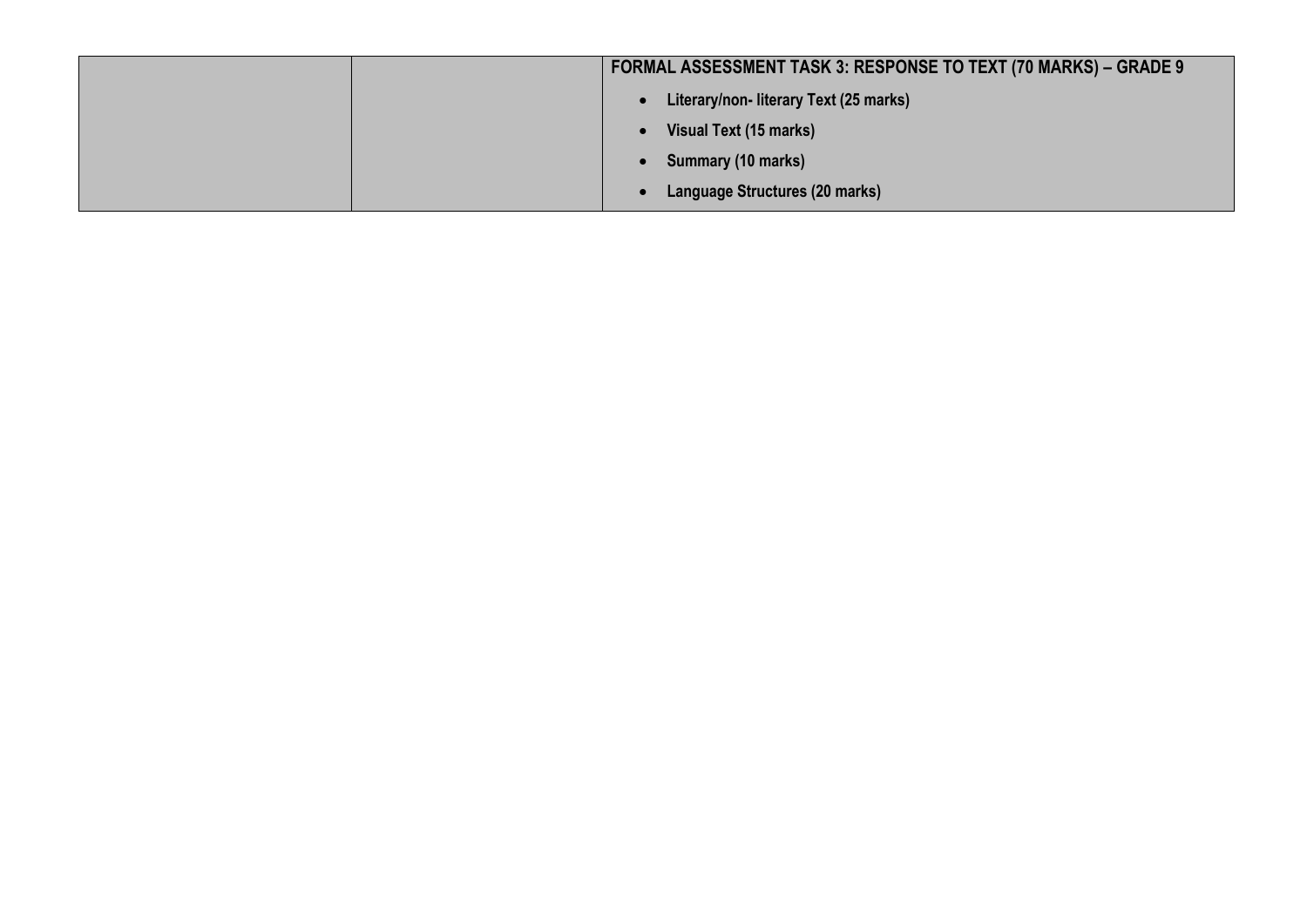| | | **FORMAL ASSESSMENT TASK 3: RESPONSE TO TEXT (70 MARKS) – GRADE 9**<br>• **Literary/non- literary Text (25 marks)**<br>• **Visual Text (15 marks)**<br>• **Summary (10 marks)**<br>• **Language Structures (20 marks)** |
|---|---|---|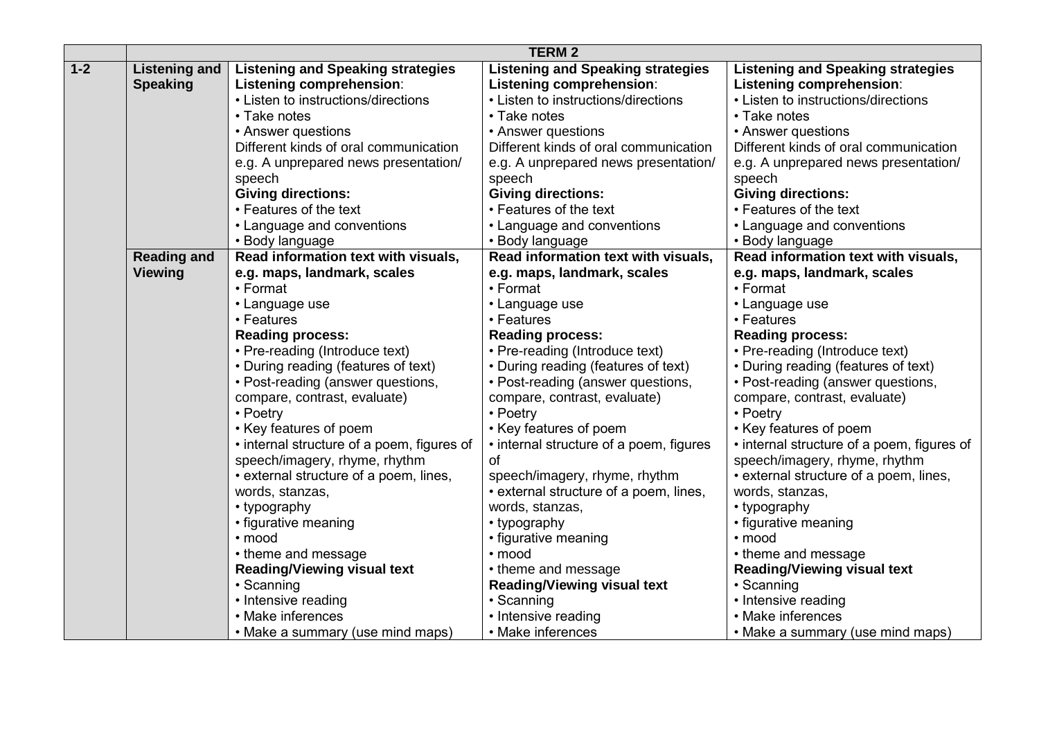| | | TERM 2 | | |
|---|---|---|---|---|
| 1-2 | **Listening and Speaking** | **Listening and Speaking strategies**<br>**Listening comprehension**:<br>• Listen to instructions/directions<br>• Take notes<br>• Answer questions<br>Different kinds of oral communication e.g. A unprepared news presentation/ speech<br>**Giving directions:**<br>• Features of the text<br>• Language and conventions<br>• Body language | **Listening and Speaking strategies**<br>**Listening comprehension**:<br>• Listen to instructions/directions<br>• Take notes<br>• Answer questions<br>Different kinds of oral communication e.g. A unprepared news presentation/ speech<br>**Giving directions:**<br>• Features of the text<br>• Language and conventions<br>• Body language | **Listening and Speaking strategies**<br>**Listening comprehension**:<br>• Listen to instructions/directions<br>• Take notes<br>• Answer questions<br>Different kinds of oral communication e.g. A unprepared news presentation/ speech<br>**Giving directions:**<br>• Features of the text<br>• Language and conventions<br>• Body language |
| | **Reading and Viewing** | **Read information text with visuals, e.g. maps, landmark, scales**<br>• Format<br>• Language use<br>• Features<br>**Reading process:**<br>• Pre-reading (Introduce text)<br>• During reading (features of text)<br>• Post-reading (answer questions, compare, contrast, evaluate)<br>• Poetry<br>• Key features of poem<br>• internal structure of a poem, figures of speech/imagery, rhyme, rhythm<br>• external structure of a poem, lines, words, stanzas,<br>• typography<br>• figurative meaning<br>• mood<br>• theme and message<br>**Reading/Viewing visual text**<br>• Scanning<br>• Intensive reading<br>• Make inferences<br>• Make a summary (use mind maps) | **Read information text with visuals, e.g. maps, landmark, scales**<br>• Format<br>• Language use<br>• Features<br>**Reading process:**<br>• Pre-reading (Introduce text)<br>• During reading (features of text)<br>• Post-reading (answer questions, compare, contrast, evaluate)<br>• Poetry<br>• Key features of poem<br>• internal structure of a poem, figures of speech/imagery, rhyme, rhythm<br>• external structure of a poem, lines, words, stanzas,<br>• typography<br>• figurative meaning<br>• mood<br>• theme and message<br>**Reading/Viewing visual text**<br>• Scanning<br>• Intensive reading<br>• Make inferences | **Read information text with visuals, e.g. maps, landmark, scales**<br>• Format<br>• Language use<br>• Features<br>**Reading process:**<br>• Pre-reading (Introduce text)<br>• During reading (features of text)<br>• Post-reading (answer questions, compare, contrast, evaluate)<br>• Poetry<br>• Key features of poem<br>• internal structure of a poem, figures of speech/imagery, rhyme, rhythm<br>• external structure of a poem, lines, words, stanzas,<br>• typography<br>• figurative meaning<br>• mood<br>• theme and message<br>**Reading/Viewing visual text**<br>• Scanning<br>• Intensive reading<br>• Make inferences<br>• Make a summary (use mind maps) |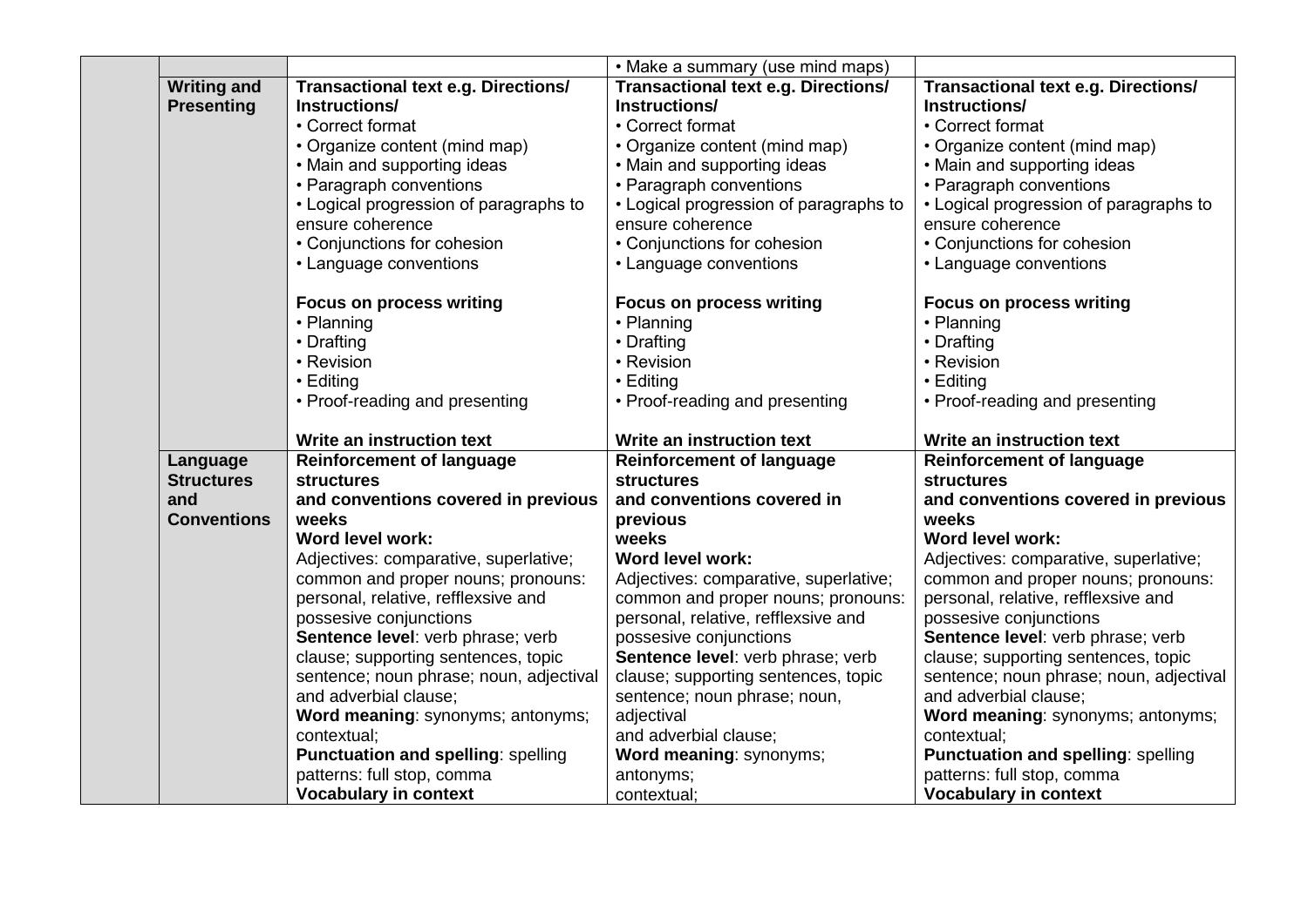| | | | | |
|---|---|---|---|---|
| | | | • Make a summary (use mind maps) | |
| | **Writing and Presenting** | **Transactional text e.g. Directions/ Instructions/**<br>• Correct format<br>• Organize content (mind map)<br>• Main and supporting ideas<br>• Paragraph conventions<br>• Logical progression of paragraphs to ensure coherence<br>• Conjunctions for cohesion<br>• Language conventions<br><br>**Focus on process writing**<br>• Planning<br>• Drafting<br>• Revision<br>• Editing<br>• Proof-reading and presenting<br><br>**Write an instruction text** | **Transactional text e.g. Directions/ Instructions/**<br>• Correct format<br>• Organize content (mind map)<br>• Main and supporting ideas<br>• Paragraph conventions<br>• Logical progression of paragraphs to ensure coherence<br>• Conjunctions for cohesion<br>• Language conventions<br><br>**Focus on process writing**<br>• Planning<br>• Drafting<br>• Revision<br>• Editing<br>• Proof-reading and presenting<br><br>**Write an instruction text** | **Transactional text e.g. Directions/ Instructions/**<br>• Correct format<br>• Organize content (mind map)<br>• Main and supporting ideas<br>• Paragraph conventions<br>• Logical progression of paragraphs to ensure coherence<br>• Conjunctions for cohesion<br>• Language conventions<br><br>**Focus on process writing**<br>• Planning<br>• Drafting<br>• Revision<br>• Editing<br>• Proof-reading and presenting<br><br>**Write an instruction text** |
| | **Language Structures and Conventions** | **Reinforcement of language structures and conventions covered in previous weeks**<br>**Word level work:**<br>Adjectives: comparative, superlative; common and proper nouns; pronouns: personal, relative, refflexsive and possesive conjunctions<br>**Sentence level**: verb phrase; verb clause; supporting sentences, topic sentence; noun phrase; noun, adjectival and adverbial clause;<br>**Word meaning**: synonyms; antonyms; contextual;<br>**Punctuation and spelling**: spelling patterns: full stop, comma<br>**Vocabulary in context** | **Reinforcement of language structures and conventions covered in previous weeks**<br>**Word level work:**<br>Adjectives: comparative, superlative; common and proper nouns; pronouns: personal, relative, refflexsive and possesive conjunctions<br>**Sentence level**: verb phrase; verb clause; supporting sentences, topic sentence; noun phrase; noun, adjectival and adverbial clause;<br>**Word meaning**: synonyms; antonyms; contextual; | **Reinforcement of language structures and conventions covered in previous weeks**<br>**Word level work:**<br>Adjectives: comparative, superlative; common and proper nouns; pronouns: personal, relative, refflexsive and possesive conjunctions<br>**Sentence level**: verb phrase; verb clause; supporting sentences, topic sentence; noun phrase; noun, adjectival and adverbial clause;<br>**Word meaning**: synonyms; antonyms; contextual;<br>**Punctuation and spelling**: spelling patterns: full stop, comma<br>**Vocabulary in context** |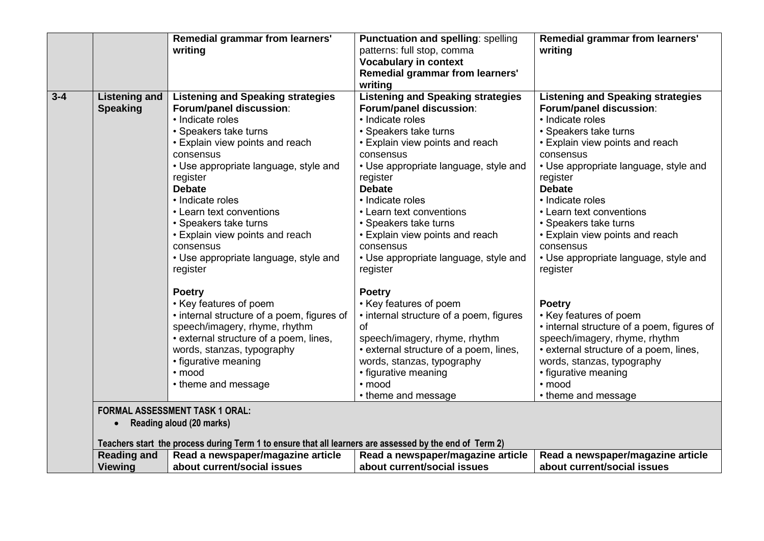| | | | | |
|---|---|---|---|---|
| | | **Remedial grammar from learners' writing** | **Punctuation and spelling**: spelling patterns: full stop, comma<br>**Vocabulary in context**<br>**Remedial grammar from learners' writing** | **Remedial grammar from learners' writing** |
| **3-4** | **Listening and Speaking** | **Listening and Speaking strategies**<br>**Forum/panel discussion**:<br>• Indicate roles<br>• Speakers take turns<br>• Explain view points and reach consensus<br>• Use appropriate language, style and register<br>**Debate**<br>• Indicate roles<br>• Learn text conventions<br>• Speakers take turns<br>• Explain view points and reach consensus<br>• Use appropriate language, style and register<br><br>**Poetry**<br>• Key features of poem<br>• internal structure of a poem, figures of speech/imagery, rhyme, rhythm<br>• external structure of a poem, lines, words, stanzas, typography<br>• figurative meaning<br>• mood<br>• theme and message | **Listening and Speaking strategies**<br>**Forum/panel discussion**:<br>• Indicate roles<br>• Speakers take turns<br>• Explain view points and reach consensus<br>• Use appropriate language, style and register<br>**Debate**<br>• Indicate roles<br>• Learn text conventions<br>• Speakers take turns<br>• Explain view points and reach consensus<br>• Use appropriate language, style and register<br><br>**Poetry**<br>• Key features of poem<br>• internal structure of a poem, figures of speech/imagery, rhyme, rhythm<br>• external structure of a poem, lines, words, stanzas, typography<br>• figurative meaning<br>• mood<br>• theme and message | **Listening and Speaking strategies**<br>**Forum/panel discussion**:<br>• Indicate roles<br>• Speakers take turns<br>• Explain view points and reach consensus<br>• Use appropriate language, style and register<br>**Debate**<br>• Indicate roles<br>• Learn text conventions<br>• Speakers take turns<br>• Explain view points and reach consensus<br>• Use appropriate language, style and register<br><br>**Poetry**<br>• Key features of poem<br>• internal structure of a poem, figures of speech/imagery, rhyme, rhythm<br>• external structure of a poem, lines, words, stanzas, typography<br>• figurative meaning<br>• mood<br>• theme and message |
| | **FORMAL ASSESSMENT TASK 1 ORAL:**<br>• **Reading aloud (20 marks)**<br><br>**Teachers start the process during Term 1 to ensure that all learners are assessed by the end of Term 2)** | | | |
| | **Reading and Viewing** | **Read a newspaper/magazine article about current/social issues** | **Read a newspaper/magazine article about current/social issues** | **Read a newspaper/magazine article about current/social issues** |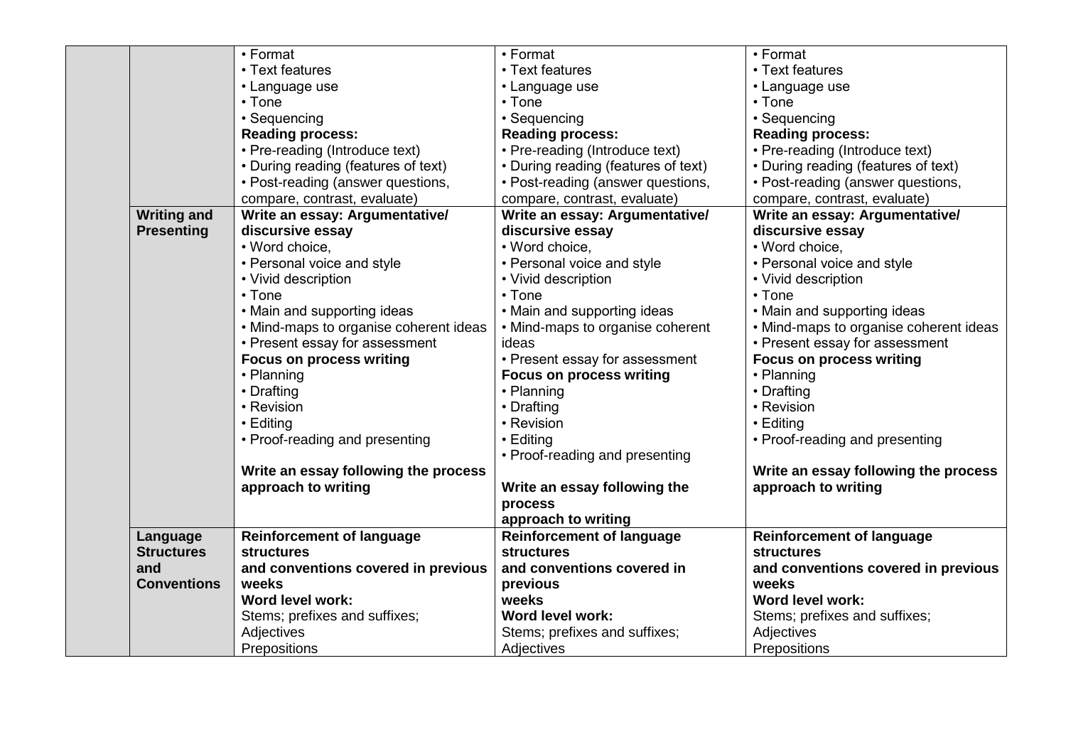| | | | | |
|---|---|---|---|---|
| | | • Format<br>• Text features<br>• Language use<br>• Tone<br>• Sequencing<br>**Reading process:**<br>• Pre-reading (Introduce text)<br>• During reading (features of text)<br>• Post-reading (answer questions, compare, contrast, evaluate) | • Format<br>• Text features<br>• Language use<br>• Tone<br>• Sequencing<br>**Reading process:**<br>• Pre-reading (Introduce text)<br>• During reading (features of text)<br>• Post-reading (answer questions, compare, contrast, evaluate) | • Format<br>• Text features<br>• Language use<br>• Tone<br>• Sequencing<br>**Reading process:**<br>• Pre-reading (Introduce text)<br>• During reading (features of text)<br>• Post-reading (answer questions, compare, contrast, evaluate) |
| | **Writing and Presenting** | **Write an essay: Argumentative/ discursive essay**<br>• Word choice,<br>• Personal voice and style<br>• Vivid description<br>• Tone<br>• Main and supporting ideas<br>• Mind-maps to organise coherent ideas<br>• Present essay for assessment<br>**Focus on process writing**<br>• Planning<br>• Drafting<br>• Revision<br>• Editing<br>• Proof-reading and presenting<br><br>**Write an essay following the process approach to writing** | **Write an essay: Argumentative/ discursive essay**<br>• Word choice,<br>• Personal voice and style<br>• Vivid description<br>• Tone<br>• Main and supporting ideas<br>• Mind-maps to organise coherent ideas<br>• Present essay for assessment<br>**Focus on process writing**<br>• Planning<br>• Drafting<br>• Revision<br>• Editing<br>• Proof-reading and presenting<br><br>**Write an essay following the process approach to writing** | **Write an essay: Argumentative/ discursive essay**<br>• Word choice,<br>• Personal voice and style<br>• Vivid description<br>• Tone<br>• Main and supporting ideas<br>• Mind-maps to organise coherent ideas<br>• Present essay for assessment<br>**Focus on process writing**<br>• Planning<br>• Drafting<br>• Revision<br>• Editing<br>• Proof-reading and presenting<br><br>**Write an essay following the process approach to writing** |
| | **Language Structures and Conventions** | **Reinforcement of language structures and conventions covered in previous weeks**<br>**Word level work:**<br>Stems; prefixes and suffixes;<br>Adjectives<br>Prepositions | **Reinforcement of language structures and conventions covered in previous weeks**<br>**Word level work:**<br>Stems; prefixes and suffixes;<br>Adjectives | **Reinforcement of language structures and conventions covered in previous weeks**<br>**Word level work:**<br>Stems; prefixes and suffixes;<br>Adjectives<br>Prepositions |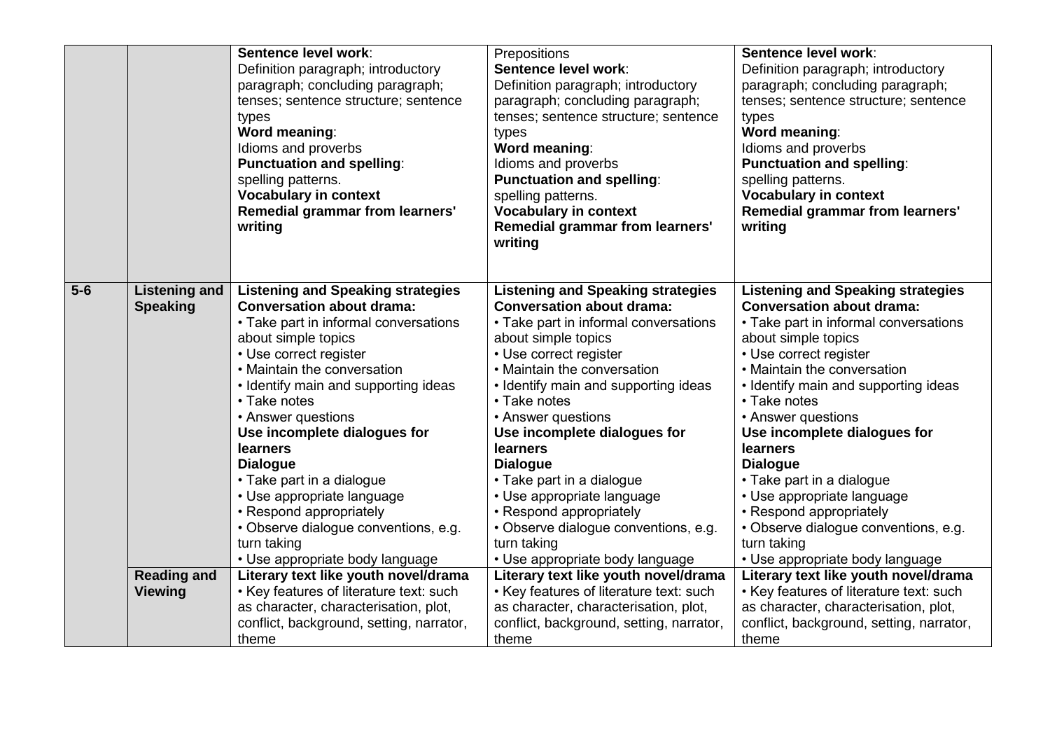|  |  |  |  |  |
|---|---|---|---|---|
|  |  | **Sentence level work**:<br>Definition paragraph; introductory paragraph; concluding paragraph; tenses; sentence structure; sentence types<br>**Word meaning**:<br>Idioms and proverbs<br>**Punctuation and spelling**:<br>spelling patterns.<br>**Vocabulary in context**<br>**Remedial grammar from learners' writing** | Prepositions<br>**Sentence level work**:<br>Definition paragraph; introductory paragraph; concluding paragraph; tenses; sentence structure; sentence types<br>**Word meaning**:<br>Idioms and proverbs<br>**Punctuation and spelling**:<br>spelling patterns.<br>**Vocabulary in context**<br>**Remedial grammar from learners' writing** | **Sentence level work**:<br>Definition paragraph; introductory paragraph; concluding paragraph; tenses; sentence structure; sentence types<br>**Word meaning**:<br>Idioms and proverbs<br>**Punctuation and spelling**:<br>spelling patterns.<br>**Vocabulary in context**<br>**Remedial grammar from learners' writing** |
| **5-6** | **Listening and Speaking** | **Listening and Speaking strategies**<br>**Conversation about drama:**<br>• Take part in informal conversations about simple topics<br>• Use correct register<br>• Maintain the conversation<br>• Identify main and supporting ideas<br>• Take notes<br>• Answer questions<br>**Use incomplete dialogues for learners**<br>**Dialogue**<br>• Take part in a dialogue<br>• Use appropriate language<br>• Respond appropriately<br>• Observe dialogue conventions, e.g. turn taking<br>• Use appropriate body language | **Listening and Speaking strategies**<br>**Conversation about drama:**<br>• Take part in informal conversations about simple topics<br>• Use correct register<br>• Maintain the conversation<br>• Identify main and supporting ideas<br>• Take notes<br>• Answer questions<br>**Use incomplete dialogues for learners**<br>**Dialogue**<br>• Take part in a dialogue<br>• Use appropriate language<br>• Respond appropriately<br>• Observe dialogue conventions, e.g. turn taking<br>• Use appropriate body language | **Listening and Speaking strategies**<br>**Conversation about drama:**<br>• Take part in informal conversations about simple topics<br>• Use correct register<br>• Maintain the conversation<br>• Identify main and supporting ideas<br>• Take notes<br>• Answer questions<br>**Use incomplete dialogues for learners**<br>**Dialogue**<br>• Take part in a dialogue<br>• Use appropriate language<br>• Respond appropriately<br>• Observe dialogue conventions, e.g. turn taking<br>• Use appropriate body language |
|  | **Reading and Viewing** | **Literary text like youth novel/drama**<br>• Key features of literature text: such as character, characterisation, plot, conflict, background, setting, narrator, theme | **Literary text like youth novel/drama**<br>• Key features of literature text: such as character, characterisation, plot, conflict, background, setting, narrator, theme | **Literary text like youth novel/drama**<br>• Key features of literature text: such as character, characterisation, plot, conflict, background, setting, narrator, theme |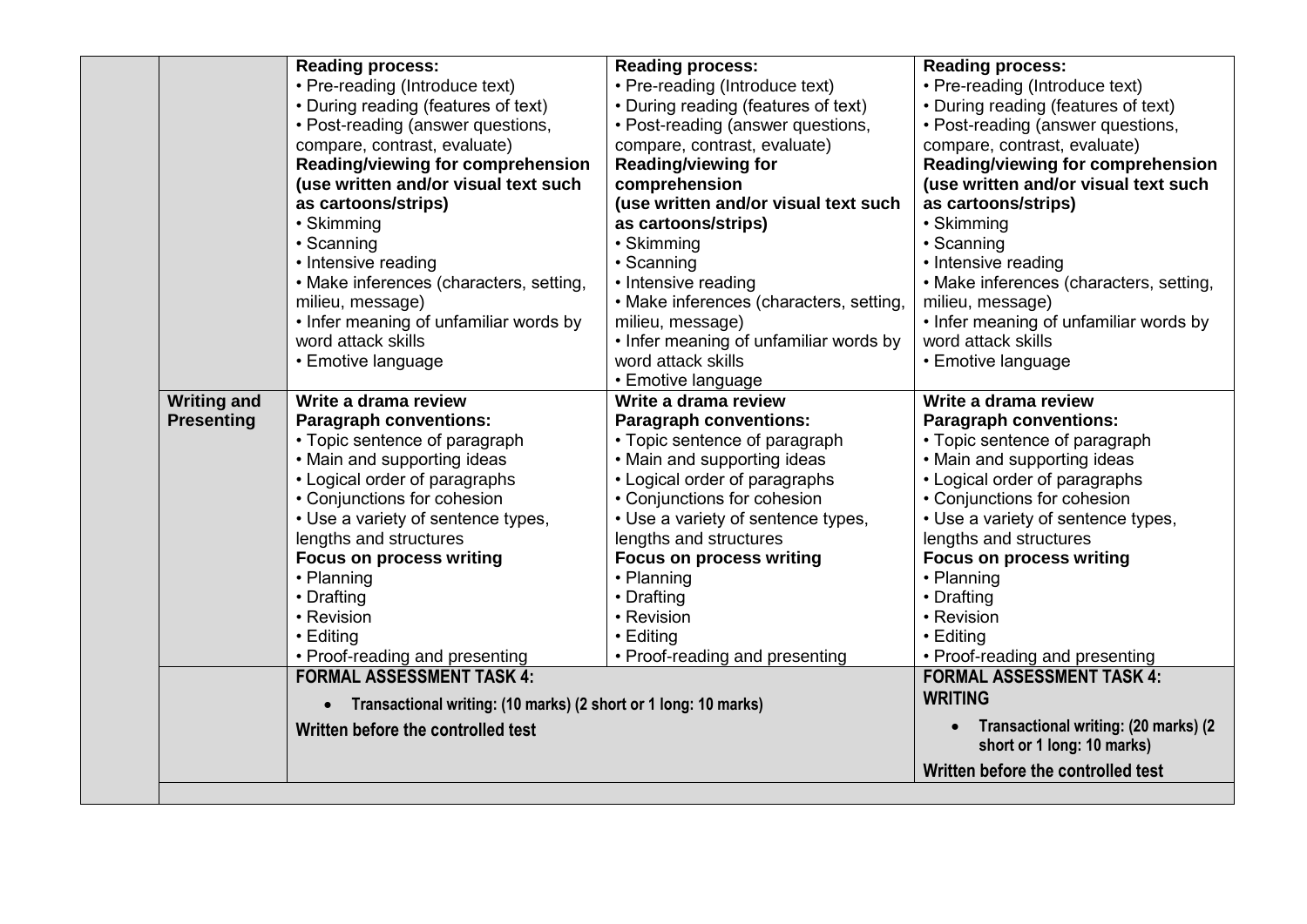| | | | | |
|---|---|---|---|---|
| | | **Reading process:**<br>• Pre-reading (Introduce text)<br>• During reading (features of text)<br>• Post-reading (answer questions, compare, contrast, evaluate)<br>**Reading/viewing for comprehension (use written and/or visual text such as cartoons/strips)**<br>• Skimming<br>• Scanning<br>• Intensive reading<br>• Make inferences (characters, setting, milieu, message)<br>• Infer meaning of unfamiliar words by word attack skills<br>• Emotive language | **Reading process:**<br>• Pre-reading (Introduce text)<br>• During reading (features of text)<br>• Post-reading (answer questions, compare, contrast, evaluate)<br>**Reading/viewing for comprehension (use written and/or visual text such as cartoons/strips)**<br>• Skimming<br>• Scanning<br>• Intensive reading<br>• Make inferences (characters, setting, milieu, message)<br>• Infer meaning of unfamiliar words by word attack skills<br>• Emotive language | **Reading process:**<br>• Pre-reading (Introduce text)<br>• During reading (features of text)<br>• Post-reading (answer questions, compare, contrast, evaluate)<br>**Reading/viewing for comprehension (use written and/or visual text such as cartoons/strips)**<br>• Skimming<br>• Scanning<br>• Intensive reading<br>• Make inferences (characters, setting, milieu, message)<br>• Infer meaning of unfamiliar words by word attack skills<br>• Emotive language |
| | **Writing and Presenting** | **Write a drama review**<br>**Paragraph conventions:**<br>• Topic sentence of paragraph<br>• Main and supporting ideas<br>• Logical order of paragraphs<br>• Conjunctions for cohesion<br>• Use a variety of sentence types, lengths and structures<br>**Focus on process writing**<br>• Planning<br>• Drafting<br>• Revision<br>• Editing<br>• Proof-reading and presenting | **Write a drama review**<br>**Paragraph conventions:**<br>• Topic sentence of paragraph<br>• Main and supporting ideas<br>• Logical order of paragraphs<br>• Conjunctions for cohesion<br>• Use a variety of sentence types, lengths and structures<br>**Focus on process writing**<br>• Planning<br>• Drafting<br>• Revision<br>• Editing<br>• Proof-reading and presenting | **Write a drama review**<br>**Paragraph conventions:**<br>• Topic sentence of paragraph<br>• Main and supporting ideas<br>• Logical order of paragraphs<br>• Conjunctions for cohesion<br>• Use a variety of sentence types, lengths and structures<br>**Focus on process writing**<br>• Planning<br>• Drafting<br>• Revision<br>• Editing<br>• Proof-reading and presenting |
| | | **FORMAL ASSESSMENT TASK 4:**<br>• **Transactional writing: (10 marks) (2 short or 1 long: 10 marks)**<br>**Written before the controlled test** | | **FORMAL ASSESSMENT TASK 4: WRITING**<br>• **Transactional writing: (20 marks) (2 short or 1 long: 10 marks)**<br>**Written before the controlled test** |
| | | | | |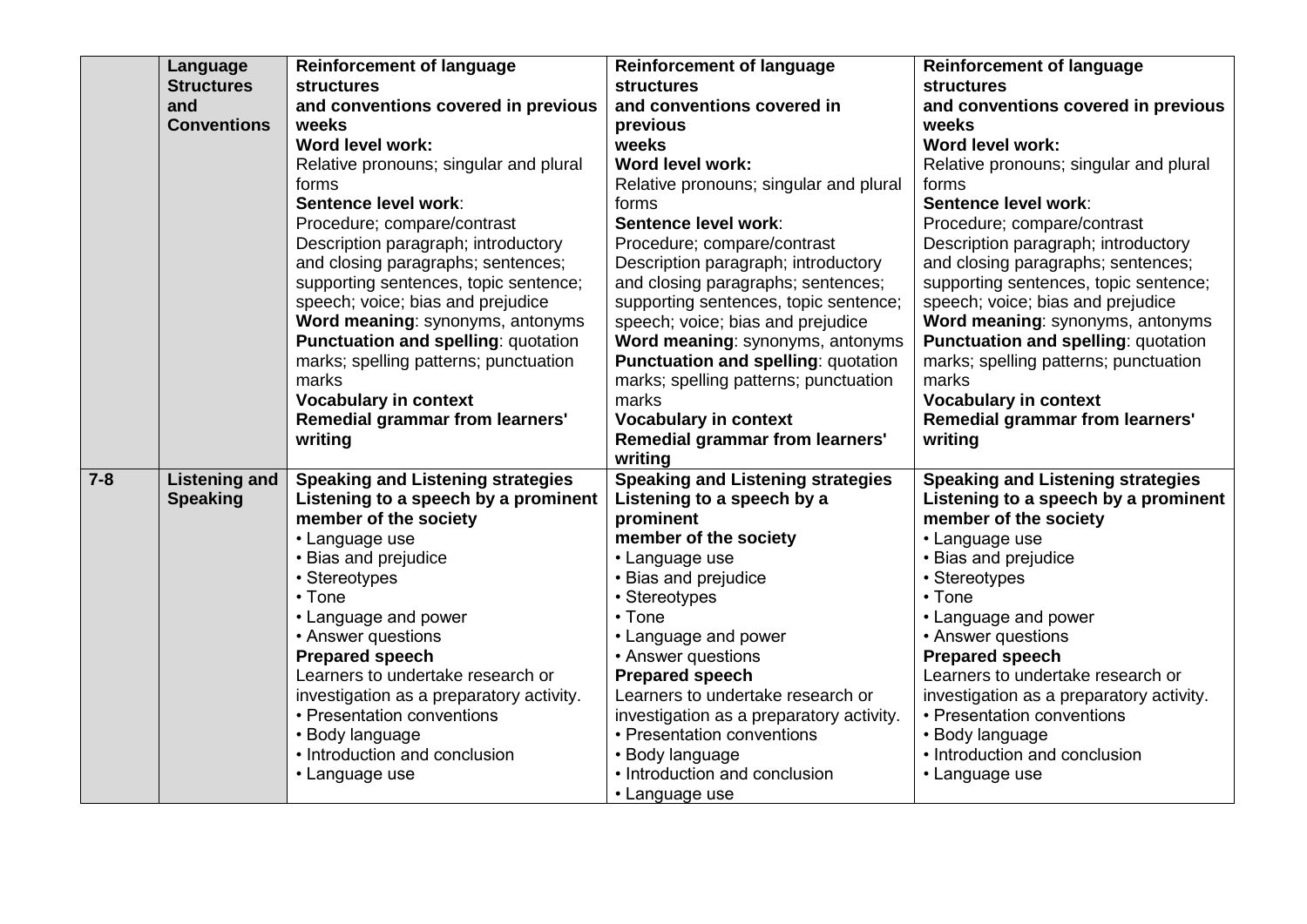| | | | | |
|---|---|---|---|---|
| | **Language Structures and Conventions** | **Reinforcement of language structures and conventions covered in previous weeks**<br>**Word level work:**<br>Relative pronouns; singular and plural forms<br>**Sentence level work**:<br>Procedure; compare/contrast Description paragraph; introductory and closing paragraphs; sentences; supporting sentences, topic sentence; speech; voice; bias and prejudice<br>**Word meaning**: synonyms, antonyms<br>**Punctuation and spelling**: quotation marks; spelling patterns; punctuation marks<br>**Vocabulary in context**<br>**Remedial grammar from learners' writing** | **Reinforcement of language structures and conventions covered in previous weeks**<br>**Word level work:**<br>Relative pronouns; singular and plural forms<br>**Sentence level work**:<br>Procedure; compare/contrast Description paragraph; introductory and closing paragraphs; sentences; supporting sentences, topic sentence; speech; voice; bias and prejudice<br>**Word meaning**: synonyms, antonyms<br>**Punctuation and spelling**: quotation marks; spelling patterns; punctuation marks<br>**Vocabulary in context**<br>**Remedial grammar from learners' writing** | **Reinforcement of language structures and conventions covered in previous weeks**<br>**Word level work:**<br>Relative pronouns; singular and plural forms<br>**Sentence level work**:<br>Procedure; compare/contrast Description paragraph; introductory and closing paragraphs; sentences; supporting sentences, topic sentence; speech; voice; bias and prejudice<br>**Word meaning**: synonyms, antonyms<br>**Punctuation and spelling**: quotation marks; spelling patterns; punctuation marks<br>**Vocabulary in context**<br>**Remedial grammar from learners' writing** |
| **7-8** | **Listening and Speaking** | **Speaking and Listening strategies**<br>**Listening to a speech by a prominent member of the society**<br>• Language use<br>• Bias and prejudice<br>• Stereotypes<br>• Tone<br>• Language and power<br>• Answer questions<br>**Prepared speech**<br>Learners to undertake research or investigation as a preparatory activity.<br>• Presentation conventions<br>• Body language<br>• Introduction and conclusion<br>• Language use | **Speaking and Listening strategies**<br>**Listening to a speech by a prominent member of the society**<br>• Language use<br>• Bias and prejudice<br>• Stereotypes<br>• Tone<br>• Language and power<br>• Answer questions<br>**Prepared speech**<br>Learners to undertake research or investigation as a preparatory activity.<br>• Presentation conventions<br>• Body language<br>• Introduction and conclusion<br>• Language use | **Speaking and Listening strategies**<br>**Listening to a speech by a prominent member of the society**<br>• Language use<br>• Bias and prejudice<br>• Stereotypes<br>• Tone<br>• Language and power<br>• Answer questions<br>**Prepared speech**<br>Learners to undertake research or investigation as a preparatory activity.<br>• Presentation conventions<br>• Body language<br>• Introduction and conclusion<br>• Language use |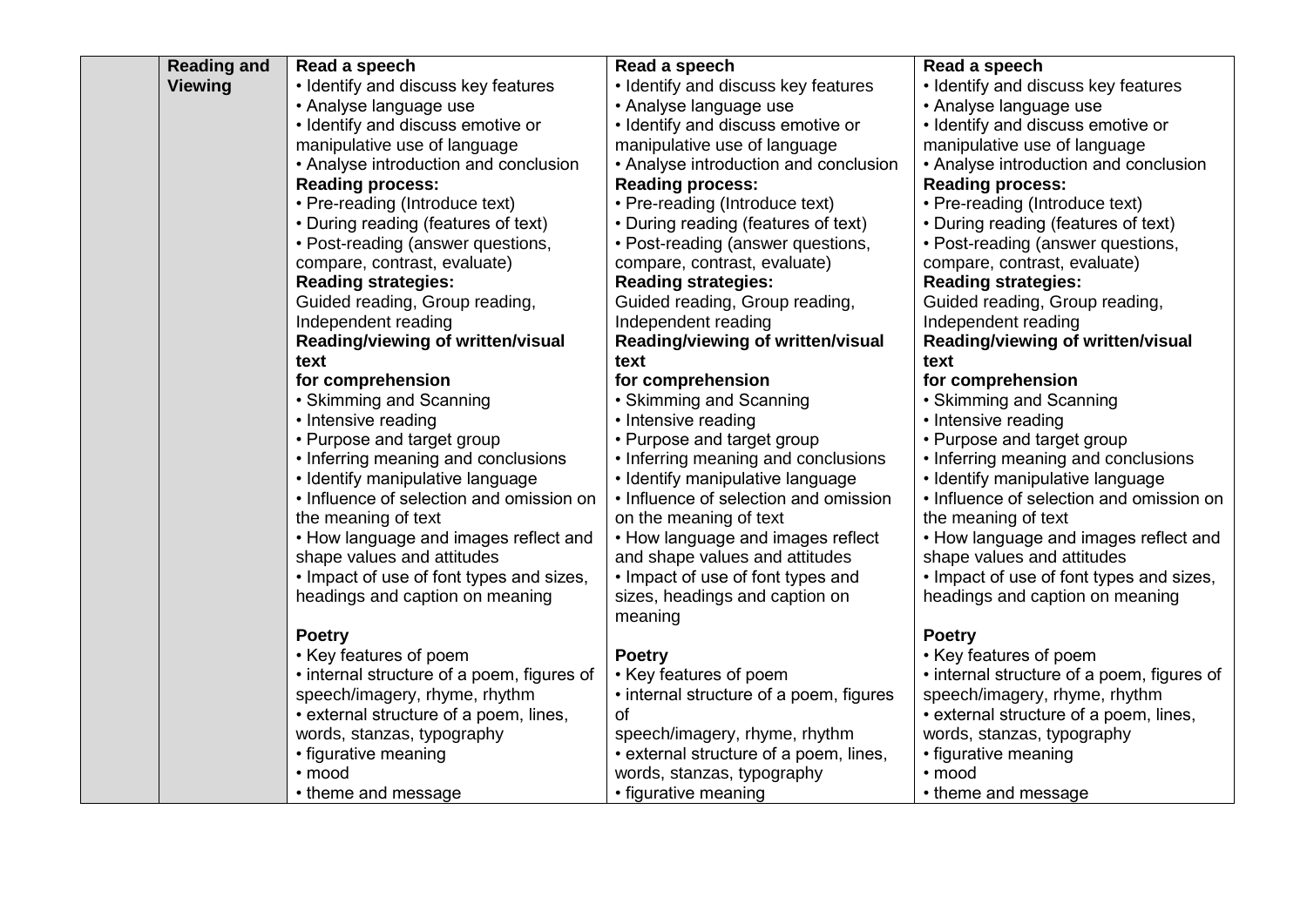| | Reading and Viewing | Read a speech<br>• Identify and discuss key features<br>• Analyse language use<br>• Identify and discuss emotive or manipulative use of language<br>• Analyse introduction and conclusion<br>**Reading process:**<br>• Pre-reading (Introduce text)<br>• During reading (features of text)<br>• Post-reading (answer questions, compare, contrast, evaluate)<br>**Reading strategies:**<br>Guided reading, Group reading, Independent reading<br>**Reading/viewing of written/visual text for comprehension**<br>• Skimming and Scanning<br>• Intensive reading<br>• Purpose and target group<br>• Inferring meaning and conclusions<br>• Identify manipulative language<br>• Influence of selection and omission on the meaning of text<br>• How language and images reflect and shape values and attitudes<br>• Impact of use of font types and sizes, headings and caption on meaning<br><br>**Poetry**<br>• Key features of poem<br>• internal structure of a poem, figures of speech/imagery, rhyme, rhythm<br>• external structure of a poem, lines, words, stanzas, typography<br>• figurative meaning<br>• mood<br>• theme and message | Read a speech<br>• Identify and discuss key features<br>• Analyse language use<br>• Identify and discuss emotive or manipulative use of language<br>• Analyse introduction and conclusion<br>**Reading process:**<br>• Pre-reading (Introduce text)<br>• During reading (features of text)<br>• Post-reading (answer questions, compare, contrast, evaluate)<br>**Reading strategies:**<br>Guided reading, Group reading, Independent reading<br>**Reading/viewing of written/visual text for comprehension**<br>• Skimming and Scanning<br>• Intensive reading<br>• Purpose and target group<br>• Inferring meaning and conclusions<br>• Identify manipulative language<br>• Influence of selection and omission on the meaning of text<br>• How language and images reflect and shape values and attitudes<br>• Impact of use of font types and sizes, headings and caption on meaning<br><br>**Poetry**<br>• Key features of poem<br>• internal structure of a poem, figures of speech/imagery, rhyme, rhythm<br>• external structure of a poem, lines, words, stanzas, typography<br>• figurative meaning | Read a speech<br>• Identify and discuss key features<br>• Analyse language use<br>• Identify and discuss emotive or manipulative use of language<br>• Analyse introduction and conclusion<br>**Reading process:**<br>• Pre-reading (Introduce text)<br>• During reading (features of text)<br>• Post-reading (answer questions, compare, contrast, evaluate)<br>**Reading strategies:**<br>Guided reading, Group reading, Independent reading<br>**Reading/viewing of written/visual text for comprehension**<br>• Skimming and Scanning<br>• Intensive reading<br>• Purpose and target group<br>• Inferring meaning and conclusions<br>• Identify manipulative language<br>• Influence of selection and omission on the meaning of text<br>• How language and images reflect and shape values and attitudes<br>• Impact of use of font types and sizes, headings and caption on meaning<br><br>**Poetry**<br>• Key features of poem<br>• internal structure of a poem, figures of speech/imagery, rhyme, rhythm<br>• external structure of a poem, lines, words, stanzas, typography<br>• figurative meaning<br>• mood<br>• theme and message |
|---|---|---|---|---|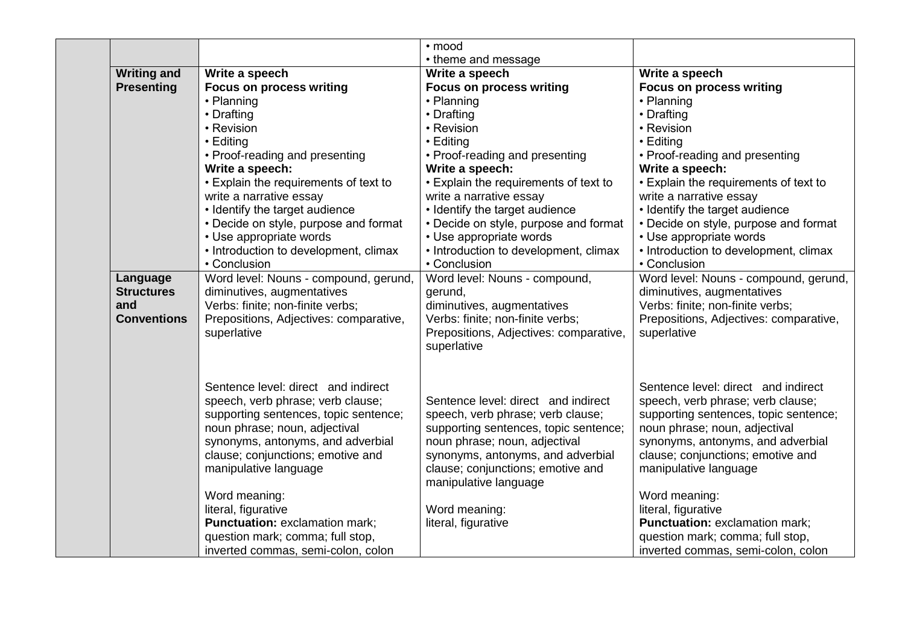| | | | | |
|---|---|---|---|---|
| | | | • mood<br>• theme and message | |
| | **Writing and Presenting** | **Write a speech**<br>**Focus on process writing**<br>• Planning<br>• Drafting<br>• Revision<br>• Editing<br>• Proof-reading and presenting<br>**Write a speech:**<br>• Explain the requirements of text to write a narrative essay<br>• Identify the target audience<br>• Decide on style, purpose and format<br>• Use appropriate words<br>• Introduction to development, climax<br>• Conclusion | **Write a speech**<br>**Focus on process writing**<br>• Planning<br>• Drafting<br>• Revision<br>• Editing<br>• Proof-reading and presenting<br>**Write a speech:**<br>• Explain the requirements of text to write a narrative essay<br>• Identify the target audience<br>• Decide on style, purpose and format<br>• Use appropriate words<br>• Introduction to development, climax<br>• Conclusion | **Write a speech**<br>**Focus on process writing**<br>• Planning<br>• Drafting<br>• Revision<br>• Editing<br>• Proof-reading and presenting<br>**Write a speech:**<br>• Explain the requirements of text to write a narrative essay<br>• Identify the target audience<br>• Decide on style, purpose and format<br>• Use appropriate words<br>• Introduction to development, climax<br>• Conclusion |
| | **Language Structures and Conventions** | Word level: Nouns - compound, gerund, diminutives, augmentatives<br>Verbs: finite; non-finite verbs;<br>Prepositions, Adjectives: comparative, superlative<br><br>Sentence level: direct and indirect speech, verb phrase; verb clause; supporting sentences, topic sentence; noun phrase; noun, adjectival synonyms, antonyms, and adverbial clause; conjunctions; emotive and manipulative language<br><br>Word meaning:<br>literal, figurative<br>**Punctuation:** exclamation mark; question mark; comma; full stop, inverted commas, semi-colon, colon | Word level: Nouns - compound, gerund,<br>diminutives, augmentatives<br>Verbs: finite; non-finite verbs;<br>Prepositions, Adjectives: comparative, superlative<br><br>Sentence level: direct and indirect speech, verb phrase; verb clause; supporting sentences, topic sentence; noun phrase; noun, adjectival synonyms, antonyms, and adverbial clause; conjunctions; emotive and manipulative language<br><br>Word meaning:<br>literal, figurative | Word level: Nouns - compound, gerund, diminutives, augmentatives<br>Verbs: finite; non-finite verbs;<br>Prepositions, Adjectives: comparative, superlative<br><br>Sentence level: direct and indirect speech, verb phrase; verb clause; supporting sentences, topic sentence; noun phrase; noun, adjectival synonyms, antonyms, and adverbial clause; conjunctions; emotive and manipulative language<br><br>Word meaning:<br>literal, figurative<br>**Punctuation:** exclamation mark; question mark; comma; full stop, inverted commas, semi-colon, colon |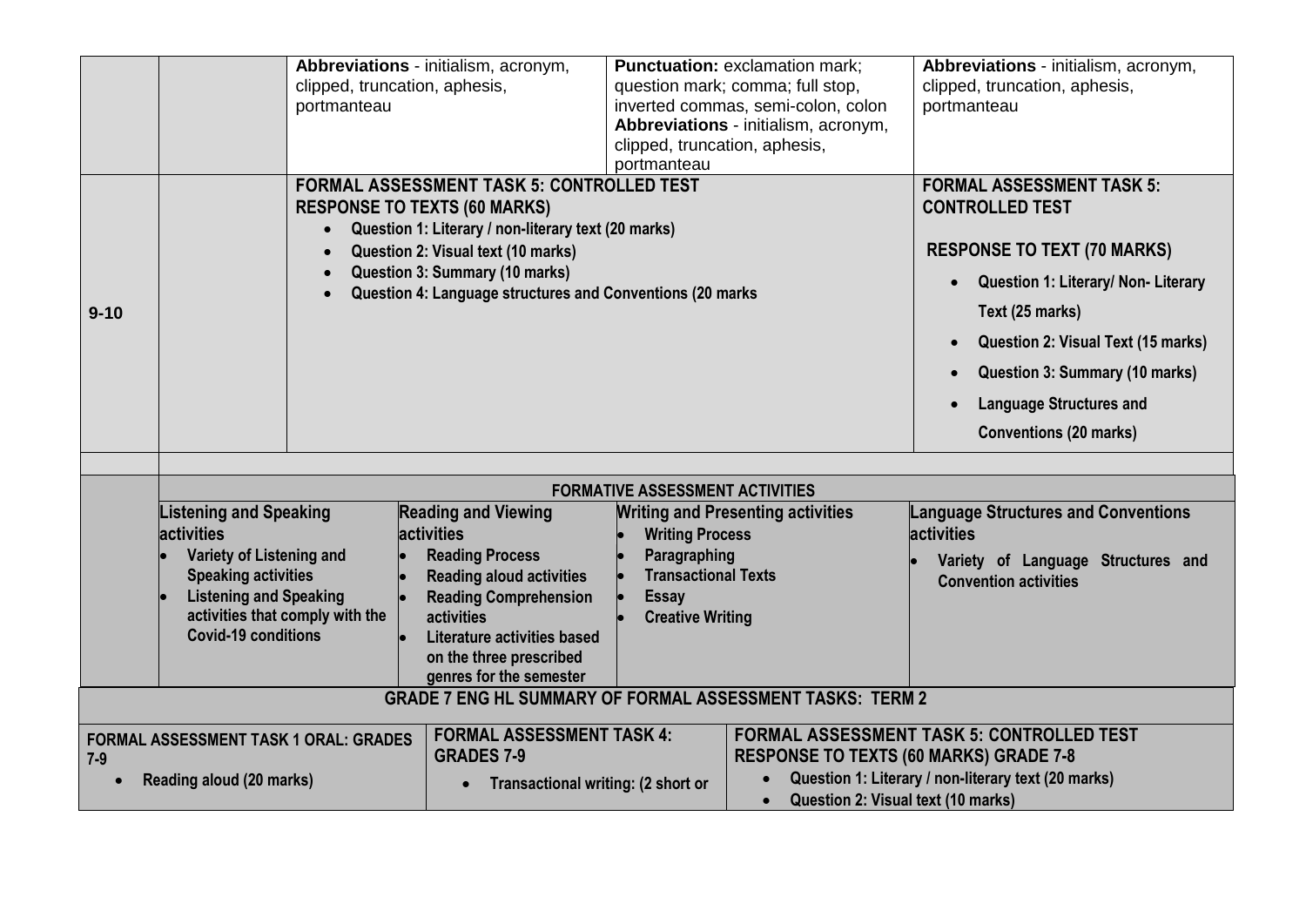| | | | | |
|---|---|---|---|---|
| | | **Abbreviations** - initialism, acronym, clipped, truncation, aphesis, portmanteau | **Punctuation:** exclamation mark; question mark; comma; full stop, inverted commas, semi-colon, colon **Abbreviations** - initialism, acronym, clipped, truncation, aphesis, portmanteau | **Abbreviations** - initialism, acronym, clipped, truncation, aphesis, portmanteau |
| **9-10** | | **FORMAL ASSESSMENT TASK 5: CONTROLLED TEST RESPONSE TO TEXTS (60 MARKS)**<br>• Question 1: Literary / non-literary text (20 marks)<br>• Question 2: Visual text (10 marks)<br>• Question 3: Summary (10 marks)<br>• Question 4: Language structures and Conventions (20 marks | | **FORMAL ASSESSMENT TASK 5: CONTROLLED TEST**<br>**RESPONSE TO TEXT (70 MARKS)**<br>• Question 1: Literary/ Non- Literary Text (25 marks)<br>• Question 2: Visual Text (15 marks)<br>• Question 3: Summary (10 marks)<br>• Language Structures and Conventions (20 marks) |

| FORMATIVE ASSESSMENT ACTIVITIES | | | |
|---|---|---|---|
| **Listening and Speaking activities**<br>• Variety of Listening and Speaking activities<br>• Listening and Speaking activities that comply with the Covid-19 conditions | **Reading and Viewing activities**<br>• Reading Process<br>• Reading aloud activities<br>• Reading Comprehension activities<br>• Literature activities based on the three prescribed genres for the semester | **Writing and Presenting activities**<br>• Writing Process<br>• Paragraphing<br>• Transactional Texts<br>• Essay<br>• Creative Writing | **Language Structures and Conventions activities**<br>• Variety of Language Structures and Convention activities |

| GRADE 7 ENG HL SUMMARY OF FORMAL ASSESSMENT TASKS: TERM 2 | | |
|---|---|---|
| **FORMAL ASSESSMENT TASK 1 ORAL: GRADES 7-9**<br>• Reading aloud (20 marks) | **FORMAL ASSESSMENT TASK 4: GRADES 7-9**<br>• Transactional writing: (2 short or | **FORMAL ASSESSMENT TASK 5: CONTROLLED TEST RESPONSE TO TEXTS (60 MARKS) GRADE 7-8**<br>• Question 1: Literary / non-literary text (20 marks)<br>• Question 2: Visual text (10 marks) |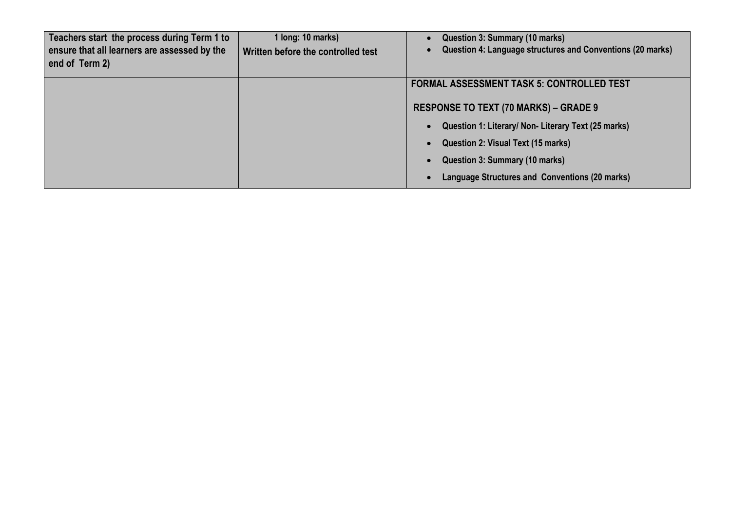| | | |
|---|---|---|
| **Teachers start the process during Term 1 to ensure that all learners are assessed by the end of Term 2)** | **1 long: 10 marks)**<br>**Written before the controlled test** | • **Question 3: Summary (10 marks)**<br>• **Question 4: Language structures and Conventions (20 marks)** |
| | | **FORMAL ASSESSMENT TASK 5: CONTROLLED TEST**<br><br>**RESPONSE TO TEXT (70 MARKS) – GRADE 9**<br>• **Question 1: Literary/ Non- Literary Text (25 marks)**<br>• **Question 2: Visual Text (15 marks)**<br>• **Question 3: Summary (10 marks)**<br>• **Language Structures and Conventions (20 marks)** |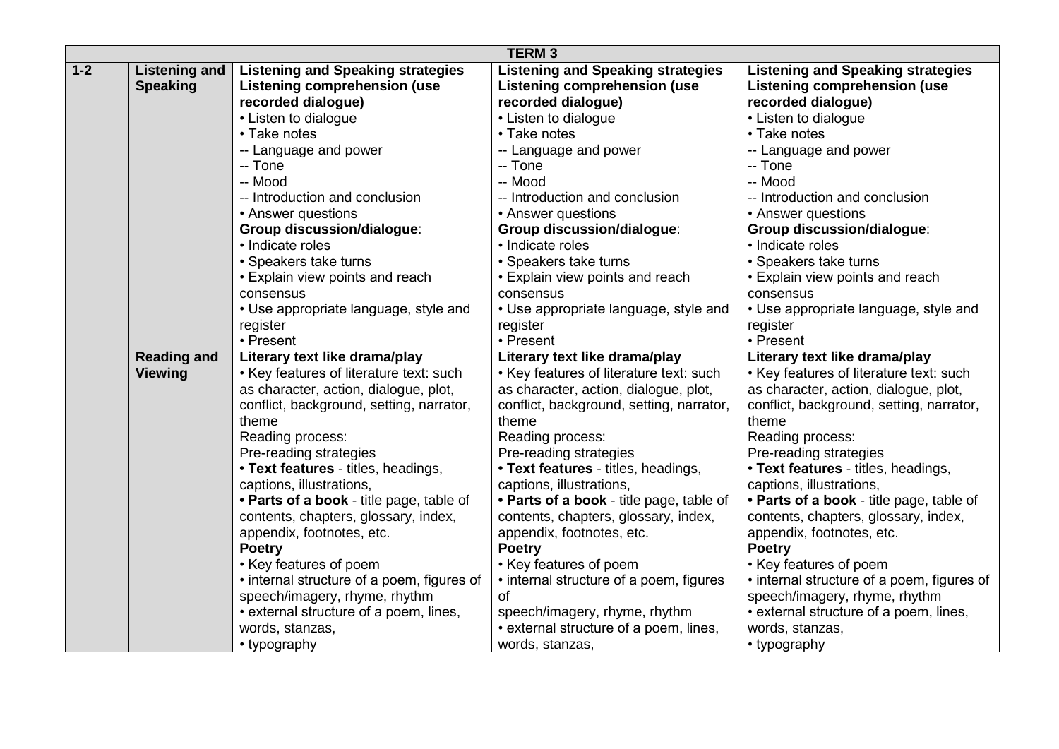| TERM 3 | | | | |
|---|---|---|---|---|
| **1-2** | **Listening and Speaking** | **Listening and Speaking strategies**<br>**Listening comprehension (use recorded dialogue)**<br>• Listen to dialogue<br>• Take notes<br>-- Language and power<br>-- Tone<br>-- Mood<br>-- Introduction and conclusion<br>• Answer questions<br>**Group discussion/dialogue**:<br>• Indicate roles<br>• Speakers take turns<br>• Explain view points and reach consensus<br>• Use appropriate language, style and register<br>• Present | **Listening and Speaking strategies**<br>**Listening comprehension (use recorded dialogue)**<br>• Listen to dialogue<br>• Take notes<br>-- Language and power<br>-- Tone<br>-- Mood<br>-- Introduction and conclusion<br>• Answer questions<br>**Group discussion/dialogue**:<br>• Indicate roles<br>• Speakers take turns<br>• Explain view points and reach consensus<br>• Use appropriate language, style and register<br>• Present | **Listening and Speaking strategies**<br>**Listening comprehension (use recorded dialogue)**<br>• Listen to dialogue<br>• Take notes<br>-- Language and power<br>-- Tone<br>-- Mood<br>-- Introduction and conclusion<br>• Answer questions<br>**Group discussion/dialogue**:<br>• Indicate roles<br>• Speakers take turns<br>• Explain view points and reach consensus<br>• Use appropriate language, style and register<br>• Present |
| | **Reading and Viewing** | **Literary text like drama/play**<br>• Key features of literature text: such as character, action, dialogue, plot, conflict, background, setting, narrator, theme<br>Reading process:<br>Pre-reading strategies<br>**• Text features** - titles, headings, captions, illustrations,<br>**• Parts of a book** - title page, table of contents, chapters, glossary, index, appendix, footnotes, etc.<br>**Poetry**<br>• Key features of poem<br>• internal structure of a poem, figures of speech/imagery, rhyme, rhythm<br>• external structure of a poem, lines, words, stanzas,<br>• typography | **Literary text like drama/play**<br>• Key features of literature text: such as character, action, dialogue, plot, conflict, background, setting, narrator, theme<br>Reading process:<br>Pre-reading strategies<br>**• Text features** - titles, headings, captions, illustrations,<br>**• Parts of a book** - title page, table of contents, chapters, glossary, index, appendix, footnotes, etc.<br>**Poetry**<br>• Key features of poem<br>• internal structure of a poem, figures of<br>speech/imagery, rhyme, rhythm<br>• external structure of a poem, lines, words, stanzas, | **Literary text like drama/play**<br>• Key features of literature text: such as character, action, dialogue, plot, conflict, background, setting, narrator, theme<br>Reading process:<br>Pre-reading strategies<br>**• Text features** - titles, headings, captions, illustrations,<br>**• Parts of a book** - title page, table of contents, chapters, glossary, index, appendix, footnotes, etc.<br>**Poetry**<br>• Key features of poem<br>• internal structure of a poem, figures of speech/imagery, rhyme, rhythm<br>• external structure of a poem, lines, words, stanzas,<br>• typography |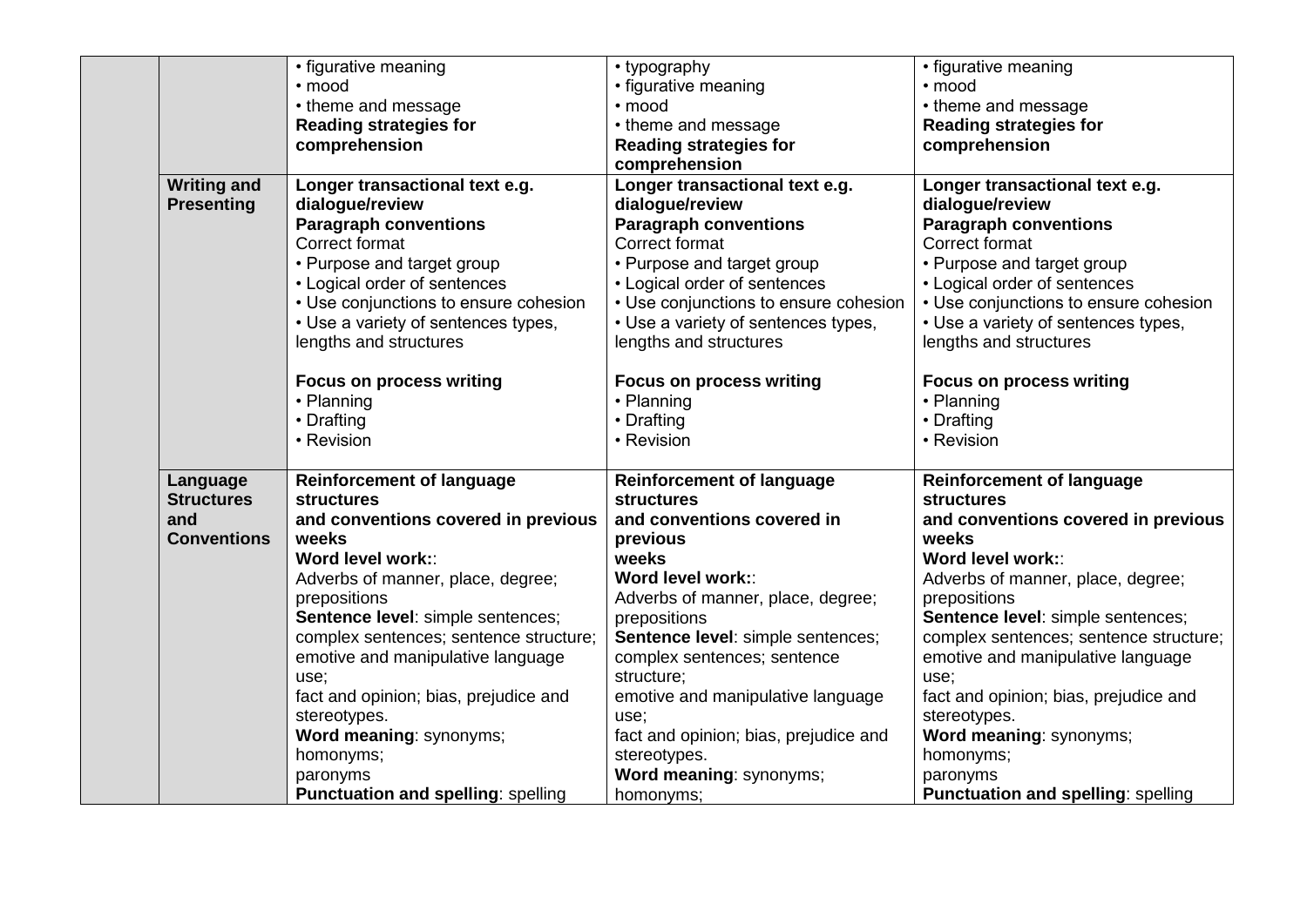| | | | | |
|---|---|---|---|---|
| | | • figurative meaning<br>• mood<br>• theme and message<br>**Reading strategies for comprehension** | • typography<br>• figurative meaning<br>• mood<br>• theme and message<br>**Reading strategies for comprehension** | • figurative meaning<br>• mood<br>• theme and message<br>**Reading strategies for comprehension** |
| | **Writing and Presenting** | **Longer transactional text e.g. dialogue/review**<br>**Paragraph conventions**<br>Correct format<br>• Purpose and target group<br>• Logical order of sentences<br>• Use conjunctions to ensure cohesion<br>• Use a variety of sentences types, lengths and structures<br><br>**Focus on process writing**<br>• Planning<br>• Drafting<br>• Revision | **Longer transactional text e.g. dialogue/review**<br>**Paragraph conventions**<br>Correct format<br>• Purpose and target group<br>• Logical order of sentences<br>• Use conjunctions to ensure cohesion<br>• Use a variety of sentences types, lengths and structures<br><br>**Focus on process writing**<br>• Planning<br>• Drafting<br>• Revision | **Longer transactional text e.g. dialogue/review**<br>**Paragraph conventions**<br>Correct format<br>• Purpose and target group<br>• Logical order of sentences<br>• Use conjunctions to ensure cohesion<br>• Use a variety of sentences types, lengths and structures<br><br>**Focus on process writing**<br>• Planning<br>• Drafting<br>• Revision |
| | **Language Structures and Conventions** | **Reinforcement of language structures and conventions covered in previous weeks**<br>**Word level work:**:<br>Adverbs of manner, place, degree; prepositions<br>**Sentence level**: simple sentences; complex sentences; sentence structure; emotive and manipulative language use;<br>fact and opinion; bias, prejudice and stereotypes.<br>**Word meaning**: synonyms; homonyms;<br>paronyms<br>**Punctuation and spelling**: spelling | **Reinforcement of language structures and conventions covered in previous weeks**<br>**Word level work:**:<br>Adverbs of manner, place, degree; prepositions<br>**Sentence level**: simple sentences; complex sentences; sentence structure;<br>emotive and manipulative language use;<br>fact and opinion; bias, prejudice and stereotypes.<br>**Word meaning**: synonyms; homonyms; | **Reinforcement of language structures and conventions covered in previous weeks**<br>**Word level work:**:<br>Adverbs of manner, place, degree; prepositions<br>**Sentence level**: simple sentences; complex sentences; sentence structure; emotive and manipulative language use;<br>fact and opinion; bias, prejudice and stereotypes.<br>**Word meaning**: synonyms; homonyms;<br>paronyms<br>**Punctuation and spelling**: spelling |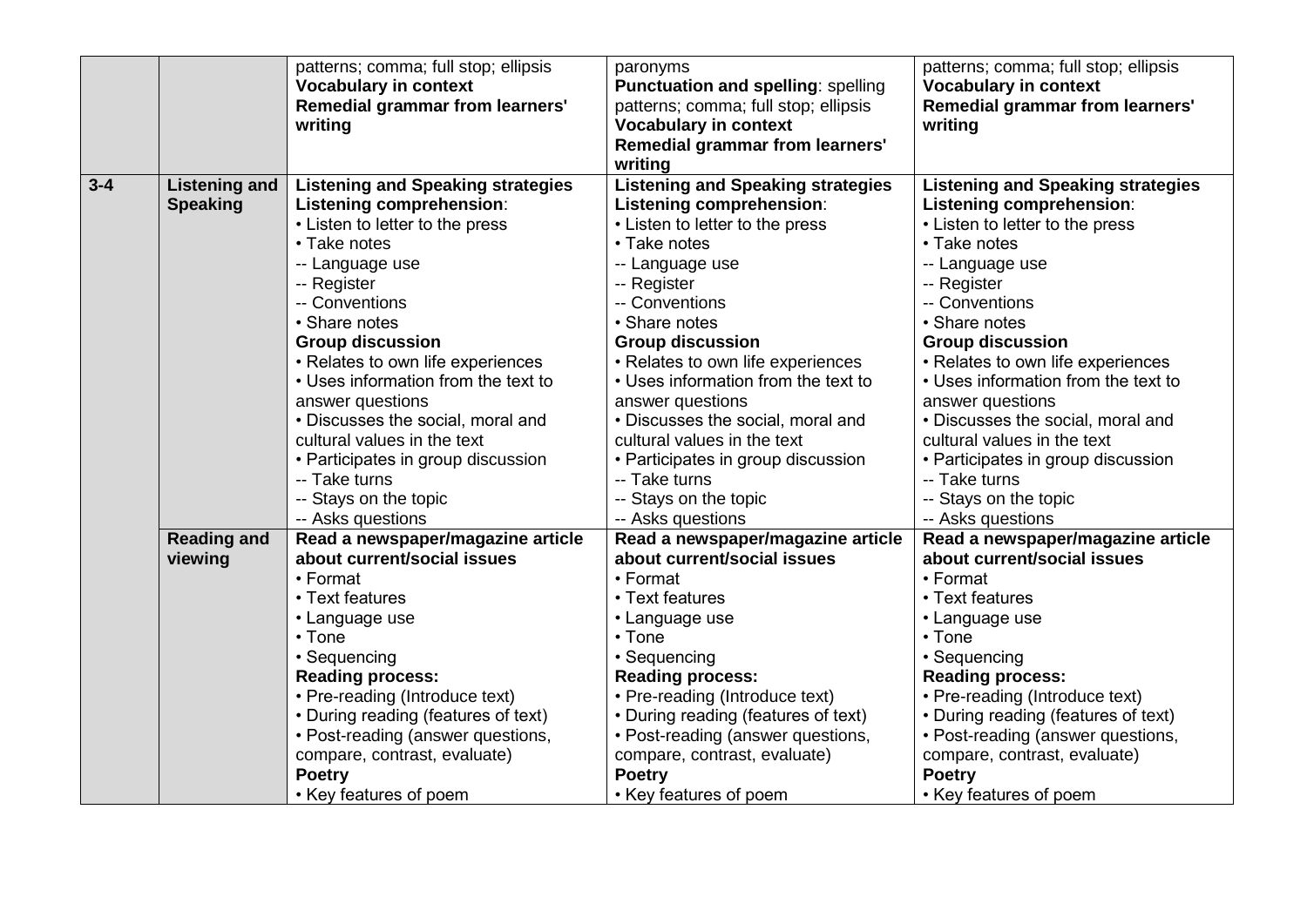| | | | | |
|---|---|---|---|---|
| | | patterns; comma; full stop; ellipsis<br>**Vocabulary in context**<br>**Remedial grammar from learners' writing** | paronyms<br>**Punctuation and spelling**: spelling patterns; comma; full stop; ellipsis<br>**Vocabulary in context**<br>**Remedial grammar from learners' writing** | patterns; comma; full stop; ellipsis<br>**Vocabulary in context**<br>**Remedial grammar from learners' writing** |
| **3-4** | **Listening and Speaking** | **Listening and Speaking strategies**<br>**Listening comprehension**:<br>• Listen to letter to the press<br>• Take notes<br>-- Language use<br>-- Register<br>-- Conventions<br>• Share notes<br>**Group discussion**<br>• Relates to own life experiences<br>• Uses information from the text to answer questions<br>• Discusses the social, moral and cultural values in the text<br>• Participates in group discussion<br>-- Take turns<br>-- Stays on the topic<br>-- Asks questions | **Listening and Speaking strategies**<br>**Listening comprehension**:<br>• Listen to letter to the press<br>• Take notes<br>-- Language use<br>-- Register<br>-- Conventions<br>• Share notes<br>**Group discussion**<br>• Relates to own life experiences<br>• Uses information from the text to answer questions<br>• Discusses the social, moral and cultural values in the text<br>• Participates in group discussion<br>-- Take turns<br>-- Stays on the topic<br>-- Asks questions | **Listening and Speaking strategies**<br>**Listening comprehension**:<br>• Listen to letter to the press<br>• Take notes<br>-- Language use<br>-- Register<br>-- Conventions<br>• Share notes<br>**Group discussion**<br>• Relates to own life experiences<br>• Uses information from the text to answer questions<br>• Discusses the social, moral and cultural values in the text<br>• Participates in group discussion<br>-- Take turns<br>-- Stays on the topic<br>-- Asks questions |
| | **Reading and viewing** | **Read a newspaper/magazine article about current/social issues**<br>• Format<br>• Text features<br>• Language use<br>• Tone<br>• Sequencing<br>**Reading process:**<br>• Pre-reading (Introduce text)<br>• During reading (features of text)<br>• Post-reading (answer questions, compare, contrast, evaluate)<br>**Poetry**<br>• Key features of poem | **Read a newspaper/magazine article about current/social issues**<br>• Format<br>• Text features<br>• Language use<br>• Tone<br>• Sequencing<br>**Reading process:**<br>• Pre-reading (Introduce text)<br>• During reading (features of text)<br>• Post-reading (answer questions, compare, contrast, evaluate)<br>**Poetry**<br>• Key features of poem | **Read a newspaper/magazine article about current/social issues**<br>• Format<br>• Text features<br>• Language use<br>• Tone<br>• Sequencing<br>**Reading process:**<br>• Pre-reading (Introduce text)<br>• During reading (features of text)<br>• Post-reading (answer questions, compare, contrast, evaluate)<br>**Poetry**<br>• Key features of poem |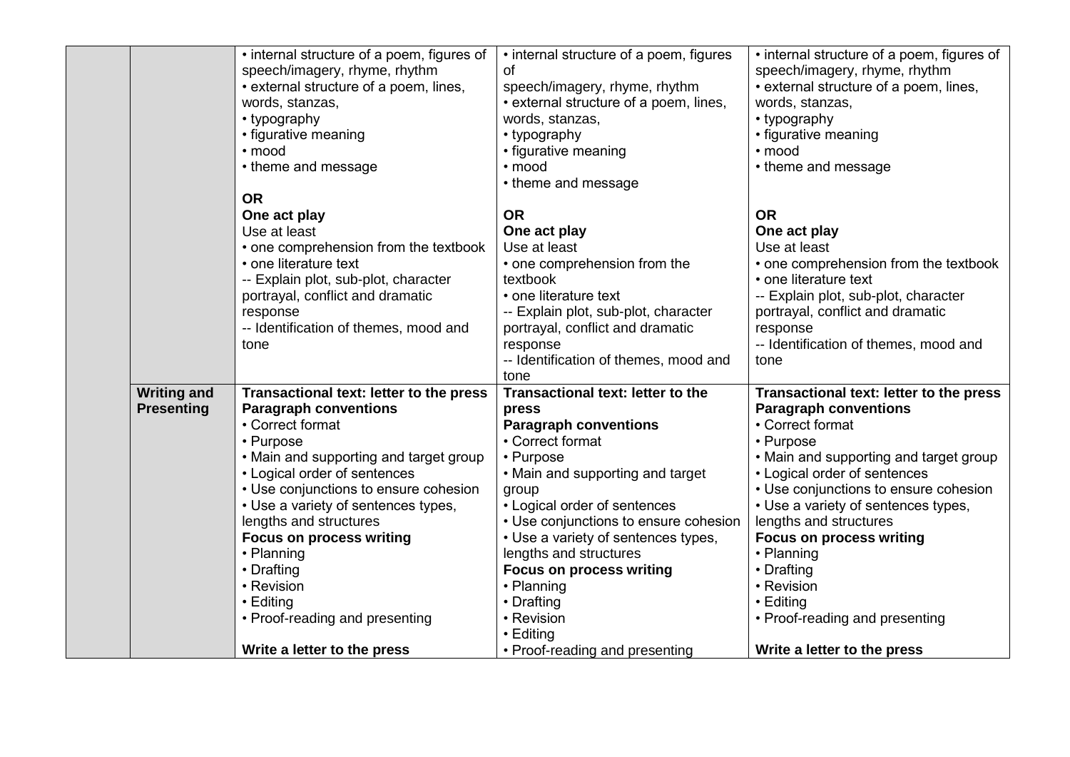| | | | | |
|---|---|---|---|---|
| | | • internal structure of a poem, figures of speech/imagery, rhyme, rhythm<br>• external structure of a poem, lines, words, stanzas,<br>• typography<br>• figurative meaning<br>• mood<br>• theme and message<br><br>**OR**<br>**One act play**<br>Use at least<br>• one comprehension from the textbook<br>• one literature text<br>-- Explain plot, sub-plot, character portrayal, conflict and dramatic response<br>-- Identification of themes, mood and tone | • internal structure of a poem, figures of speech/imagery, rhyme, rhythm<br>• external structure of a poem, lines, words, stanzas,<br>• typography<br>• figurative meaning<br>• mood<br>• theme and message<br><br>**OR**<br>**One act play**<br>Use at least<br>• one comprehension from the textbook<br>• one literature text<br>-- Explain plot, sub-plot, character portrayal, conflict and dramatic response<br>-- Identification of themes, mood and tone | • internal structure of a poem, figures of speech/imagery, rhyme, rhythm<br>• external structure of a poem, lines, words, stanzas,<br>• typography<br>• figurative meaning<br>• mood<br>• theme and message<br><br>**OR**<br>**One act play**<br>Use at least<br>• one comprehension from the textbook<br>• one literature text<br>-- Explain plot, sub-plot, character portrayal, conflict and dramatic response<br>-- Identification of themes, mood and tone |
| | **Writing and Presenting** | **Transactional text: letter to the press**<br>**Paragraph conventions**<br>• Correct format<br>• Purpose<br>• Main and supporting and target group<br>• Logical order of sentences<br>• Use conjunctions to ensure cohesion<br>• Use a variety of sentences types, lengths and structures<br>**Focus on process writing**<br>• Planning<br>• Drafting<br>• Revision<br>• Editing<br>• Proof-reading and presenting<br><br>**Write a letter to the press** | **Transactional text: letter to the press**<br>**Paragraph conventions**<br>• Correct format<br>• Purpose<br>• Main and supporting and target group<br>• Logical order of sentences<br>• Use conjunctions to ensure cohesion<br>• Use a variety of sentences types, lengths and structures<br>**Focus on process writing**<br>• Planning<br>• Drafting<br>• Revision<br>• Editing<br>• Proof-reading and presenting | **Transactional text: letter to the press**<br>**Paragraph conventions**<br>• Correct format<br>• Purpose<br>• Main and supporting and target group<br>• Logical order of sentences<br>• Use conjunctions to ensure cohesion<br>• Use a variety of sentences types, lengths and structures<br>**Focus on process writing**<br>• Planning<br>• Drafting<br>• Revision<br>• Editing<br>• Proof-reading and presenting<br><br>**Write a letter to the press** |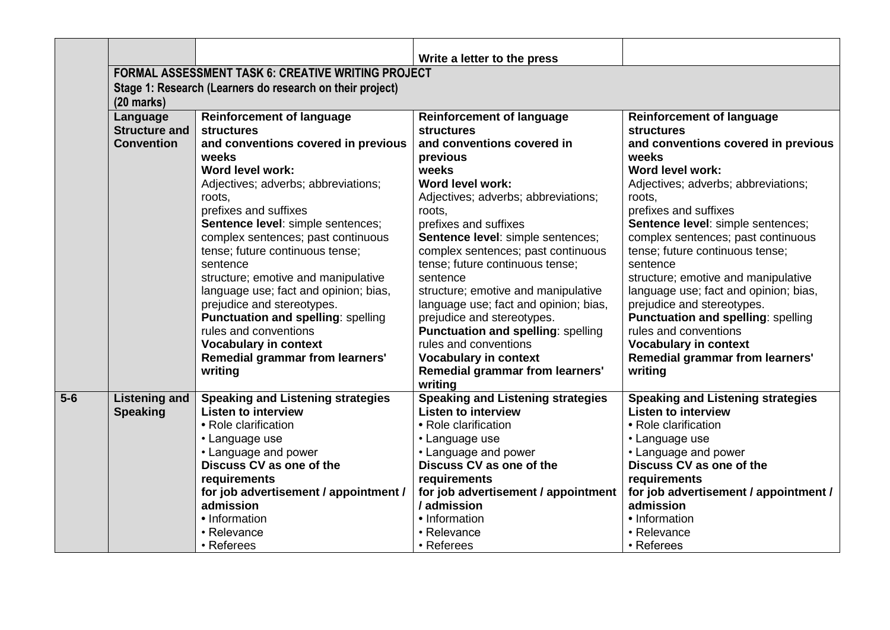| | | | | |
|---|---|---|---|---|
| | | | **Write a letter to the press** | |
| | **FORMAL ASSESSMENT TASK 6: CREATIVE WRITING PROJECT**<br>**Stage 1: Research (Learners do research on their project)**<br>**(20 marks)** | | | |
| | **Language Structure and Convention** | **Reinforcement of language structures and conventions covered in previous weeks**<br>**Word level work:**<br>Adjectives; adverbs; abbreviations; roots, prefixes and suffixes<br>**Sentence level**: simple sentences; complex sentences; past continuous tense; future continuous tense; sentence structure; emotive and manipulative language use; fact and opinion; bias, prejudice and stereotypes.<br>**Punctuation and spelling**: spelling rules and conventions<br>**Vocabulary in context**<br>**Remedial grammar from learners' writing** | **Reinforcement of language structures and conventions covered in previous weeks**<br>**Word level work:**<br>Adjectives; adverbs; abbreviations; roots, prefixes and suffixes<br>**Sentence level**: simple sentences; complex sentences; past continuous tense; future continuous tense; sentence structure; emotive and manipulative language use; fact and opinion; bias, prejudice and stereotypes.<br>**Punctuation and spelling**: spelling rules and conventions<br>**Vocabulary in context**<br>**Remedial grammar from learners' writing** | **Reinforcement of language structures and conventions covered in previous weeks**<br>**Word level work:**<br>Adjectives; adverbs; abbreviations; roots, prefixes and suffixes<br>**Sentence level**: simple sentences; complex sentences; past continuous tense; future continuous tense; sentence structure; emotive and manipulative language use; fact and opinion; bias, prejudice and stereotypes.<br>**Punctuation and spelling**: spelling rules and conventions<br>**Vocabulary in context**<br>**Remedial grammar from learners' writing** |
| **5-6** | **Listening and Speaking** | **Speaking and Listening strategies**<br>**Listen to interview**<br>• Role clarification<br>• Language use<br>• Language and power<br>**Discuss CV as one of the requirements for job advertisement / appointment / admission**<br>• Information<br>• Relevance<br>• Referees | **Speaking and Listening strategies**<br>**Listen to interview**<br>• Role clarification<br>• Language use<br>• Language and power<br>**Discuss CV as one of the requirements for job advertisement / appointment / admission**<br>• Information<br>• Relevance<br>• Referees | **Speaking and Listening strategies**<br>**Listen to interview**<br>• Role clarification<br>• Language use<br>• Language and power<br>**Discuss CV as one of the requirements for job advertisement / appointment / admission**<br>• Information<br>• Relevance<br>• Referees |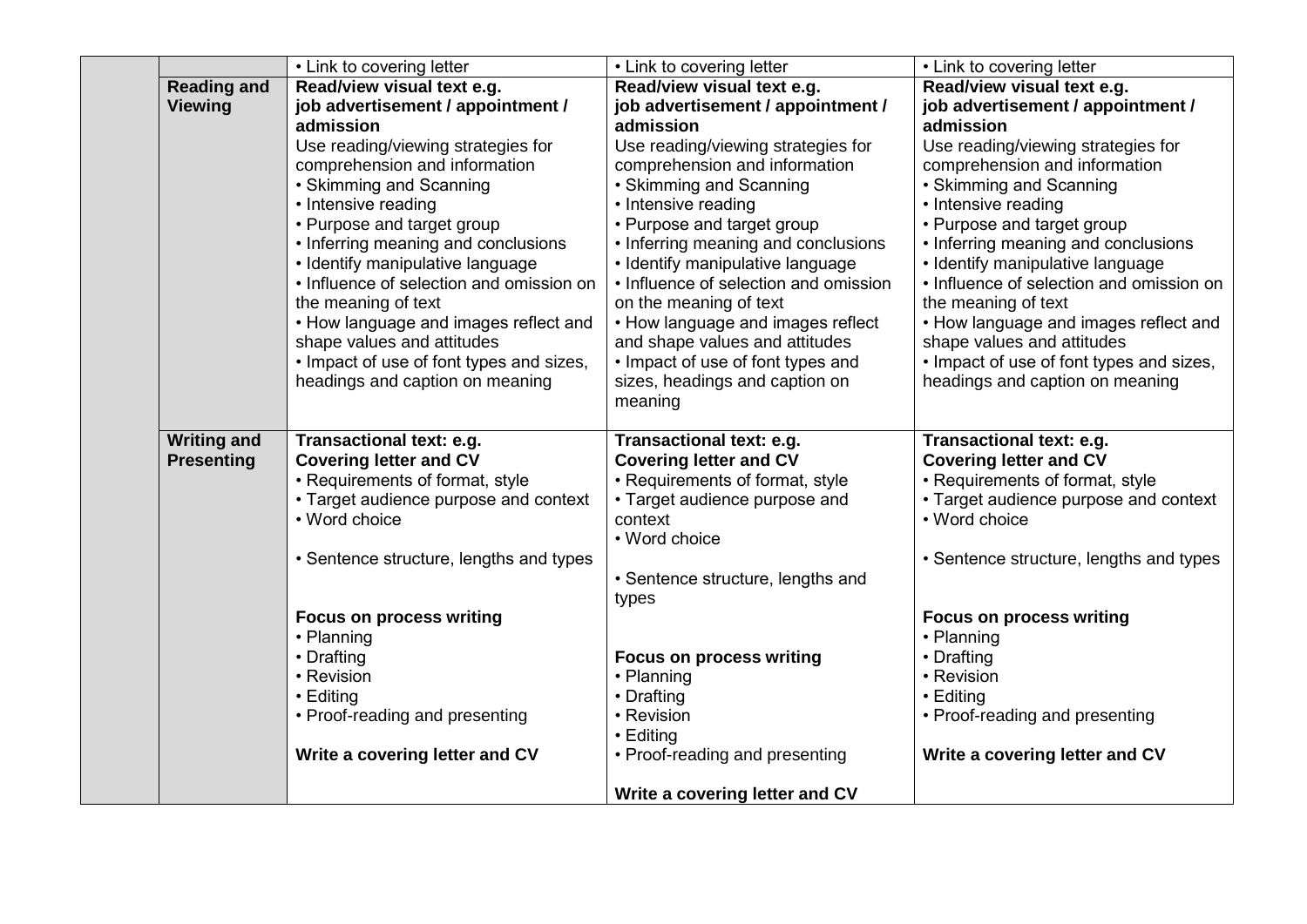| | | | | |
|---|---|---|---|---|
| | | • Link to covering letter | • Link to covering letter | • Link to covering letter |
| | **Reading and Viewing** | **Read/view visual text e.g. job advertisement / appointment / admission**<br>Use reading/viewing strategies for comprehension and information<br>• Skimming and Scanning<br>• Intensive reading<br>• Purpose and target group<br>• Inferring meaning and conclusions<br>• Identify manipulative language<br>• Influence of selection and omission on the meaning of text<br>• How language and images reflect and shape values and attitudes<br>• Impact of use of font types and sizes, headings and caption on meaning | **Read/view visual text e.g. job advertisement / appointment / admission**<br>Use reading/viewing strategies for comprehension and information<br>• Skimming and Scanning<br>• Intensive reading<br>• Purpose and target group<br>• Inferring meaning and conclusions<br>• Identify manipulative language<br>• Influence of selection and omission on the meaning of text<br>• How language and images reflect and shape values and attitudes<br>• Impact of use of font types and sizes, headings and caption on meaning | **Read/view visual text e.g. job advertisement / appointment / admission**<br>Use reading/viewing strategies for comprehension and information<br>• Skimming and Scanning<br>• Intensive reading<br>• Purpose and target group<br>• Inferring meaning and conclusions<br>• Identify manipulative language<br>• Influence of selection and omission on the meaning of text<br>• How language and images reflect and shape values and attitudes<br>• Impact of use of font types and sizes, headings and caption on meaning |
| | **Writing and Presenting** | **Transactional text: e.g. Covering letter and CV**<br>• Requirements of format, style<br>• Target audience purpose and context<br>• Word choice<br>• Sentence structure, lengths and types<br>**Focus on process writing**<br>• Planning<br>• Drafting<br>• Revision<br>• Editing<br>• Proof-reading and presenting<br>**Write a covering letter and CV** | **Transactional text: e.g. Covering letter and CV**<br>• Requirements of format, style<br>• Target audience purpose and context<br>• Word choice<br>• Sentence structure, lengths and types<br>**Focus on process writing**<br>• Planning<br>• Drafting<br>• Revision<br>• Editing<br>• Proof-reading and presenting<br>**Write a covering letter and CV** | **Transactional text: e.g. Covering letter and CV**<br>• Requirements of format, style<br>• Target audience purpose and context<br>• Word choice<br>• Sentence structure, lengths and types<br>**Focus on process writing**<br>• Planning<br>• Drafting<br>• Revision<br>• Editing<br>• Proof-reading and presenting<br>**Write a covering letter and CV** |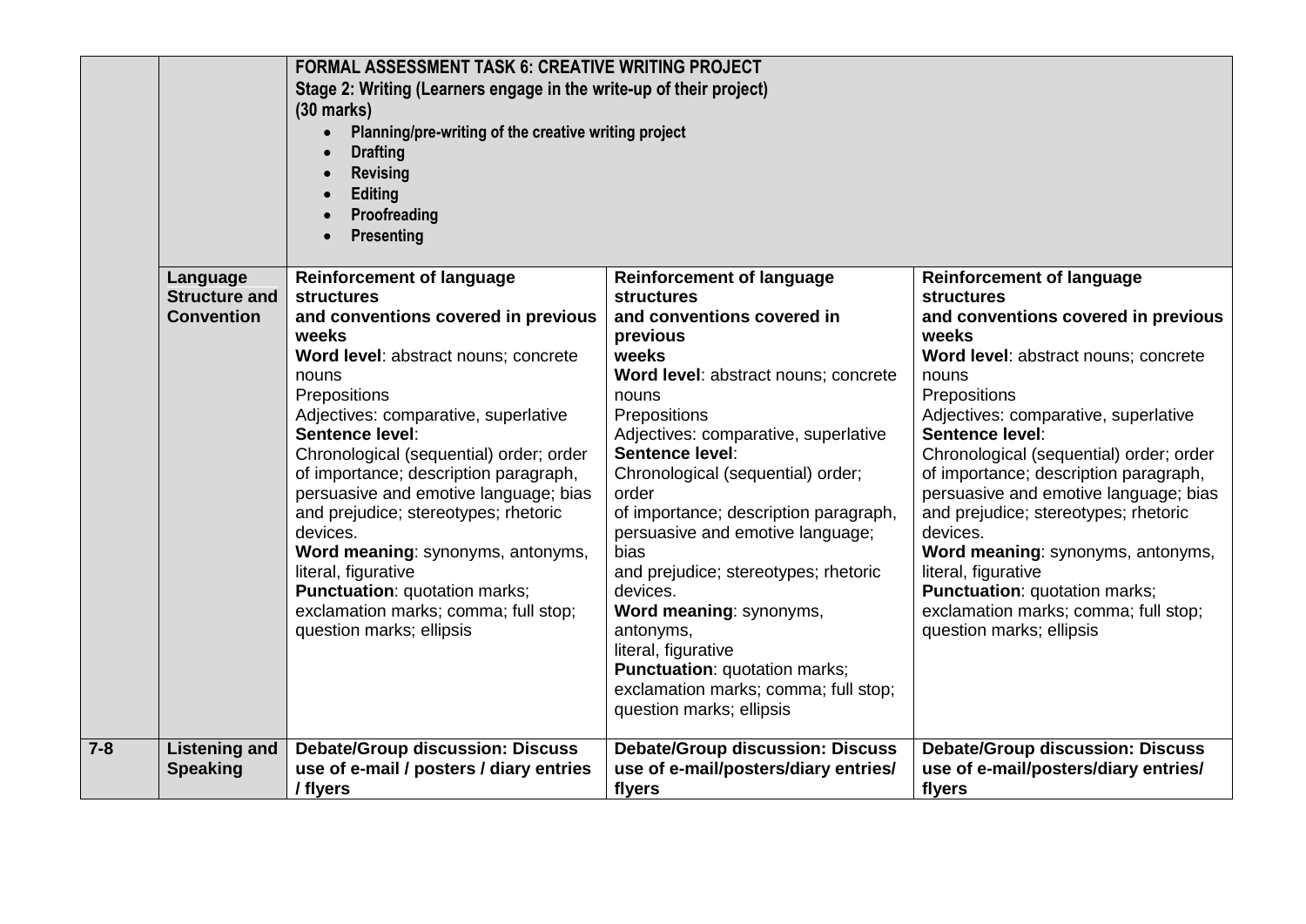| | | | | |
|---|---|---|---|---|
| | | **FORMAL ASSESSMENT TASK 6: CREATIVE WRITING PROJECT**<br>**Stage 2: Writing (Learners engage in the write-up of their project)**<br>**(30 marks)**<br>• **Planning/pre-writing of the creative writing project**<br>• **Drafting**<br>• **Revising**<br>• **Editing**<br>• **Proofreading**<br>• **Presenting** | | |
| | **Language Structure and Convention** | **Reinforcement of language structures and conventions covered in previous weeks**<br>**Word level**: abstract nouns; concrete nouns<br>Prepositions<br>Adjectives: comparative, superlative<br>**Sentence level**:<br>Chronological (sequential) order; order of importance; description paragraph, persuasive and emotive language; bias and prejudice; stereotypes; rhetoric devices.<br>**Word meaning**: synonyms, antonyms, literal, figurative<br>**Punctuation**: quotation marks; exclamation marks; comma; full stop; question marks; ellipsis | **Reinforcement of language structures and conventions covered in previous weeks**<br>**Word level**: abstract nouns; concrete nouns<br>Prepositions<br>Adjectives: comparative, superlative<br>**Sentence level**:<br>Chronological (sequential) order; order of importance; description paragraph, persuasive and emotive language; bias and prejudice; stereotypes; rhetoric devices.<br>**Word meaning**: synonyms, antonyms, literal, figurative<br>**Punctuation**: quotation marks; exclamation marks; comma; full stop; question marks; ellipsis | **Reinforcement of language structures and conventions covered in previous weeks**<br>**Word level**: abstract nouns; concrete nouns<br>Prepositions<br>Adjectives: comparative, superlative<br>**Sentence level**:<br>Chronological (sequential) order; order of importance; description paragraph, persuasive and emotive language; bias and prejudice; stereotypes; rhetoric devices.<br>**Word meaning**: synonyms, antonyms, literal, figurative<br>**Punctuation**: quotation marks; exclamation marks; comma; full stop; question marks; ellipsis |
| **7-8** | **Listening and Speaking** | **Debate/Group discussion: Discuss use of e-mail / posters / diary entries / flyers** | **Debate/Group discussion: Discuss use of e-mail/posters/diary entries/ flyers** | **Debate/Group discussion: Discuss use of e-mail/posters/diary entries/ flyers** |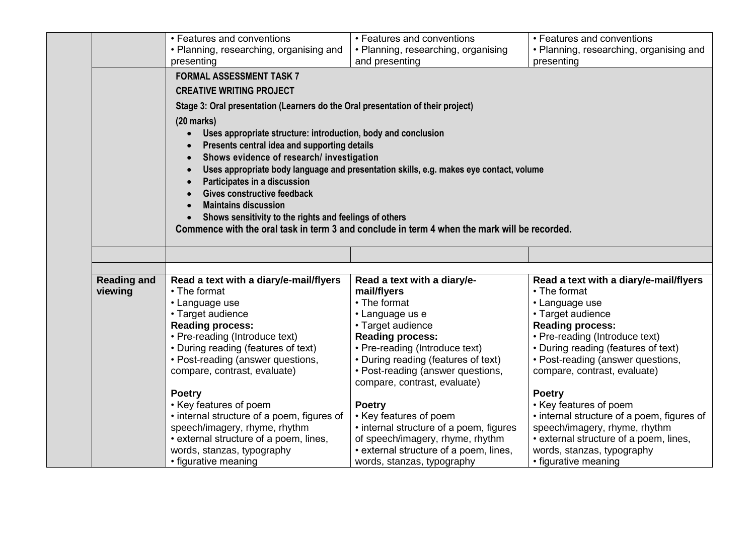| | | | | |
|---|---|---|---|---|
| | | • Features and conventions<br>• Planning, researching, organising and presenting | • Features and conventions<br>• Planning, researching, organising and presenting | • Features and conventions<br>• Planning, researching, organising and presenting |
| | | **FORMAL ASSESSMENT TASK 7**<br><br>**CREATIVE WRITING PROJECT**<br><br>**Stage 3: Oral presentation (Learners do the Oral presentation of their project)**<br><br>**(20 marks)**<br>• **Uses appropriate structure: introduction, body and conclusion**<br>• **Presents central idea and supporting details**<br>• **Shows evidence of research/ investigation**<br>• **Uses appropriate body language and presentation skills, e.g. makes eye contact, volume**<br>• **Participates in a discussion**<br>• **Gives constructive feedback**<br>• **Maintains discussion**<br>• **Shows sensitivity to the rights and feelings of others**<br>**Commence with the oral task in term 3 and conclude in term 4 when the mark will be recorded.** | | |
| | | | | |
| | | | | |
| | **Reading and viewing** | **Read a text with a diary/e-mail/flyers**<br>• The format<br>• Language use<br>• Target audience<br>**Reading process:**<br>• Pre-reading (Introduce text)<br>• During reading (features of text)<br>• Post-reading (answer questions, compare, contrast, evaluate)<br><br>**Poetry**<br>• Key features of poem<br>• internal structure of a poem, figures of speech/imagery, rhyme, rhythm<br>• external structure of a poem, lines, words, stanzas, typography<br>• figurative meaning | **Read a text with a diary/e-mail/flyers**<br>• The format<br>• Language us e<br>• Target audience<br>**Reading process:**<br>• Pre-reading (Introduce text)<br>• During reading (features of text)<br>• Post-reading (answer questions, compare, contrast, evaluate)<br><br>**Poetry**<br>• Key features of poem<br>• internal structure of a poem, figures of speech/imagery, rhyme, rhythm<br>• external structure of a poem, lines, words, stanzas, typography | **Read a text with a diary/e-mail/flyers**<br>• The format<br>• Language use<br>• Target audience<br>**Reading process:**<br>• Pre-reading (Introduce text)<br>• During reading (features of text)<br>• Post-reading (answer questions, compare, contrast, evaluate)<br><br>**Poetry**<br>• Key features of poem<br>• internal structure of a poem, figures of speech/imagery, rhyme, rhythm<br>• external structure of a poem, lines, words, stanzas, typography<br>• figurative meaning |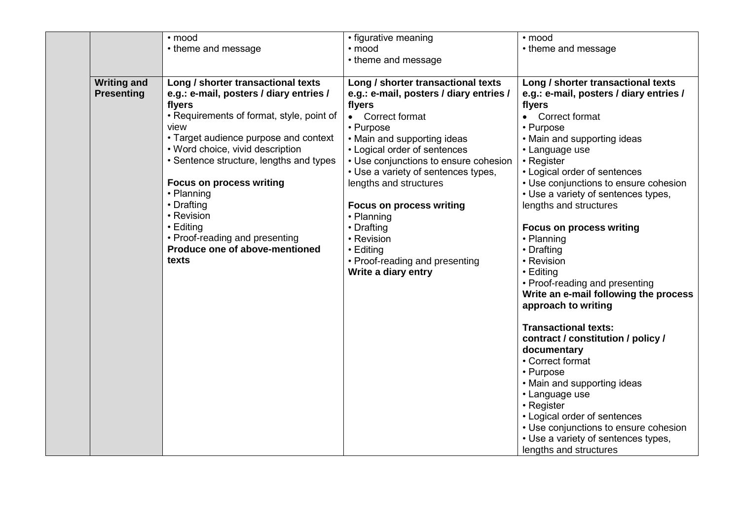| | | | | |
|---|---|---|---|---|
| | | • mood<br>• theme and message | • figurative meaning<br>• mood<br>• theme and message | • mood<br>• theme and message |
| | **Writing and Presenting** | **Long / shorter transactional texts e.g.: e-mail, posters / diary entries / flyers**<br>• Requirements of format, style, point of view<br>• Target audience purpose and context<br>• Word choice, vivid description<br>• Sentence structure, lengths and types<br><br>**Focus on process writing**<br>• Planning<br>• Drafting<br>• Revision<br>• Editing<br>• Proof-reading and presenting<br>**Produce one of above-mentioned texts** | **Long / shorter transactional texts e.g.: e-mail, posters / diary entries / flyers**<br>• Correct format<br>• Purpose<br>• Main and supporting ideas<br>• Logical order of sentences<br>• Use conjunctions to ensure cohesion<br>• Use a variety of sentences types, lengths and structures<br><br>**Focus on process writing**<br>• Planning<br>• Drafting<br>• Revision<br>• Editing<br>• Proof-reading and presenting<br>**Write a diary entry** | **Long / shorter transactional texts e.g.: e-mail, posters / diary entries / flyers**<br>• Correct format<br>• Purpose<br>• Main and supporting ideas<br>• Language use<br>• Register<br>• Logical order of sentences<br>• Use conjunctions to ensure cohesion<br>• Use a variety of sentences types, lengths and structures<br><br>**Focus on process writing**<br>• Planning<br>• Drafting<br>• Revision<br>• Editing<br>• Proof-reading and presenting<br>**Write an e-mail following the process approach to writing**<br><br>**Transactional texts: contract / constitution / policy / documentary**<br>• Correct format<br>• Purpose<br>• Main and supporting ideas<br>• Language use<br>• Register<br>• Logical order of sentences<br>• Use conjunctions to ensure cohesion<br>• Use a variety of sentences types, lengths and structures |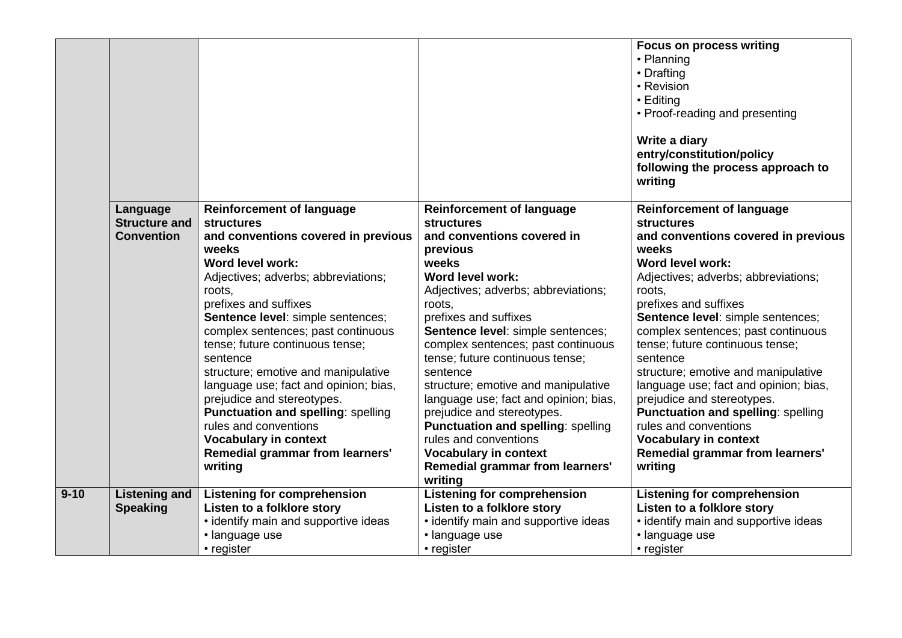| | | | | |
|---|---|---|---|---|
| | | | | **Focus on process writing**<br>• Planning<br>• Drafting<br>• Revision<br>• Editing<br>• Proof-reading and presenting<br><br>**Write a diary entry/constitution/policy following the process approach to writing** |
| | **Language Structure and Convention** | **Reinforcement of language structures and conventions covered in previous weeks**<br>**Word level work:**<br>Adjectives; adverbs; abbreviations; roots, prefixes and suffixes<br>**Sentence level**: simple sentences; complex sentences; past continuous tense; future continuous tense; sentence structure; emotive and manipulative language use; fact and opinion; bias, prejudice and stereotypes.<br>**Punctuation and spelling**: spelling rules and conventions<br>**Vocabulary in context**<br>**Remedial grammar from learners' writing** | **Reinforcement of language structures and conventions covered in previous weeks**<br>**Word level work:**<br>Adjectives; adverbs; abbreviations; roots, prefixes and suffixes<br>**Sentence level**: simple sentences; complex sentences; past continuous tense; future continuous tense; sentence structure; emotive and manipulative language use; fact and opinion; bias, prejudice and stereotypes.<br>**Punctuation and spelling**: spelling rules and conventions<br>**Vocabulary in context**<br>**Remedial grammar from learners' writing** | **Reinforcement of language structures and conventions covered in previous weeks**<br>**Word level work:**<br>Adjectives; adverbs; abbreviations; roots, prefixes and suffixes<br>**Sentence level**: simple sentences; complex sentences; past continuous tense; future continuous tense; sentence structure; emotive and manipulative language use; fact and opinion; bias, prejudice and stereotypes.<br>**Punctuation and spelling**: spelling rules and conventions<br>**Vocabulary in context**<br>**Remedial grammar from learners' writing** |
| **9-10** | **Listening and Speaking** | **Listening for comprehension**<br>**Listen to a folklore story**<br>• identify main and supportive ideas<br>• language use<br>• register | **Listening for comprehension**<br>**Listen to a folklore story**<br>• identify main and supportive ideas<br>• language use<br>• register | **Listening for comprehension**<br>**Listen to a folklore story**<br>• identify main and supportive ideas<br>• language use<br>• register |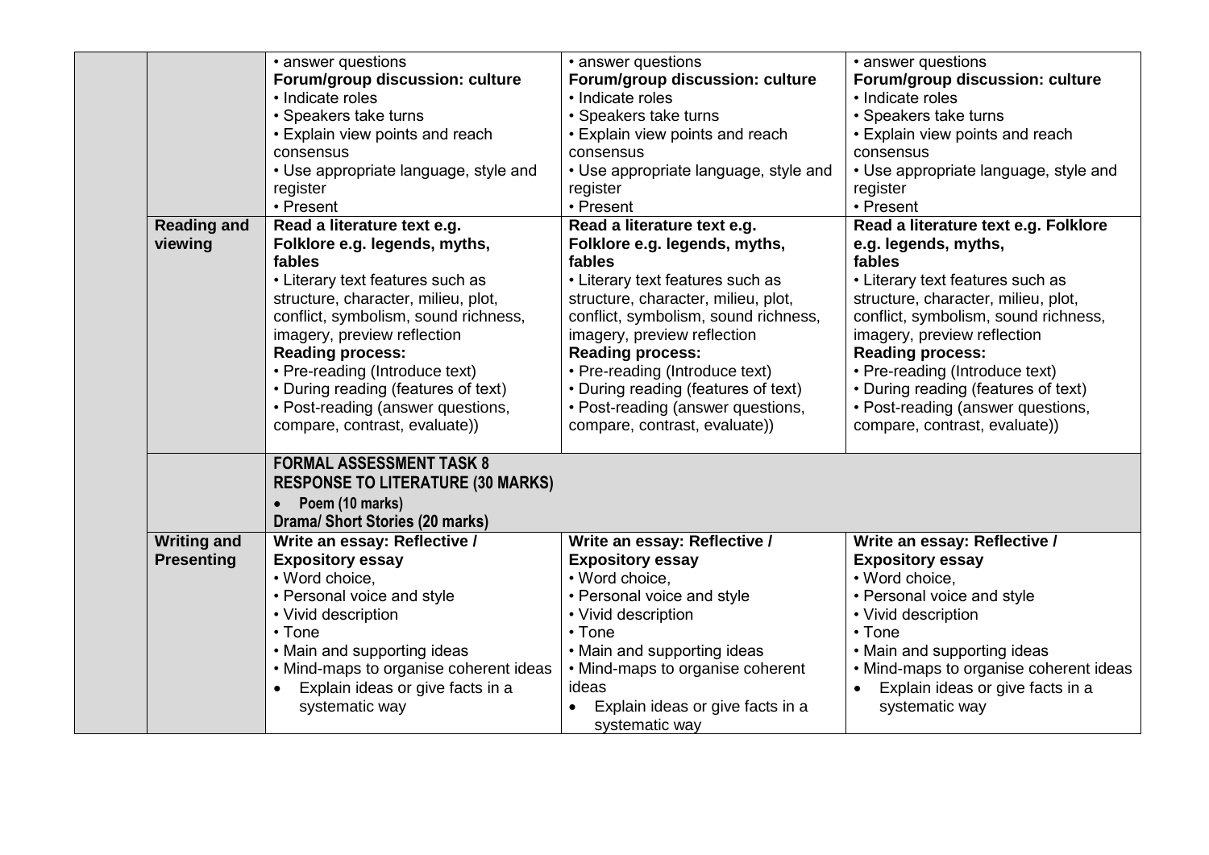| | | | | |
|---|---|---|---|---|
| | | • answer questions<br>**Forum/group discussion: culture**<br>• Indicate roles<br>• Speakers take turns<br>• Explain view points and reach consensus<br>• Use appropriate language, style and register<br>• Present | • answer questions<br>**Forum/group discussion: culture**<br>• Indicate roles<br>• Speakers take turns<br>• Explain view points and reach consensus<br>• Use appropriate language, style and register<br>• Present | • answer questions<br>**Forum/group discussion: culture**<br>• Indicate roles<br>• Speakers take turns<br>• Explain view points and reach consensus<br>• Use appropriate language, style and register<br>• Present |
| | **Reading and viewing** | **Read a literature text e.g. Folklore e.g. legends, myths, fables**<br>• Literary text features such as structure, character, milieu, plot, conflict, symbolism, sound richness, imagery, preview reflection<br>**Reading process:**<br>• Pre-reading (Introduce text)<br>• During reading (features of text)<br>• Post-reading (answer questions, compare, contrast, evaluate)) | **Read a literature text e.g. Folklore e.g. legends, myths, fables**<br>• Literary text features such as structure, character, milieu, plot, conflict, symbolism, sound richness, imagery, preview reflection<br>**Reading process:**<br>• Pre-reading (Introduce text)<br>• During reading (features of text)<br>• Post-reading (answer questions, compare, contrast, evaluate)) | **Read a literature text e.g. Folklore e.g. legends, myths, fables**<br>• Literary text features such as structure, character, milieu, plot, conflict, symbolism, sound richness, imagery, preview reflection<br>**Reading process:**<br>• Pre-reading (Introduce text)<br>• During reading (features of text)<br>• Post-reading (answer questions, compare, contrast, evaluate)) |
| | | **FORMAL ASSESSMENT TASK 8**<br>**RESPONSE TO LITERATURE (30 MARKS)**<br>• **Poem (10 marks)**<br>**Drama/ Short Stories (20 marks)** | | |
| | **Writing and Presenting** | **Write an essay: Reflective / Expository essay**<br>• Word choice,<br>• Personal voice and style<br>• Vivid description<br>• Tone<br>• Main and supporting ideas<br>• Mind-maps to organise coherent ideas<br>• Explain ideas or give facts in a systematic way | **Write an essay: Reflective / Expository essay**<br>• Word choice,<br>• Personal voice and style<br>• Vivid description<br>• Tone<br>• Main and supporting ideas<br>• Mind-maps to organise coherent ideas<br>• Explain ideas or give facts in a systematic way | **Write an essay: Reflective / Expository essay**<br>• Word choice,<br>• Personal voice and style<br>• Vivid description<br>• Tone<br>• Main and supporting ideas<br>• Mind-maps to organise coherent ideas<br>• Explain ideas or give facts in a systematic way |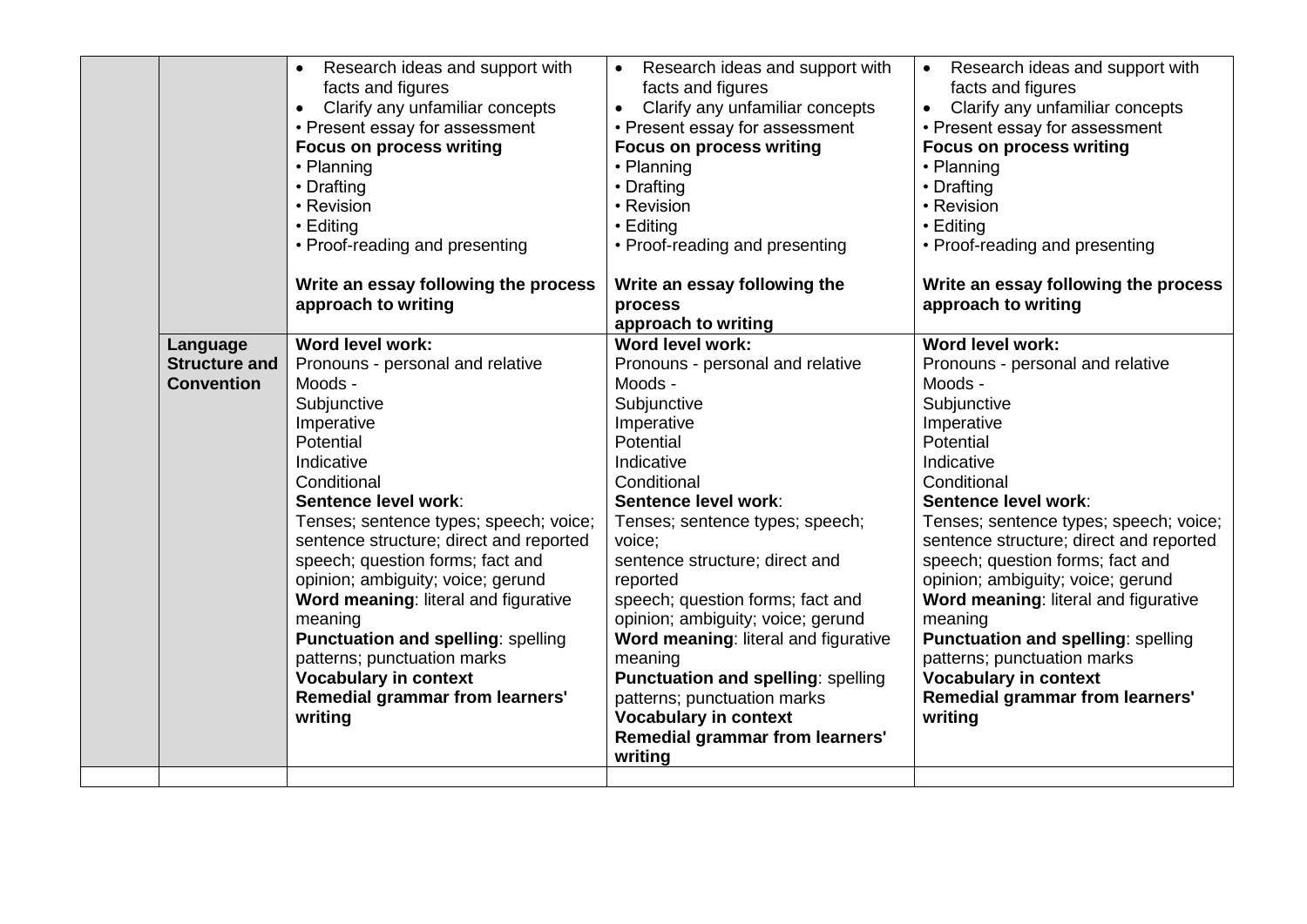| | | | | |
|---|---|---|---|---|
| | | • Research ideas and support with facts and figures<br>• Clarify any unfamiliar concepts<br>• Present essay for assessment<br>**Focus on process writing**<br>• Planning<br>• Drafting<br>• Revision<br>• Editing<br>• Proof-reading and presenting<br><br>**Write an essay following the process approach to writing** | • Research ideas and support with facts and figures<br>• Clarify any unfamiliar concepts<br>• Present essay for assessment<br>**Focus on process writing**<br>• Planning<br>• Drafting<br>• Revision<br>• Editing<br>• Proof-reading and presenting<br><br>**Write an essay following the process approach to writing** | • Research ideas and support with facts and figures<br>• Clarify any unfamiliar concepts<br>• Present essay for assessment<br>**Focus on process writing**<br>• Planning<br>• Drafting<br>• Revision<br>• Editing<br>• Proof-reading and presenting<br><br>**Write an essay following the process approach to writing** |
| | **Language Structure and Convention** | **Word level work:**<br>Pronouns - personal and relative<br>Moods -<br>Subjunctive<br>Imperative<br>Potential<br>Indicative<br>Conditional<br>**Sentence level work**:<br>Tenses; sentence types; speech; voice; sentence structure; direct and reported speech; question forms; fact and opinion; ambiguity; voice; gerund<br>**Word meaning**: literal and figurative meaning<br>**Punctuation and spelling**: spelling patterns; punctuation marks<br>**Vocabulary in context**<br>**Remedial grammar from learners' writing** | **Word level work:**<br>Pronouns - personal and relative<br>Moods -<br>Subjunctive<br>Imperative<br>Potential<br>Indicative<br>Conditional<br>**Sentence level work**:<br>Tenses; sentence types; speech; voice; sentence structure; direct and reported speech; question forms; fact and opinion; ambiguity; voice; gerund<br>**Word meaning**: literal and figurative meaning<br>**Punctuation and spelling**: spelling patterns; punctuation marks<br>**Vocabulary in context**<br>**Remedial grammar from learners' writing** | **Word level work:**<br>Pronouns - personal and relative<br>Moods -<br>Subjunctive<br>Imperative<br>Potential<br>Indicative<br>Conditional<br>**Sentence level work**:<br>Tenses; sentence types; speech; voice; sentence structure; direct and reported speech; question forms; fact and opinion; ambiguity; voice; gerund<br>**Word meaning**: literal and figurative meaning<br>**Punctuation and spelling**: spelling patterns; punctuation marks<br>**Vocabulary in context**<br>**Remedial grammar from learners' writing** |
| | | | | |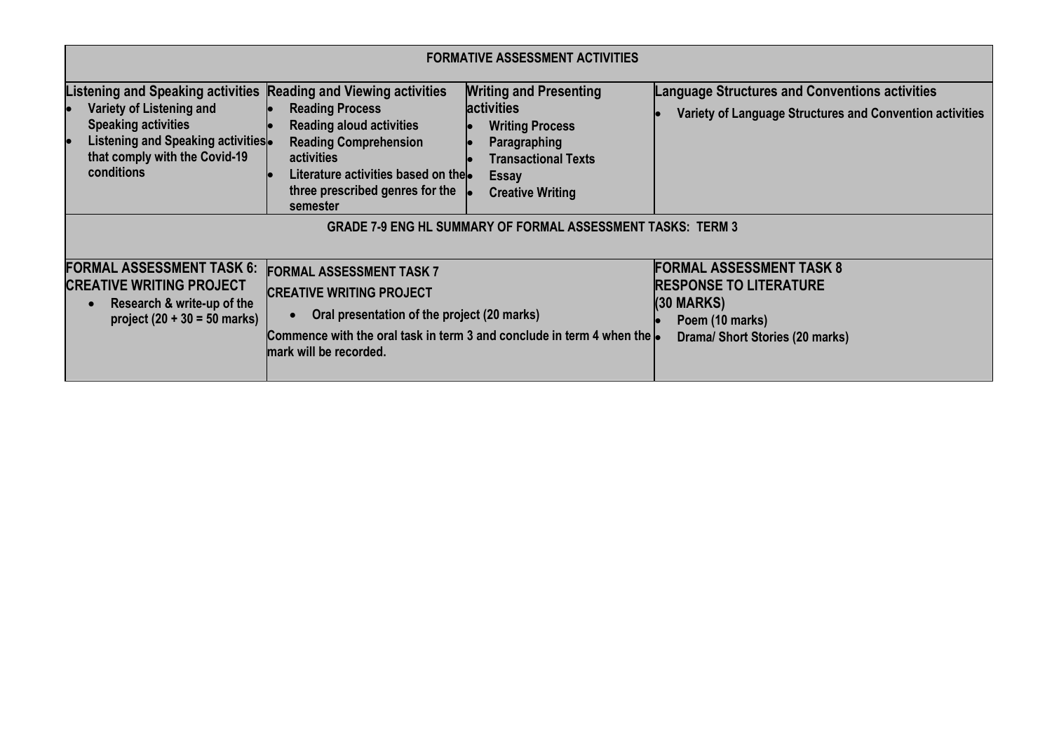| FORMATIVE ASSESSMENT ACTIVITIES | | | |
|---|---|---|---|
| **Listening and Speaking activities**<br>• Variety of Listening and Speaking activities<br>• Listening and Speaking activities that comply with the Covid-19 conditions | **Reading and Viewing activities**<br>• Reading Process<br>• Reading aloud activities<br>• Reading Comprehension activities<br>• Literature activities based on the three prescribed genres for the semester | **Writing and Presenting activities**<br>• Writing Process<br>• Paragraphing<br>• Transactional Texts<br>• Essay<br>• Creative Writing | **Language Structures and Conventions activities**<br>• Variety of Language Structures and Convention activities |

| GRADE 7-9 ENG HL SUMMARY OF FORMAL ASSESSMENT TASKS: TERM 3 | | |
|---|---|---|
| **FORMAL ASSESSMENT TASK 6: CREATIVE WRITING PROJECT**<br>• Research & write-up of the project (20 + 30 = 50 marks) | **FORMAL ASSESSMENT TASK 7**<br>**CREATIVE WRITING PROJECT**<br>• Oral presentation of the project (20 marks)<br>Commence with the oral task in term 3 and conclude in term 4 when the mark will be recorded. | **FORMAL ASSESSMENT TASK 8**<br>**RESPONSE TO LITERATURE**<br>**(30 MARKS)**<br>• Poem (10 marks)<br>• Drama/ Short Stories (20 marks) |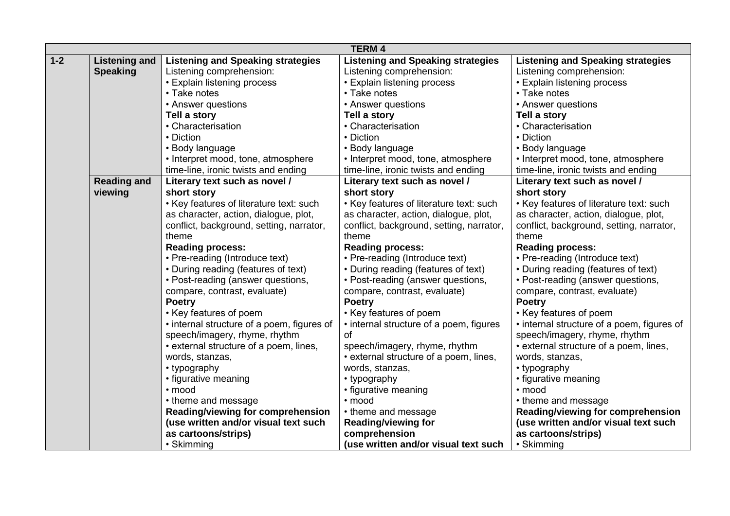| TERM 4 | | | | |
|---|---|---|---|---|
| **1-2** | **Listening and Speaking** | **Listening and Speaking strategies**<br>Listening comprehension:<br>• Explain listening process<br>• Take notes<br>• Answer questions<br>**Tell a story**<br>• Characterisation<br>• Diction<br>• Body language<br>• Interpret mood, tone, atmosphere time-line, ironic twists and ending | **Listening and Speaking strategies**<br>Listening comprehension:<br>• Explain listening process<br>• Take notes<br>• Answer questions<br>**Tell a story**<br>• Characterisation<br>• Diction<br>• Body language<br>• Interpret mood, tone, atmosphere time-line, ironic twists and ending | **Listening and Speaking strategies**<br>Listening comprehension:<br>• Explain listening process<br>• Take notes<br>• Answer questions<br>**Tell a story**<br>• Characterisation<br>• Diction<br>• Body language<br>• Interpret mood, tone, atmosphere time-line, ironic twists and ending |
| | **Reading and viewing** | **Literary text such as novel / short story**<br>• Key features of literature text: such as character, action, dialogue, plot, conflict, background, setting, narrator, theme<br>**Reading process:**<br>• Pre-reading (Introduce text)<br>• During reading (features of text)<br>• Post-reading (answer questions, compare, contrast, evaluate)<br>**Poetry**<br>• Key features of poem<br>• internal structure of a poem, figures of speech/imagery, rhyme, rhythm<br>• external structure of a poem, lines, words, stanzas,<br>• typography<br>• figurative meaning<br>• mood<br>• theme and message<br>**Reading/viewing for comprehension (use written and/or visual text such as cartoons/strips)**<br>• Skimming | **Literary text such as novel / short story**<br>• Key features of literature text: such as character, action, dialogue, plot, conflict, background, setting, narrator, theme<br>**Reading process:**<br>• Pre-reading (Introduce text)<br>• During reading (features of text)<br>• Post-reading (answer questions, compare, contrast, evaluate)<br>**Poetry**<br>• Key features of poem<br>• internal structure of a poem, figures of speech/imagery, rhyme, rhythm<br>• external structure of a poem, lines, words, stanzas,<br>• typography<br>• figurative meaning<br>• mood<br>• theme and message<br>**Reading/viewing for comprehension (use written and/or visual text such** | **Literary text such as novel / short story**<br>• Key features of literature text: such as character, action, dialogue, plot, conflict, background, setting, narrator, theme<br>**Reading process:**<br>• Pre-reading (Introduce text)<br>• During reading (features of text)<br>• Post-reading (answer questions, compare, contrast, evaluate)<br>**Poetry**<br>• Key features of poem<br>• internal structure of a poem, figures of speech/imagery, rhyme, rhythm<br>• external structure of a poem, lines, words, stanzas,<br>• typography<br>• figurative meaning<br>• mood<br>• theme and message<br>**Reading/viewing for comprehension (use written and/or visual text such as cartoons/strips)**<br>• Skimming |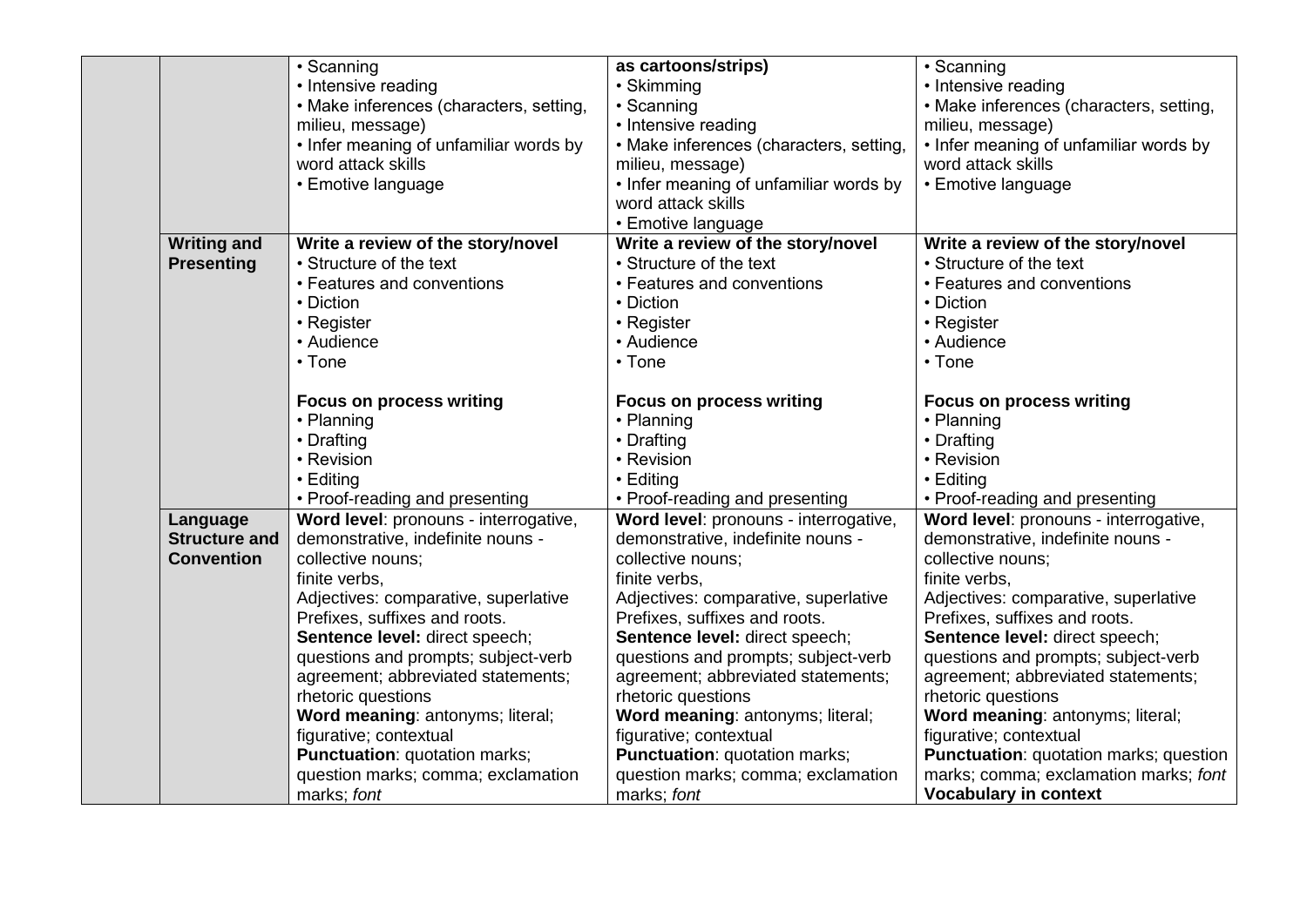| | | | | |
|---|---|---|---|---|
| | | • Scanning<br>• Intensive reading<br>• Make inferences (characters, setting, milieu, message)<br>• Infer meaning of unfamiliar words by word attack skills<br>• Emotive language | **as cartoons/strips)**<br>• Skimming<br>• Scanning<br>• Intensive reading<br>• Make inferences (characters, setting, milieu, message)<br>• Infer meaning of unfamiliar words by word attack skills<br>• Emotive language | • Scanning<br>• Intensive reading<br>• Make inferences (characters, setting, milieu, message)<br>• Infer meaning of unfamiliar words by word attack skills<br>• Emotive language |
| | **Writing and Presenting** | **Write a review of the story/novel**<br>• Structure of the text<br>• Features and conventions<br>• Diction<br>• Register<br>• Audience<br>• Tone<br><br>**Focus on process writing**<br>• Planning<br>• Drafting<br>• Revision<br>• Editing<br>• Proof-reading and presenting | **Write a review of the story/novel**<br>• Structure of the text<br>• Features and conventions<br>• Diction<br>• Register<br>• Audience<br>• Tone<br><br>**Focus on process writing**<br>• Planning<br>• Drafting<br>• Revision<br>• Editing<br>• Proof-reading and presenting | **Write a review of the story/novel**<br>• Structure of the text<br>• Features and conventions<br>• Diction<br>• Register<br>• Audience<br>• Tone<br><br>**Focus on process writing**<br>• Planning<br>• Drafting<br>• Revision<br>• Editing<br>• Proof-reading and presenting |
| | **Language Structure and Convention** | **Word level**: pronouns - interrogative, demonstrative, indefinite nouns - collective nouns;<br>finite verbs,<br>Adjectives: comparative, superlative<br>Prefixes, suffixes and roots.<br>**Sentence level:** direct speech; questions and prompts; subject-verb agreement; abbreviated statements; rhetoric questions<br>**Word meaning**: antonyms; literal; figurative; contextual<br>**Punctuation**: quotation marks; question marks; comma; exclamation marks; *font* | **Word level**: pronouns - interrogative, demonstrative, indefinite nouns - collective nouns;<br>finite verbs,<br>Adjectives: comparative, superlative<br>Prefixes, suffixes and roots.<br>**Sentence level:** direct speech; questions and prompts; subject-verb agreement; abbreviated statements; rhetoric questions<br>**Word meaning**: antonyms; literal; figurative; contextual<br>**Punctuation**: quotation marks; question marks; comma; exclamation marks; *font* | **Word level**: pronouns - interrogative, demonstrative, indefinite nouns - collective nouns;<br>finite verbs,<br>Adjectives: comparative, superlative<br>Prefixes, suffixes and roots.<br>**Sentence level:** direct speech; questions and prompts; subject-verb agreement; abbreviated statements; rhetoric questions<br>**Word meaning**: antonyms; literal; figurative; contextual<br>**Punctuation**: quotation marks; question marks; comma; exclamation marks; *font*<br>**Vocabulary in context** |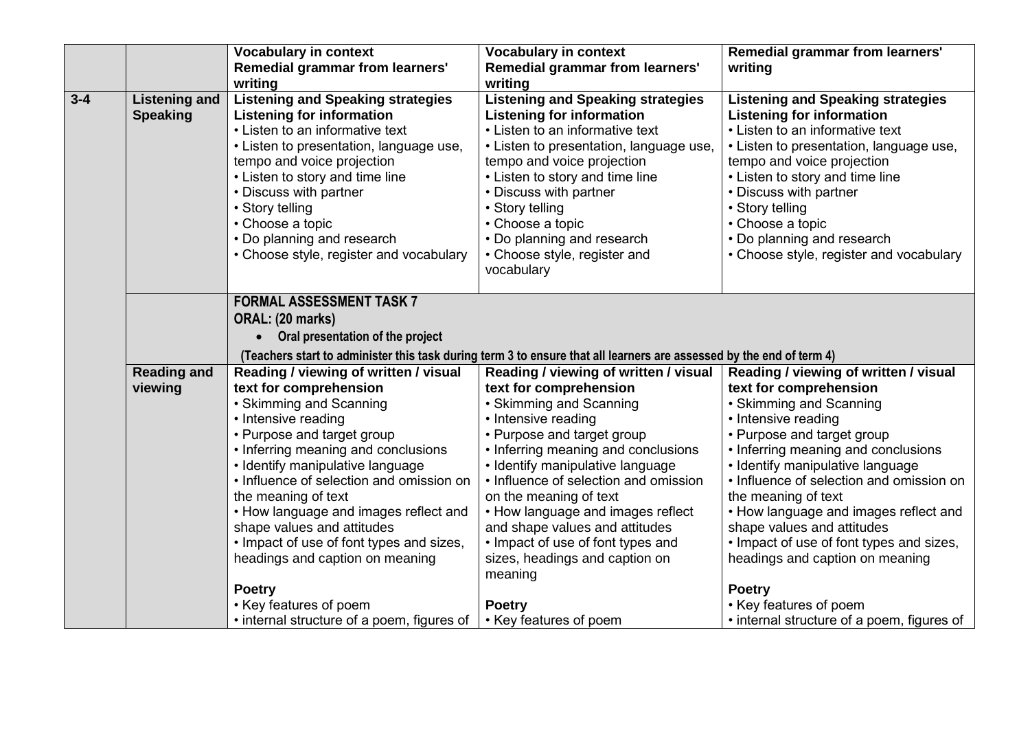| | | | | |
|---|---|---|---|---|
| | | **Vocabulary in context**<br>**Remedial grammar from learners' writing** | **Vocabulary in context**<br>**Remedial grammar from learners' writing** | **Remedial grammar from learners' writing** |
| **3-4** | **Listening and Speaking** | **Listening and Speaking strategies**<br>**Listening for information**<br>• Listen to an informative text<br>• Listen to presentation, language use, tempo and voice projection<br>• Listen to story and time line<br>• Discuss with partner<br>• Story telling<br>• Choose a topic<br>• Do planning and research<br>• Choose style, register and vocabulary | **Listening and Speaking strategies**<br>**Listening for information**<br>• Listen to an informative text<br>• Listen to presentation, language use, tempo and voice projection<br>• Listen to story and time line<br>• Discuss with partner<br>• Story telling<br>• Choose a topic<br>• Do planning and research<br>• Choose style, register and vocabulary | **Listening and Speaking strategies**<br>**Listening for information**<br>• Listen to an informative text<br>• Listen to presentation, language use, tempo and voice projection<br>• Listen to story and time line<br>• Discuss with partner<br>• Story telling<br>• Choose a topic<br>• Do planning and research<br>• Choose style, register and vocabulary |
| | | **FORMAL ASSESSMENT TASK 7**<br>**ORAL: (20 marks)**<br>• **Oral presentation of the project**<br>**(Teachers start to administer this task during term 3 to ensure that all learners are assessed by the end of term 4)** | | |
| | **Reading and viewing** | **Reading / viewing of written / visual text for comprehension**<br>• Skimming and Scanning<br>• Intensive reading<br>• Purpose and target group<br>• Inferring meaning and conclusions<br>• Identify manipulative language<br>• Influence of selection and omission on the meaning of text<br>• How language and images reflect and shape values and attitudes<br>• Impact of use of font types and sizes, headings and caption on meaning<br><br>**Poetry**<br>• Key features of poem<br>• internal structure of a poem, figures of | **Reading / viewing of written / visual text for comprehension**<br>• Skimming and Scanning<br>• Intensive reading<br>• Purpose and target group<br>• Inferring meaning and conclusions<br>• Identify manipulative language<br>• Influence of selection and omission on the meaning of text<br>• How language and images reflect and shape values and attitudes<br>• Impact of use of font types and sizes, headings and caption on meaning<br><br>**Poetry**<br>• Key features of poem | **Reading / viewing of written / visual text for comprehension**<br>• Skimming and Scanning<br>• Intensive reading<br>• Purpose and target group<br>• Inferring meaning and conclusions<br>• Identify manipulative language<br>• Influence of selection and omission on the meaning of text<br>• How language and images reflect and shape values and attitudes<br>• Impact of use of font types and sizes, headings and caption on meaning<br><br>**Poetry**<br>• Key features of poem<br>• internal structure of a poem, figures of |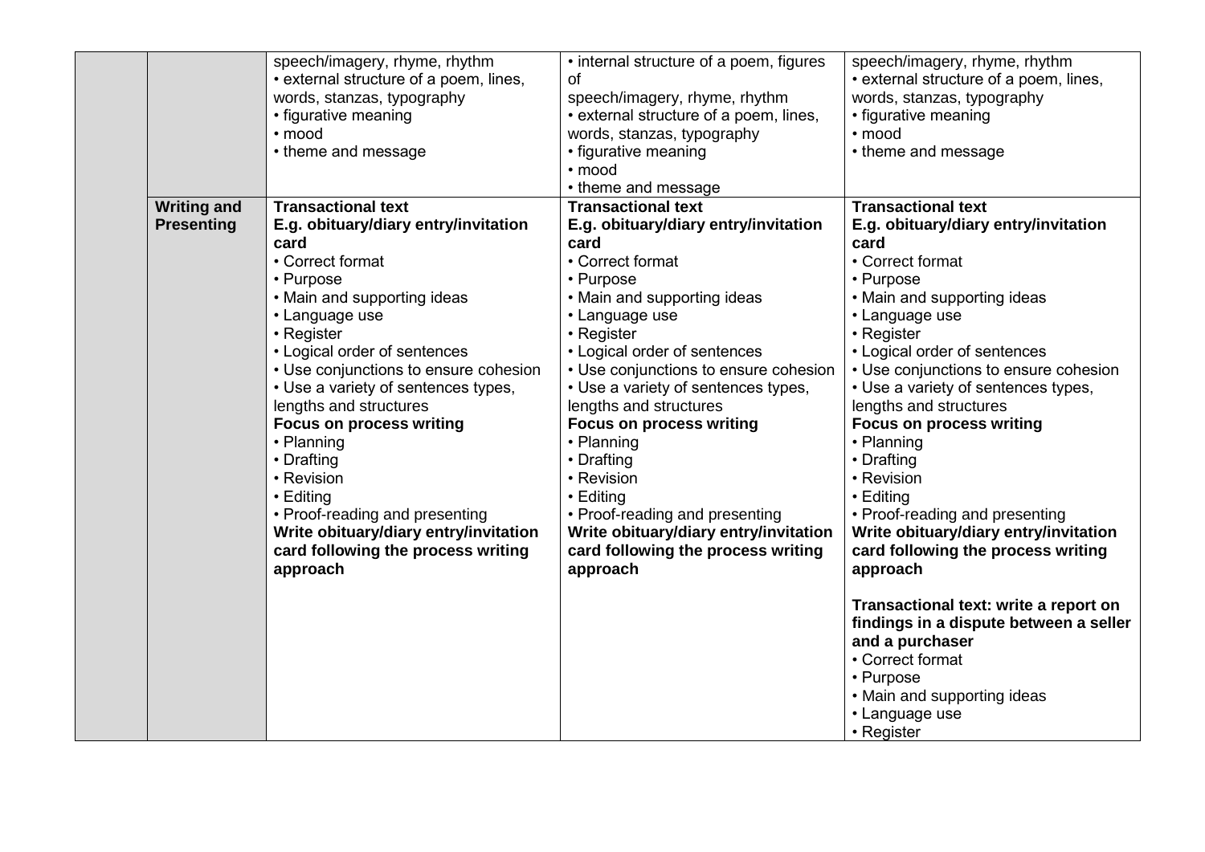|  |  |  |  |  |
|---|---|---|---|---|
|  |  | speech/imagery, rhyme, rhythm<br>• external structure of a poem, lines, words, stanzas, typography<br>• figurative meaning<br>• mood<br>• theme and message | • internal structure of a poem, figures of<br>speech/imagery, rhyme, rhythm<br>• external structure of a poem, lines, words, stanzas, typography<br>• figurative meaning<br>• mood<br>• theme and message | speech/imagery, rhyme, rhythm<br>• external structure of a poem, lines, words, stanzas, typography<br>• figurative meaning<br>• mood<br>• theme and message |
|  | **Writing and Presenting** | **Transactional text**<br>**E.g. obituary/diary entry/invitation card**<br>• Correct format<br>• Purpose<br>• Main and supporting ideas<br>• Language use<br>• Register<br>• Logical order of sentences<br>• Use conjunctions to ensure cohesion<br>• Use a variety of sentences types, lengths and structures<br>**Focus on process writing**<br>• Planning<br>• Drafting<br>• Revision<br>• Editing<br>• Proof-reading and presenting<br>**Write obituary/diary entry/invitation card following the process writing approach** | **Transactional text**<br>**E.g. obituary/diary entry/invitation card**<br>• Correct format<br>• Purpose<br>• Main and supporting ideas<br>• Language use<br>• Register<br>• Logical order of sentences<br>• Use conjunctions to ensure cohesion<br>• Use a variety of sentences types, lengths and structures<br>**Focus on process writing**<br>• Planning<br>• Drafting<br>• Revision<br>• Editing<br>• Proof-reading and presenting<br>**Write obituary/diary entry/invitation card following the process writing approach** | **Transactional text**<br>**E.g. obituary/diary entry/invitation card**<br>• Correct format<br>• Purpose<br>• Main and supporting ideas<br>• Language use<br>• Register<br>• Logical order of sentences<br>• Use conjunctions to ensure cohesion<br>• Use a variety of sentences types, lengths and structures<br>**Focus on process writing**<br>• Planning<br>• Drafting<br>• Revision<br>• Editing<br>• Proof-reading and presenting<br>**Write obituary/diary entry/invitation card following the process writing approach**<br><br>**Transactional text: write a report on findings in a dispute between a seller and a purchaser**<br>• Correct format<br>• Purpose<br>• Main and supporting ideas<br>• Language use<br>• Register |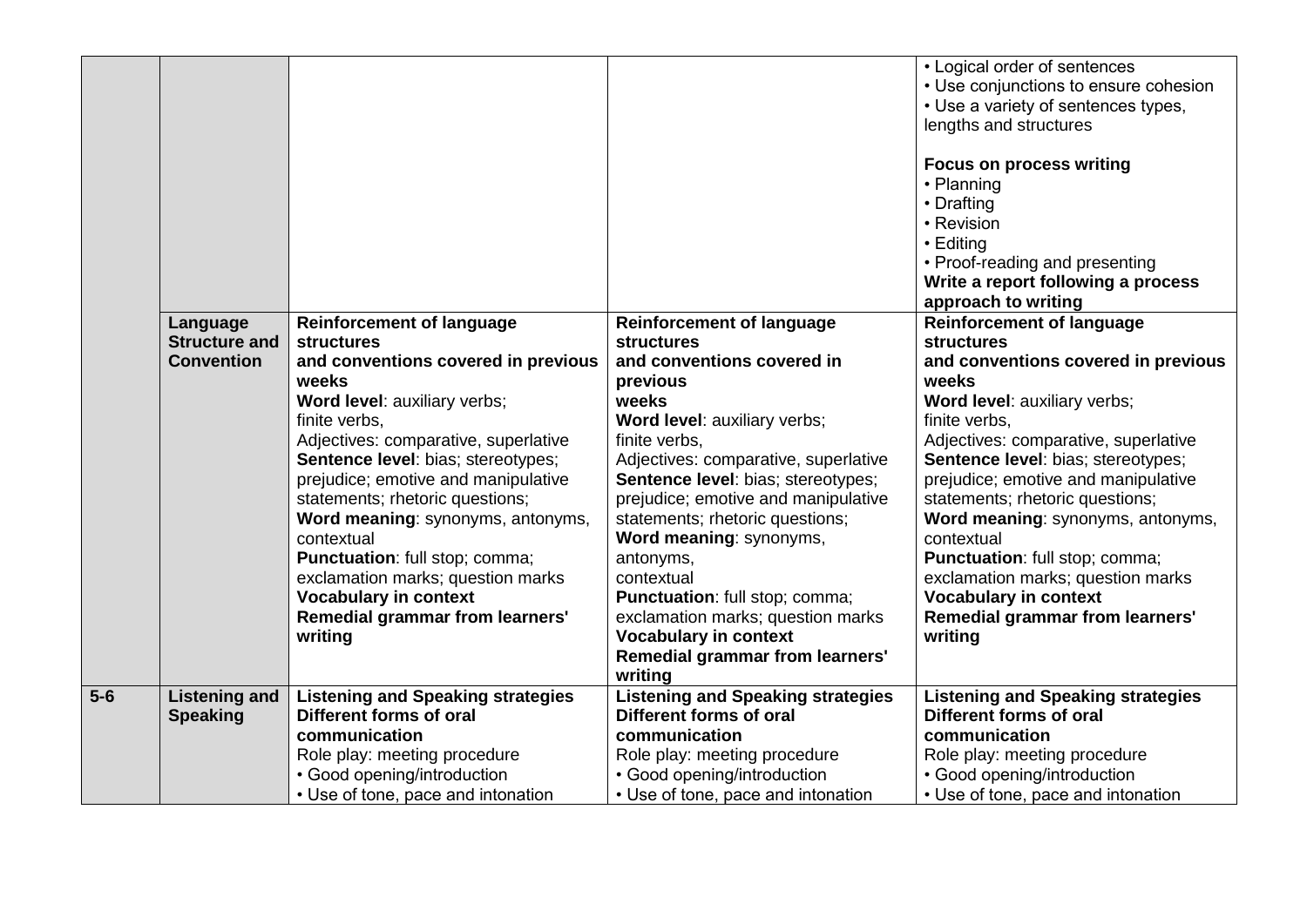| | | | | |
|---|---|---|---|---|
| | | | | • Logical order of sentences<br>• Use conjunctions to ensure cohesion<br>• Use a variety of sentences types, lengths and structures<br><br>**Focus on process writing**<br>• Planning<br>• Drafting<br>• Revision<br>• Editing<br>• Proof-reading and presenting<br>**Write a report following a process approach to writing** |
| | **Language Structure and Convention** | **Reinforcement of language structures and conventions covered in previous weeks**<br>**Word level**: auxiliary verbs; finite verbs,<br>Adjectives: comparative, superlative<br>**Sentence level**: bias; stereotypes; prejudice; emotive and manipulative statements; rhetoric questions;<br>**Word meaning**: synonyms, antonyms, contextual<br>**Punctuation**: full stop; comma; exclamation marks; question marks<br>**Vocabulary in context**<br>**Remedial grammar from learners' writing** | **Reinforcement of language structures and conventions covered in previous weeks**<br>**Word level**: auxiliary verbs; finite verbs,<br>Adjectives: comparative, superlative<br>**Sentence level**: bias; stereotypes; prejudice; emotive and manipulative statements; rhetoric questions;<br>**Word meaning**: synonyms, antonyms, contextual<br>**Punctuation**: full stop; comma; exclamation marks; question marks<br>**Vocabulary in context**<br>**Remedial grammar from learners' writing** | **Reinforcement of language structures and conventions covered in previous weeks**<br>**Word level**: auxiliary verbs; finite verbs,<br>Adjectives: comparative, superlative<br>**Sentence level**: bias; stereotypes; prejudice; emotive and manipulative statements; rhetoric questions;<br>**Word meaning**: synonyms, antonyms, contextual<br>**Punctuation**: full stop; comma; exclamation marks; question marks<br>**Vocabulary in context**<br>**Remedial grammar from learners' writing** |
| **5-6** | **Listening and Speaking** | **Listening and Speaking strategies**<br>**Different forms of oral communication**<br>Role play: meeting procedure<br>• Good opening/introduction<br>• Use of tone, pace and intonation | **Listening and Speaking strategies**<br>**Different forms of oral communication**<br>Role play: meeting procedure<br>• Good opening/introduction<br>• Use of tone, pace and intonation | **Listening and Speaking strategies**<br>**Different forms of oral communication**<br>Role play: meeting procedure<br>• Good opening/introduction<br>• Use of tone, pace and intonation |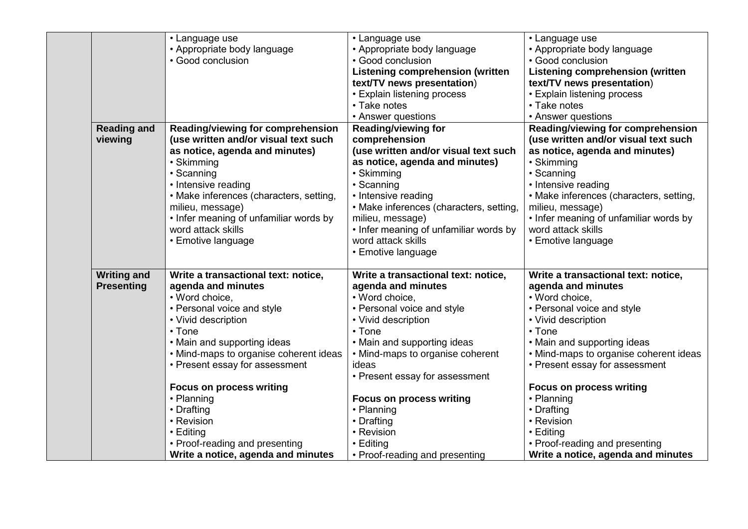| | | | | |
|---|---|---|---|---|
| | | • Language use<br>• Appropriate body language<br>• Good conclusion | • Language use<br>• Appropriate body language<br>• Good conclusion<br>**Listening comprehension (written text/TV news presentation)**<br>• Explain listening process<br>• Take notes<br>• Answer questions | • Language use<br>• Appropriate body language<br>• Good conclusion<br>**Listening comprehension (written text/TV news presentation)**<br>• Explain listening process<br>• Take notes<br>• Answer questions |
| | **Reading and viewing** | **Reading/viewing for comprehension (use written and/or visual text such as notice, agenda and minutes)**<br>• Skimming<br>• Scanning<br>• Intensive reading<br>• Make inferences (characters, setting, milieu, message)<br>• Infer meaning of unfamiliar words by word attack skills<br>• Emotive language | **Reading/viewing for comprehension (use written and/or visual text such as notice, agenda and minutes)**<br>• Skimming<br>• Scanning<br>• Intensive reading<br>• Make inferences (characters, setting, milieu, message)<br>• Infer meaning of unfamiliar words by word attack skills<br>• Emotive language | **Reading/viewing for comprehension (use written and/or visual text such as notice, agenda and minutes)**<br>• Skimming<br>• Scanning<br>• Intensive reading<br>• Make inferences (characters, setting, milieu, message)<br>• Infer meaning of unfamiliar words by word attack skills<br>• Emotive language |
| | **Writing and Presenting** | **Write a transactional text: notice, agenda and minutes**<br>• Word choice,<br>• Personal voice and style<br>• Vivid description<br>• Tone<br>• Main and supporting ideas<br>• Mind-maps to organise coherent ideas<br>• Present essay for assessment<br><br>**Focus on process writing**<br>• Planning<br>• Drafting<br>• Revision<br>• Editing<br>• Proof-reading and presenting<br>**Write a notice, agenda and minutes** | **Write a transactional text: notice, agenda and minutes**<br>• Word choice,<br>• Personal voice and style<br>• Vivid description<br>• Tone<br>• Main and supporting ideas<br>• Mind-maps to organise coherent ideas<br>• Present essay for assessment<br><br>**Focus on process writing**<br>• Planning<br>• Drafting<br>• Revision<br>• Editing<br>• Proof-reading and presenting | **Write a transactional text: notice, agenda and minutes**<br>• Word choice,<br>• Personal voice and style<br>• Vivid description<br>• Tone<br>• Main and supporting ideas<br>• Mind-maps to organise coherent ideas<br>• Present essay for assessment<br><br>**Focus on process writing**<br>• Planning<br>• Drafting<br>• Revision<br>• Editing<br>• Proof-reading and presenting<br>**Write a notice, agenda and minutes** |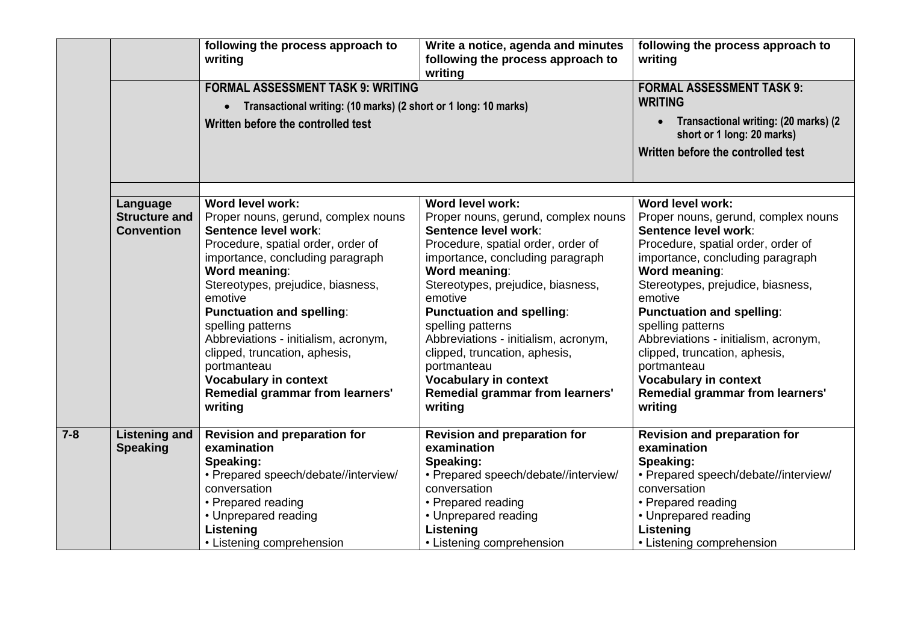| | | | | |
|---|---|---|---|---|
| | | following the process approach to writing | Write a notice, agenda and minutes following the process approach to writing | following the process approach to writing |
| | | **FORMAL ASSESSMENT TASK 9: WRITING**<br>• Transactional writing: (10 marks) (2 short or 1 long: 10 marks)<br>Written before the controlled test | | **FORMAL ASSESSMENT TASK 9: WRITING**<br>• Transactional writing: (20 marks) (2 short or 1 long: 20 marks)<br>Written before the controlled test |
| | | | | |
| | **Language Structure and Convention** | **Word level work:**<br>Proper nouns, gerund, complex nouns<br>**Sentence level work**:<br>Procedure, spatial order, order of importance, concluding paragraph<br>**Word meaning**:<br>Stereotypes, prejudice, biasness, emotive<br>**Punctuation and spelling**:<br>spelling patterns<br>Abbreviations - initialism, acronym, clipped, truncation, aphesis, portmanteau<br>**Vocabulary in context**<br>**Remedial grammar from learners' writing** | **Word level work:**<br>Proper nouns, gerund, complex nouns<br>**Sentence level work**:<br>Procedure, spatial order, order of importance, concluding paragraph<br>**Word meaning**:<br>Stereotypes, prejudice, biasness, emotive<br>**Punctuation and spelling**:<br>spelling patterns<br>Abbreviations - initialism, acronym, clipped, truncation, aphesis, portmanteau<br>**Vocabulary in context**<br>**Remedial grammar from learners' writing** | **Word level work:**<br>Proper nouns, gerund, complex nouns<br>**Sentence level work**:<br>Procedure, spatial order, order of importance, concluding paragraph<br>**Word meaning**:<br>Stereotypes, prejudice, biasness, emotive<br>**Punctuation and spelling**:<br>spelling patterns<br>Abbreviations - initialism, acronym, clipped, truncation, aphesis, portmanteau<br>**Vocabulary in context**<br>**Remedial grammar from learners' writing** |
| **7-8** | **Listening and Speaking** | **Revision and preparation for examination**<br>**Speaking:**<br>• Prepared speech/debate//interview/ conversation<br>• Prepared reading<br>• Unprepared reading<br>**Listening**<br>• Listening comprehension | **Revision and preparation for examination**<br>**Speaking:**<br>• Prepared speech/debate//interview/ conversation<br>• Prepared reading<br>• Unprepared reading<br>**Listening**<br>• Listening comprehension | **Revision and preparation for examination**<br>**Speaking:**<br>• Prepared speech/debate//interview/ conversation<br>• Prepared reading<br>• Unprepared reading<br>**Listening**<br>• Listening comprehension |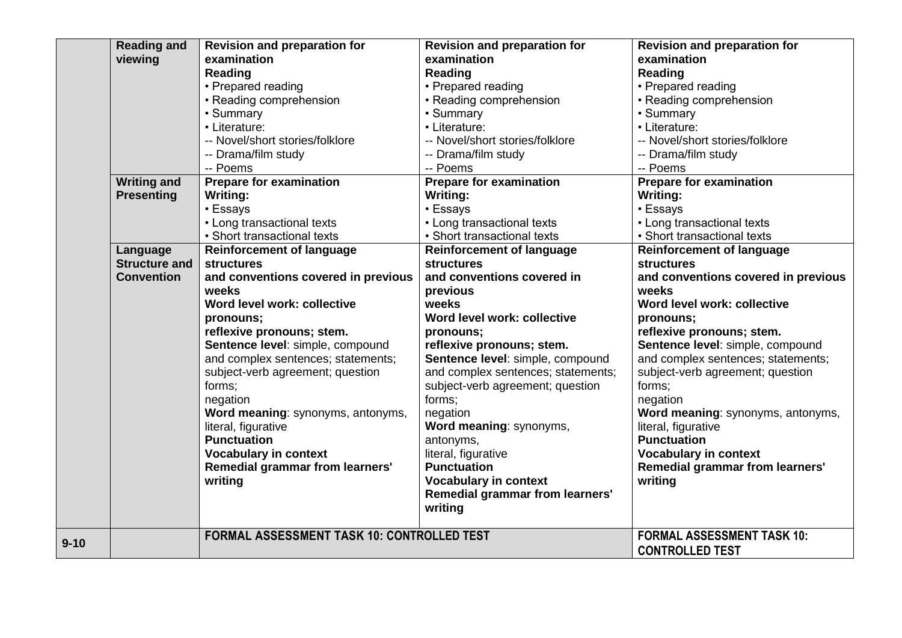| | | | | |
|---|---|---|---|---|
| | **Reading and viewing** | **Revision and preparation for examination**<br>**Reading**<br>• Prepared reading<br>• Reading comprehension<br>• Summary<br>• Literature:<br>-- Novel/short stories/folklore<br>-- Drama/film study<br>-- Poems | **Revision and preparation for examination**<br>**Reading**<br>• Prepared reading<br>• Reading comprehension<br>• Summary<br>• Literature:<br>-- Novel/short stories/folklore<br>-- Drama/film study<br>-- Poems | **Revision and preparation for examination**<br>**Reading**<br>• Prepared reading<br>• Reading comprehension<br>• Summary<br>• Literature:<br>-- Novel/short stories/folklore<br>-- Drama/film study<br>-- Poems |
| | **Writing and Presenting** | **Prepare for examination**<br>**Writing:**<br>• Essays<br>• Long transactional texts<br>• Short transactional texts | **Prepare for examination**<br>**Writing:**<br>• Essays<br>• Long transactional texts<br>• Short transactional texts | **Prepare for examination**<br>**Writing:**<br>• Essays<br>• Long transactional texts<br>• Short transactional texts |
| | **Language Structure and Convention** | **Reinforcement of language structures and conventions covered in previous weeks**<br>**Word level work: collective pronouns; reflexive pronouns; stem.**<br>**Sentence level**: simple, compound and complex sentences; statements; subject-verb agreement; question forms; negation<br>**Word meaning**: synonyms, antonyms, literal, figurative<br>**Punctuation**<br>**Vocabulary in context**<br>**Remedial grammar from learners' writing** | **Reinforcement of language structures and conventions covered in previous weeks**<br>**Word level work: collective pronouns; reflexive pronouns; stem.**<br>**Sentence level**: simple, compound and complex sentences; statements; subject-verb agreement; question forms; negation<br>**Word meaning**: synonyms, antonyms, literal, figurative<br>**Punctuation**<br>**Vocabulary in context**<br>**Remedial grammar from learners' writing** | **Reinforcement of language structures and conventions covered in previous weeks**<br>**Word level work: collective pronouns; reflexive pronouns; stem.**<br>**Sentence level**: simple, compound and complex sentences; statements; subject-verb agreement; question forms; negation<br>**Word meaning**: synonyms, antonyms, literal, figurative<br>**Punctuation**<br>**Vocabulary in context**<br>**Remedial grammar from learners' writing** |
| **9-10** | | **FORMAL ASSESSMENT TASK 10: CONTROLLED TEST** | | **FORMAL ASSESSMENT TASK 10: CONTROLLED TEST** |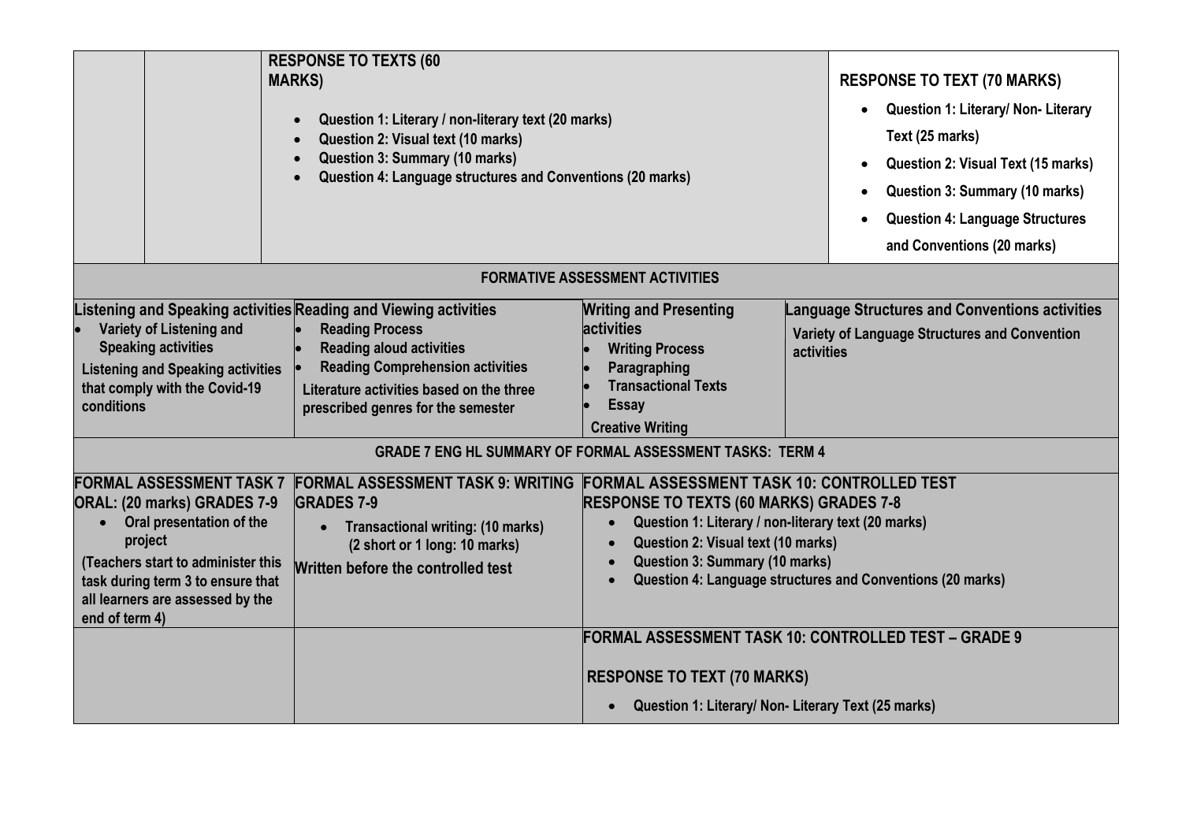| | | RESPONSE TO TEXTS (60 MARKS)<br>• Question 1: Literary / non-literary text (20 marks)<br>• Question 2: Visual text (10 marks)<br>• Question 3: Summary (10 marks)<br>• Question 4: Language structures and Conventions (20 marks) | RESPONSE TO TEXT (70 MARKS)<br>• Question 1: Literary/ Non- Literary Text (25 marks)<br>• Question 2: Visual Text (15 marks)<br>• Question 3: Summary (10 marks)<br>• Question 4: Language Structures and Conventions (20 marks) |
|---|---|---|---|

| **FORMATIVE ASSESSMENT ACTIVITIES** | | | |
|---|---|---|---|
| **Listening and Speaking activities**<br>• Variety of Listening and Speaking activities<br>Listening and Speaking activities that comply with the Covid-19 conditions | **Reading and Viewing activities**<br>• Reading Process<br>• Reading aloud activities<br>• Reading Comprehension activities<br>Literature activities based on the three prescribed genres for the semester | **Writing and Presenting activities**<br>• Writing Process<br>• Paragraphing<br>• Transactional Texts<br>• Essay<br>Creative Writing | **Language Structures and Conventions activities**<br>Variety of Language Structures and Convention activities |

| **GRADE 7 ENG HL SUMMARY OF FORMAL ASSESSMENT TASKS: TERM 4** | | |
|---|---|---|
| **FORMAL ASSESSMENT TASK 7 ORAL: (20 marks) GRADES 7-9**<br>• Oral presentation of the project<br>(Teachers start to administer this task during term 3 to ensure that all learners are assessed by the end of term 4) | **FORMAL ASSESSMENT TASK 9: WRITING GRADES 7-9**<br>• Transactional writing: (10 marks) (2 short or 1 long: 10 marks)<br>Written before the controlled test | **FORMAL ASSESSMENT TASK 10: CONTROLLED TEST RESPONSE TO TEXTS (60 MARKS) GRADES 7-8**<br>• Question 1: Literary / non-literary text (20 marks)<br>• Question 2: Visual text (10 marks)<br>• Question 3: Summary (10 marks)<br>• Question 4: Language structures and Conventions (20 marks) |
| | | **FORMAL ASSESSMENT TASK 10: CONTROLLED TEST – GRADE 9**<br>**RESPONSE TO TEXT (70 MARKS)**<br>• Question 1: Literary/ Non- Literary Text (25 marks) |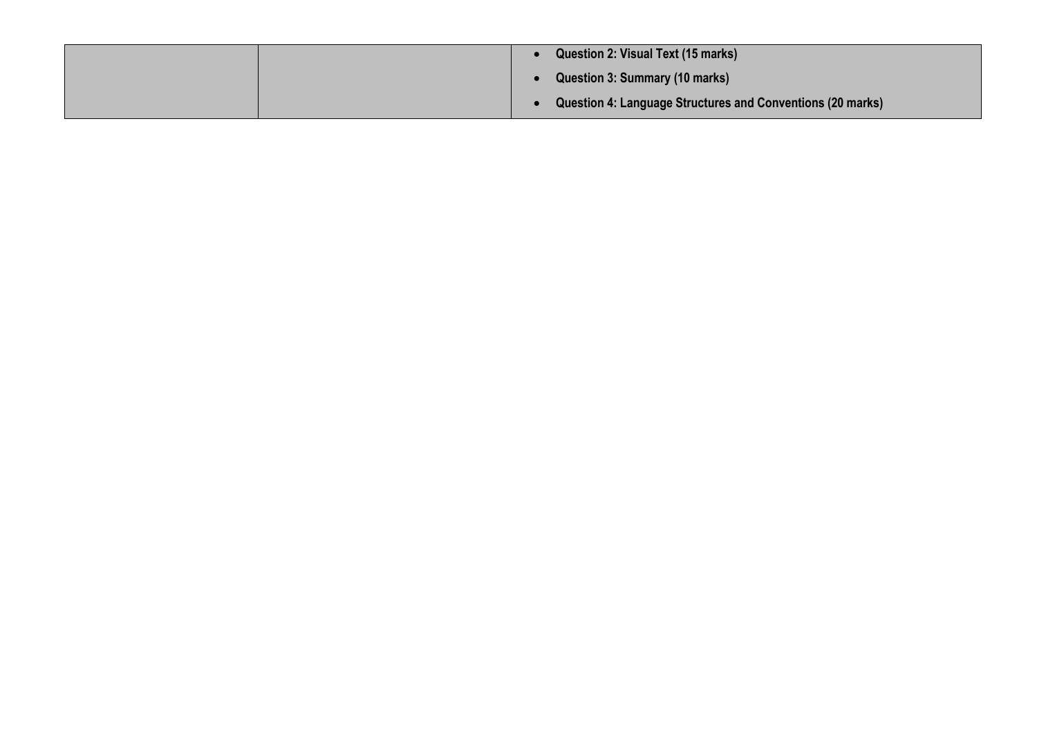| | | |
|---|---|---|
| | | • **Question 2: Visual Text (15 marks)**<br>• **Question 3: Summary (10 marks)**<br>• **Question 4: Language Structures and Conventions (20 marks)** |